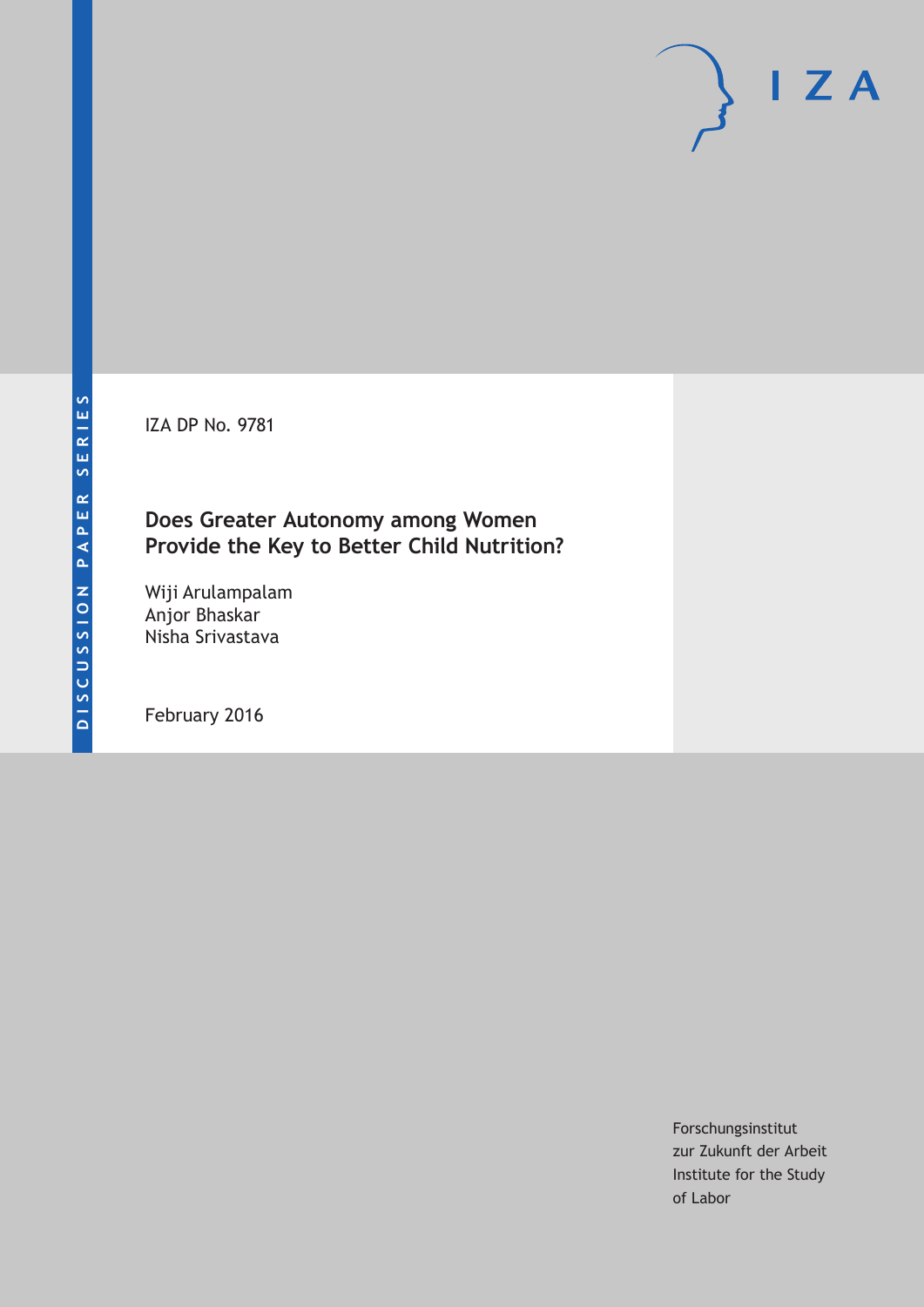DISCUSSION PAPER SERIES

IZA DP No. 9781

# Does Greater Autonomy among Women Provide the Key to Better Child Nutrition?

Wiji Arulampalam
Anjor Bhaskar
Nisha Srivastava

February 2016

Forschungsinstitut
zur Zukunft der Arbeit
Institute for the Study
of Labor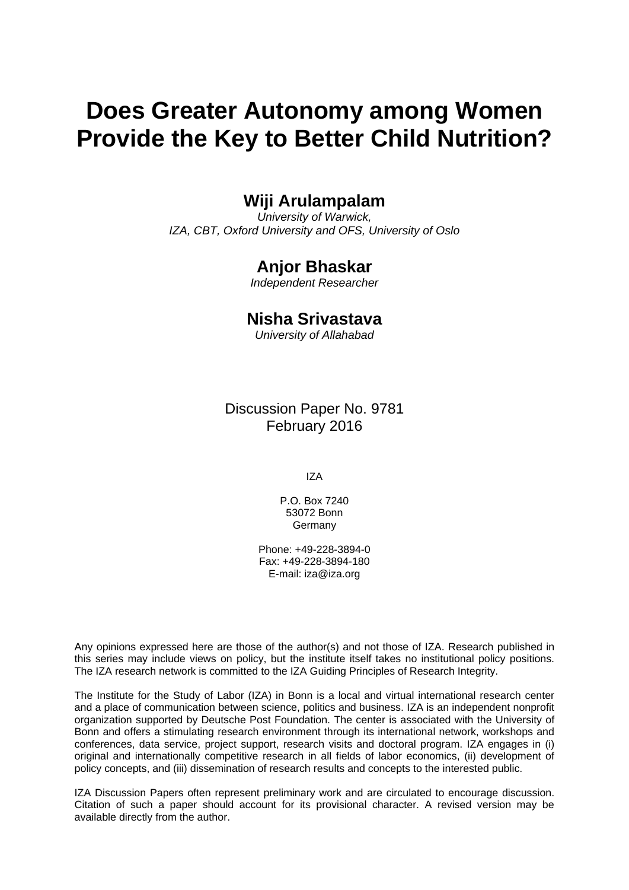# Does Greater Autonomy among Women Provide the Key to Better Child Nutrition?

**Wiji Arulampalam**

*University of Warwick,*
*IZA, CBT, Oxford University and OFS, University of Oslo*

**Anjor Bhaskar**

*Independent Researcher*

**Nisha Srivastava**

*University of Allahabad*

Discussion Paper No. 9781
February 2016

IZA

P.O. Box 7240
53072 Bonn
Germany

Phone: +49-228-3894-0
Fax: +49-228-3894-180
E-mail: iza@iza.org

Any opinions expressed here are those of the author(s) and not those of IZA. Research published in this series may include views on policy, but the institute itself takes no institutional policy positions. The IZA research network is committed to the IZA Guiding Principles of Research Integrity.

The Institute for the Study of Labor (IZA) in Bonn is a local and virtual international research center and a place of communication between science, politics and business. IZA is an independent nonprofit organization supported by Deutsche Post Foundation. The center is associated with the University of Bonn and offers a stimulating research environment through its international network, workshops and conferences, data service, project support, research visits and doctoral program. IZA engages in (i) original and internationally competitive research in all fields of labor economics, (ii) development of policy concepts, and (iii) dissemination of research results and concepts to the interested public.

IZA Discussion Papers often represent preliminary work and are circulated to encourage discussion. Citation of such a paper should account for its provisional character. A revised version may be available directly from the author.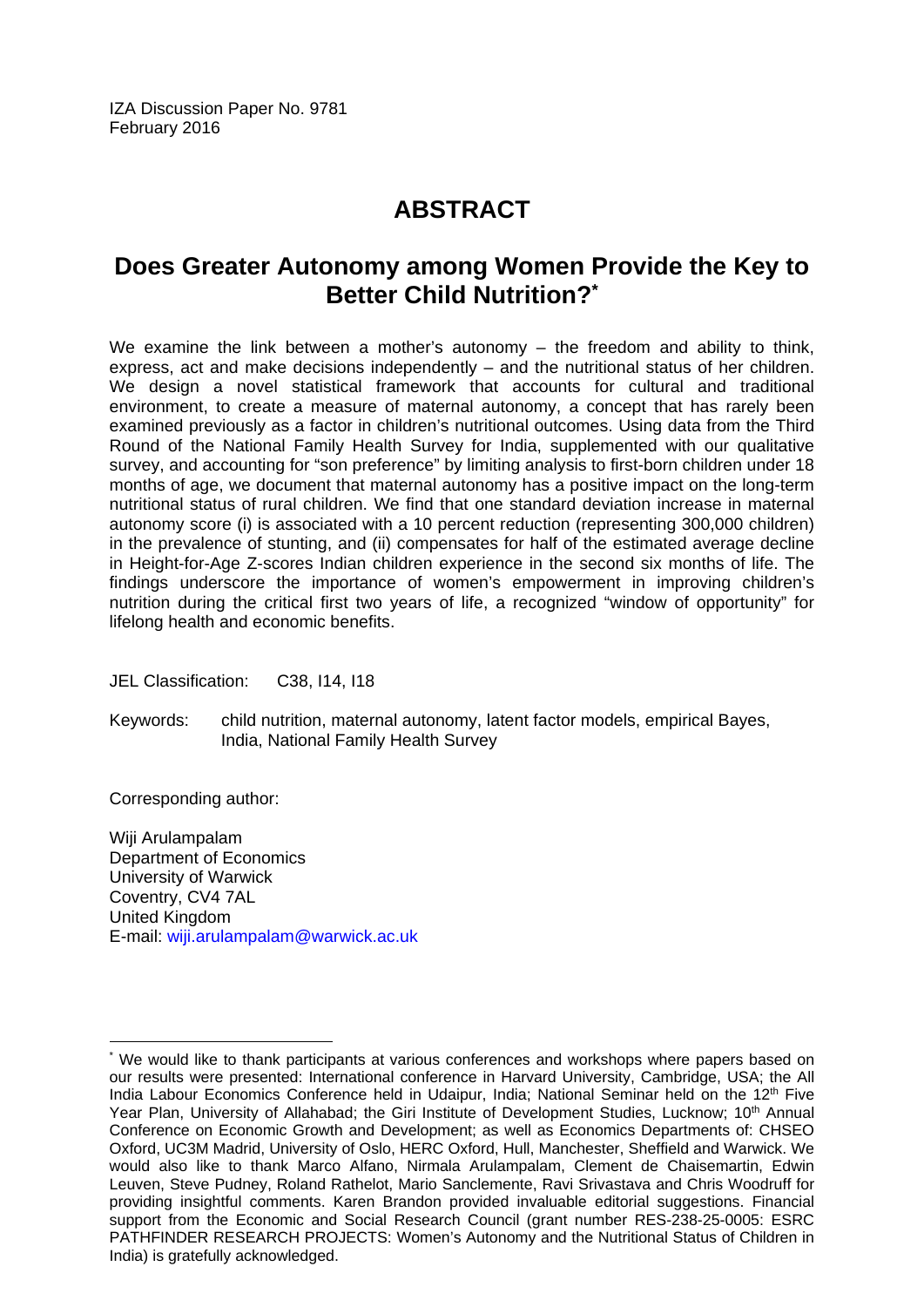IZA Discussion Paper No. 9781
February 2016

# ABSTRACT

## Does Greater Autonomy among Women Provide the Key to Better Child Nutrition?*

We examine the link between a mother's autonomy – the freedom and ability to think, express, act and make decisions independently – and the nutritional status of her children. We design a novel statistical framework that accounts for cultural and traditional environment, to create a measure of maternal autonomy, a concept that has rarely been examined previously as a factor in children's nutritional outcomes. Using data from the Third Round of the National Family Health Survey for India, supplemented with our qualitative survey, and accounting for "son preference" by limiting analysis to first-born children under 18 months of age, we document that maternal autonomy has a positive impact on the long-term nutritional status of rural children. We find that one standard deviation increase in maternal autonomy score (i) is associated with a 10 percent reduction (representing 300,000 children) in the prevalence of stunting, and (ii) compensates for half of the estimated average decline in Height-for-Age Z-scores Indian children experience in the second six months of life. The findings underscore the importance of women's empowerment in improving children's nutrition during the critical first two years of life, a recognized "window of opportunity" for lifelong health and economic benefits.

JEL Classification: C38, I14, I18

Keywords: child nutrition, maternal autonomy, latent factor models, empirical Bayes, India, National Family Health Survey

Corresponding author:

Wiji Arulampalam
Department of Economics
University of Warwick
Coventry, CV4 7AL
United Kingdom
E-mail: wiji.arulampalam@warwick.ac.uk

---

* We would like to thank participants at various conferences and workshops where papers based on our results were presented: International conference in Harvard University, Cambridge, USA; the All India Labour Economics Conference held in Udaipur, India; National Seminar held on the 12th Five Year Plan, University of Allahabad; the Giri Institute of Development Studies, Lucknow; 10th Annual Conference on Economic Growth and Development; as well as Economics Departments of: CHSEO Oxford, UC3M Madrid, University of Oslo, HERC Oxford, Hull, Manchester, Sheffield and Warwick. We would also like to thank Marco Alfano, Nirmala Arulampalam, Clement de Chaisemartin, Edwin Leuven, Steve Pudney, Roland Rathelot, Mario Sanclemente, Ravi Srivastava and Chris Woodruff for providing insightful comments. Karen Brandon provided invaluable editorial suggestions. Financial support from the Economic and Social Research Council (grant number RES-238-25-0005: ESRC PATHFINDER RESEARCH PROJECTS: Women's Autonomy and the Nutritional Status of Children in India) is gratefully acknowledged.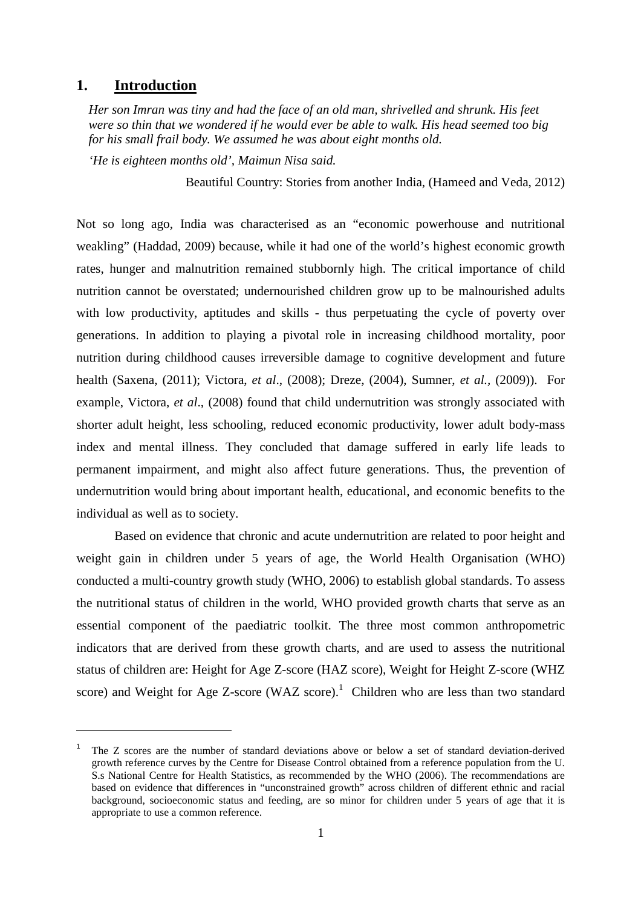# 1. Introduction

> *Her son Imran was tiny and had the face of an old man, shrivelled and shrunk. His feet were so thin that we wondered if he would ever be able to walk. His head seemed too big for his small frail body. We assumed he was about eight months old.*
>
> *'He is eighteen months old', Maimun Nisa said.*
>
> Beautiful Country: Stories from another India, (Hameed and Veda, 2012)

Not so long ago, India was characterised as an "economic powerhouse and nutritional weakling" (Haddad, 2009) because, while it had one of the world's highest economic growth rates, hunger and malnutrition remained stubbornly high. The critical importance of child nutrition cannot be overstated; undernourished children grow up to be malnourished adults with low productivity, aptitudes and skills - thus perpetuating the cycle of poverty over generations. In addition to playing a pivotal role in increasing childhood mortality, poor nutrition during childhood causes irreversible damage to cognitive development and future health (Saxena, (2011); Victora, *et al*., (2008); Dreze, (2004), Sumner, *et al.*, (2009)). For example, Victora, *et al*., (2008) found that child undernutrition was strongly associated with shorter adult height, less schooling, reduced economic productivity, lower adult body-mass index and mental illness. They concluded that damage suffered in early life leads to permanent impairment, and might also affect future generations. Thus, the prevention of undernutrition would bring about important health, educational, and economic benefits to the individual as well as to society.

Based on evidence that chronic and acute undernutrition are related to poor height and weight gain in children under 5 years of age, the World Health Organisation (WHO) conducted a multi-country growth study (WHO, 2006) to establish global standards. To assess the nutritional status of children in the world, WHO provided growth charts that serve as an essential component of the paediatric toolkit. The three most common anthropometric indicators that are derived from these growth charts, and are used to assess the nutritional status of children are: Height for Age Z-score (HAZ score), Weight for Height Z-score (WHZ score) and Weight for Age Z-score (WAZ score).[1] Children who are less than two standard

[1] The Z scores are the number of standard deviations above or below a set of standard deviation-derived growth reference curves by the Centre for Disease Control obtained from a reference population from the U. S.s National Centre for Health Statistics, as recommended by the WHO (2006). The recommendations are based on evidence that differences in "unconstrained growth" across children of different ethnic and racial background, socioeconomic status and feeding, are so minor for children under 5 years of age that it is appropriate to use a common reference.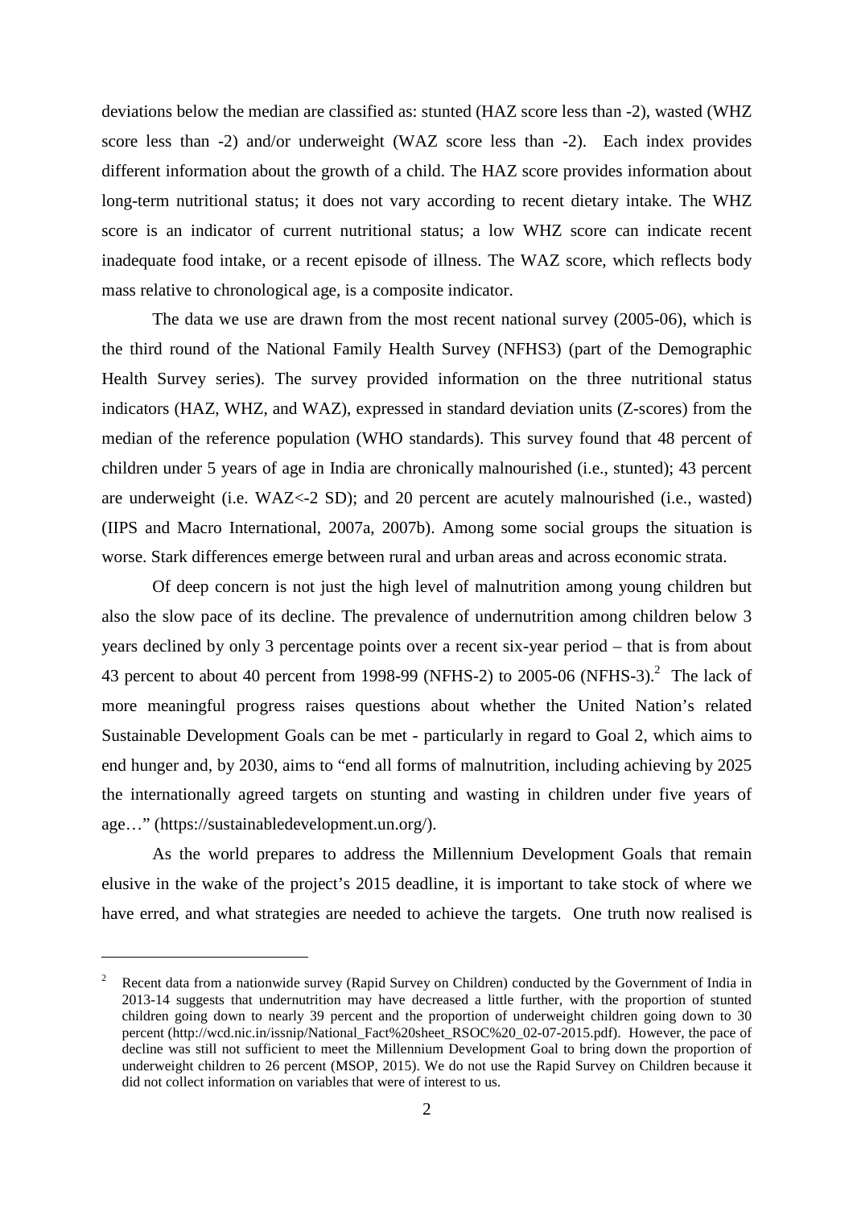deviations below the median are classified as: stunted (HAZ score less than -2), wasted (WHZ score less than -2) and/or underweight (WAZ score less than -2). Each index provides different information about the growth of a child. The HAZ score provides information about long-term nutritional status; it does not vary according to recent dietary intake. The WHZ score is an indicator of current nutritional status; a low WHZ score can indicate recent inadequate food intake, or a recent episode of illness. The WAZ score, which reflects body mass relative to chronological age, is a composite indicator.

The data we use are drawn from the most recent national survey (2005-06), which is the third round of the National Family Health Survey (NFHS3) (part of the Demographic Health Survey series). The survey provided information on the three nutritional status indicators (HAZ, WHZ, and WAZ), expressed in standard deviation units (Z-scores) from the median of the reference population (WHO standards). This survey found that 48 percent of children under 5 years of age in India are chronically malnourished (i.e., stunted); 43 percent are underweight (i.e. WAZ<-2 SD); and 20 percent are acutely malnourished (i.e., wasted) (IIPS and Macro International, 2007a, 2007b). Among some social groups the situation is worse. Stark differences emerge between rural and urban areas and across economic strata.

Of deep concern is not just the high level of malnutrition among young children but also the slow pace of its decline. The prevalence of undernutrition among children below 3 years declined by only 3 percentage points over a recent six-year period – that is from about 43 percent to about 40 percent from 1998-99 (NFHS-2) to 2005-06 (NFHS-3).[2] The lack of more meaningful progress raises questions about whether the United Nation's related Sustainable Development Goals can be met - particularly in regard to Goal 2, which aims to end hunger and, by 2030, aims to "end all forms of malnutrition, including achieving by 2025 the internationally agreed targets on stunting and wasting in children under five years of age…" (https://sustainabledevelopment.un.org/).

As the world prepares to address the Millennium Development Goals that remain elusive in the wake of the project's 2015 deadline, it is important to take stock of where we have erred, and what strategies are needed to achieve the targets. One truth now realised is

---

[2] Recent data from a nationwide survey (Rapid Survey on Children) conducted by the Government of India in 2013-14 suggests that undernutrition may have decreased a little further, with the proportion of stunted children going down to nearly 39 percent and the proportion of underweight children going down to 30 percent (http://wcd.nic.in/issnip/National_Fact%20sheet_RSOC%20_02-07-2015.pdf). However, the pace of decline was still not sufficient to meet the Millennium Development Goal to bring down the proportion of underweight children to 26 percent (MSOP, 2015). We do not use the Rapid Survey on Children because it did not collect information on variables that were of interest to us.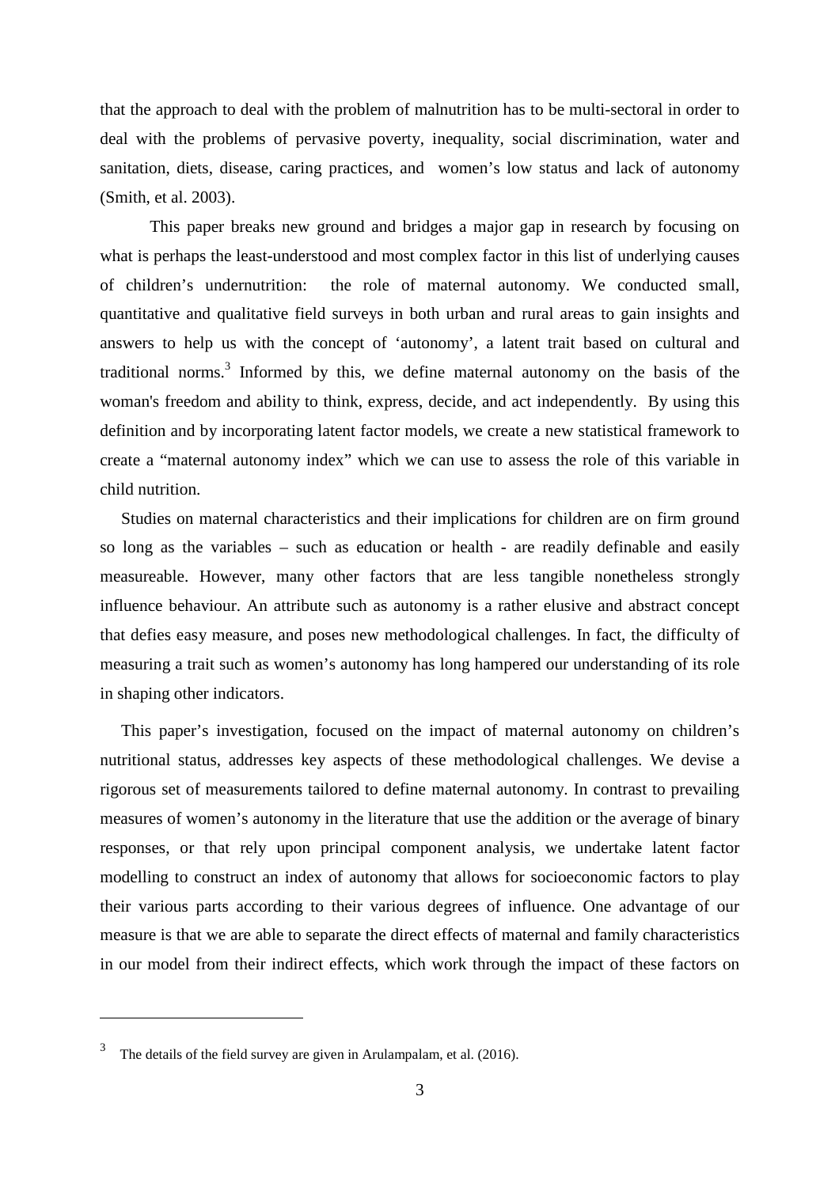that the approach to deal with the problem of malnutrition has to be multi-sectoral in order to deal with the problems of pervasive poverty, inequality, social discrimination, water and sanitation, diets, disease, caring practices, and women's low status and lack of autonomy (Smith, et al. 2003).

This paper breaks new ground and bridges a major gap in research by focusing on what is perhaps the least-understood and most complex factor in this list of underlying causes of children's undernutrition: the role of maternal autonomy. We conducted small, quantitative and qualitative field surveys in both urban and rural areas to gain insights and answers to help us with the concept of 'autonomy', a latent trait based on cultural and traditional norms.[3] Informed by this, we define maternal autonomy on the basis of the woman's freedom and ability to think, express, decide, and act independently. By using this definition and by incorporating latent factor models, we create a new statistical framework to create a "maternal autonomy index" which we can use to assess the role of this variable in child nutrition.

Studies on maternal characteristics and their implications for children are on firm ground so long as the variables – such as education or health - are readily definable and easily measureable. However, many other factors that are less tangible nonetheless strongly influence behaviour. An attribute such as autonomy is a rather elusive and abstract concept that defies easy measure, and poses new methodological challenges. In fact, the difficulty of measuring a trait such as women's autonomy has long hampered our understanding of its role in shaping other indicators.

This paper's investigation, focused on the impact of maternal autonomy on children's nutritional status, addresses key aspects of these methodological challenges. We devise a rigorous set of measurements tailored to define maternal autonomy. In contrast to prevailing measures of women's autonomy in the literature that use the addition or the average of binary responses, or that rely upon principal component analysis, we undertake latent factor modelling to construct an index of autonomy that allows for socioeconomic factors to play their various parts according to their various degrees of influence. One advantage of our measure is that we are able to separate the direct effects of maternal and family characteristics in our model from their indirect effects, which work through the impact of these factors on

[3] The details of the field survey are given in Arulampalam, et al. (2016).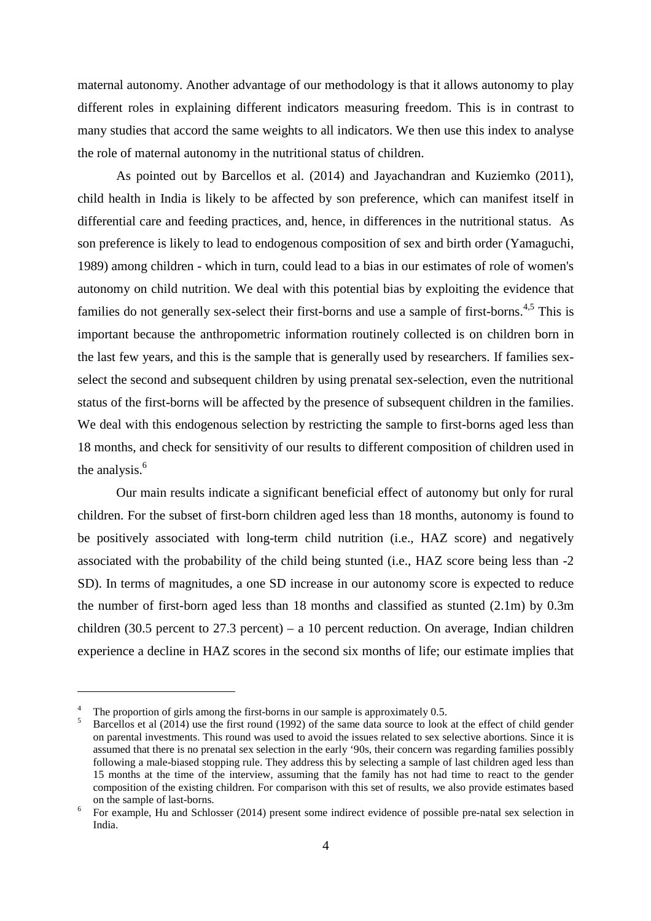maternal autonomy. Another advantage of our methodology is that it allows autonomy to play different roles in explaining different indicators measuring freedom. This is in contrast to many studies that accord the same weights to all indicators. We then use this index to analyse the role of maternal autonomy in the nutritional status of children.

As pointed out by Barcellos et al. (2014) and Jayachandran and Kuziemko (2011), child health in India is likely to be affected by son preference, which can manifest itself in differential care and feeding practices, and, hence, in differences in the nutritional status. As son preference is likely to lead to endogenous composition of sex and birth order (Yamaguchi, 1989) among children - which in turn, could lead to a bias in our estimates of role of women's autonomy on child nutrition. We deal with this potential bias by exploiting the evidence that families do not generally sex-select their first-borns and use a sample of first-borns.[4,5] This is important because the anthropometric information routinely collected is on children born in the last few years, and this is the sample that is generally used by researchers. If families sex-select the second and subsequent children by using prenatal sex-selection, even the nutritional status of the first-borns will be affected by the presence of subsequent children in the families. We deal with this endogenous selection by restricting the sample to first-borns aged less than 18 months, and check for sensitivity of our results to different composition of children used in the analysis.[6]

Our main results indicate a significant beneficial effect of autonomy but only for rural children. For the subset of first-born children aged less than 18 months, autonomy is found to be positively associated with long-term child nutrition (i.e., HAZ score) and negatively associated with the probability of the child being stunted (i.e., HAZ score being less than -2 SD). In terms of magnitudes, a one SD increase in our autonomy score is expected to reduce the number of first-born aged less than 18 months and classified as stunted (2.1m) by 0.3m children (30.5 percent to 27.3 percent) – a 10 percent reduction. On average, Indian children experience a decline in HAZ scores in the second six months of life; our estimate implies that

---

[4] The proportion of girls among the first-borns in our sample is approximately 0.5.

[5] Barcellos et al (2014) use the first round (1992) of the same data source to look at the effect of child gender on parental investments. This round was used to avoid the issues related to sex selective abortions. Since it is assumed that there is no prenatal sex selection in the early '90s, their concern was regarding families possibly following a male-biased stopping rule. They address this by selecting a sample of last children aged less than 15 months at the time of the interview, assuming that the family has not had time to react to the gender composition of the existing children. For comparison with this set of results, we also provide estimates based on the sample of last-borns.

[6] For example, Hu and Schlosser (2014) present some indirect evidence of possible pre-natal sex selection in India.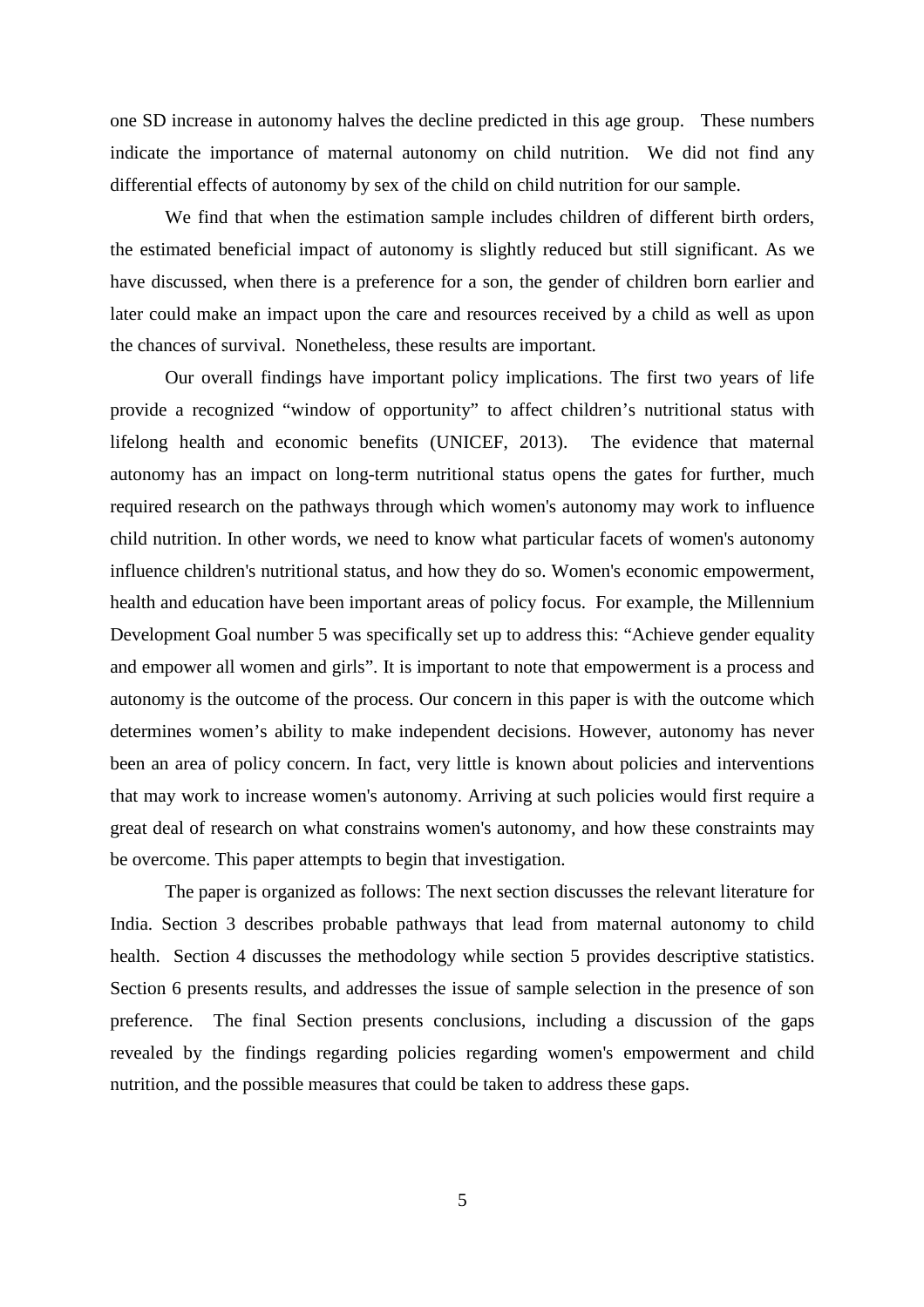one SD increase in autonomy halves the decline predicted in this age group. These numbers indicate the importance of maternal autonomy on child nutrition. We did not find any differential effects of autonomy by sex of the child on child nutrition for our sample.

We find that when the estimation sample includes children of different birth orders, the estimated beneficial impact of autonomy is slightly reduced but still significant. As we have discussed, when there is a preference for a son, the gender of children born earlier and later could make an impact upon the care and resources received by a child as well as upon the chances of survival. Nonetheless, these results are important.

Our overall findings have important policy implications. The first two years of life provide a recognized "window of opportunity" to affect children's nutritional status with lifelong health and economic benefits (UNICEF, 2013). The evidence that maternal autonomy has an impact on long-term nutritional status opens the gates for further, much required research on the pathways through which women's autonomy may work to influence child nutrition. In other words, we need to know what particular facets of women's autonomy influence children's nutritional status, and how they do so. Women's economic empowerment, health and education have been important areas of policy focus. For example, the Millennium Development Goal number 5 was specifically set up to address this: "Achieve gender equality and empower all women and girls". It is important to note that empowerment is a process and autonomy is the outcome of the process. Our concern in this paper is with the outcome which determines women's ability to make independent decisions. However, autonomy has never been an area of policy concern. In fact, very little is known about policies and interventions that may work to increase women's autonomy. Arriving at such policies would first require a great deal of research on what constrains women's autonomy, and how these constraints may be overcome. This paper attempts to begin that investigation.

The paper is organized as follows: The next section discusses the relevant literature for India. Section 3 describes probable pathways that lead from maternal autonomy to child health. Section 4 discusses the methodology while section 5 provides descriptive statistics. Section 6 presents results, and addresses the issue of sample selection in the presence of son preference. The final Section presents conclusions, including a discussion of the gaps revealed by the findings regarding policies regarding women's empowerment and child nutrition, and the possible measures that could be taken to address these gaps.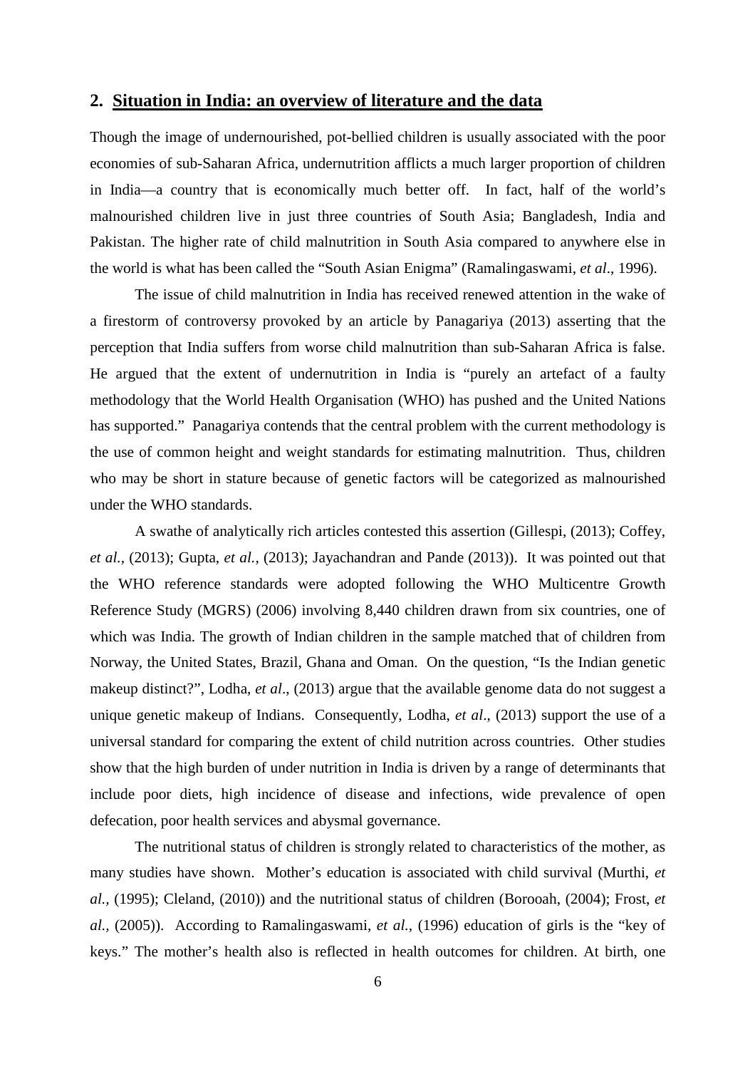## 2. Situation in India: an overview of literature and the data

Though the image of undernourished, pot-bellied children is usually associated with the poor economies of sub-Saharan Africa, undernutrition afflicts a much larger proportion of children in India—a country that is economically much better off. In fact, half of the world's malnourished children live in just three countries of South Asia; Bangladesh, India and Pakistan. The higher rate of child malnutrition in South Asia compared to anywhere else in the world is what has been called the "South Asian Enigma" (Ramalingaswami, *et al*., 1996).

The issue of child malnutrition in India has received renewed attention in the wake of a firestorm of controversy provoked by an article by Panagariya (2013) asserting that the perception that India suffers from worse child malnutrition than sub-Saharan Africa is false. He argued that the extent of undernutrition in India is "purely an artefact of a faulty methodology that the World Health Organisation (WHO) has pushed and the United Nations has supported." Panagariya contends that the central problem with the current methodology is the use of common height and weight standards for estimating malnutrition. Thus, children who may be short in stature because of genetic factors will be categorized as malnourished under the WHO standards.

A swathe of analytically rich articles contested this assertion (Gillespi, (2013); Coffey, *et al.,* (2013); Gupta, *et al.,* (2013); Jayachandran and Pande (2013)). It was pointed out that the WHO reference standards were adopted following the WHO Multicentre Growth Reference Study (MGRS) (2006) involving 8,440 children drawn from six countries, one of which was India. The growth of Indian children in the sample matched that of children from Norway, the United States, Brazil, Ghana and Oman. On the question, "Is the Indian genetic makeup distinct?", Lodha, *et al*., (2013) argue that the available genome data do not suggest a unique genetic makeup of Indians. Consequently, Lodha, *et al*., (2013) support the use of a universal standard for comparing the extent of child nutrition across countries. Other studies show that the high burden of under nutrition in India is driven by a range of determinants that include poor diets, high incidence of disease and infections, wide prevalence of open defecation, poor health services and abysmal governance.

The nutritional status of children is strongly related to characteristics of the mother, as many studies have shown. Mother's education is associated with child survival (Murthi, *et al.,* (1995); Cleland, (2010)) and the nutritional status of children (Borooah, (2004); Frost, *et al.,* (2005)). According to Ramalingaswami, *et al.,* (1996) education of girls is the "key of keys." The mother's health also is reflected in health outcomes for children. At birth, one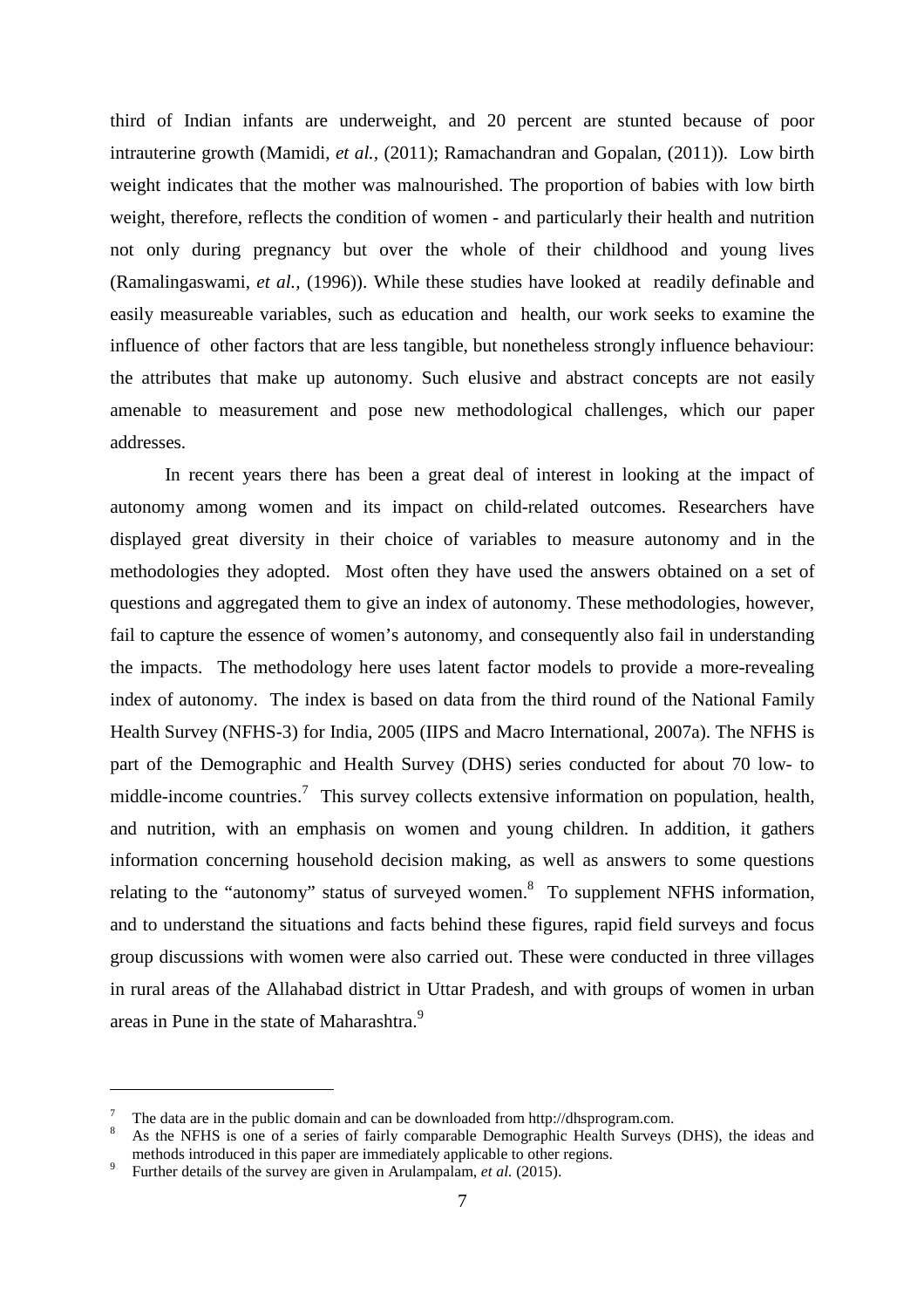third of Indian infants are underweight, and 20 percent are stunted because of poor intrauterine growth (Mamidi, *et al.*, (2011); Ramachandran and Gopalan, (2011)). Low birth weight indicates that the mother was malnourished. The proportion of babies with low birth weight, therefore, reflects the condition of women - and particularly their health and nutrition not only during pregnancy but over the whole of their childhood and young lives (Ramalingaswami, *et al.*, (1996)). While these studies have looked at readily definable and easily measureable variables, such as education and health, our work seeks to examine the influence of other factors that are less tangible, but nonetheless strongly influence behaviour: the attributes that make up autonomy. Such elusive and abstract concepts are not easily amenable to measurement and pose new methodological challenges, which our paper addresses.

In recent years there has been a great deal of interest in looking at the impact of autonomy among women and its impact on child-related outcomes. Researchers have displayed great diversity in their choice of variables to measure autonomy and in the methodologies they adopted. Most often they have used the answers obtained on a set of questions and aggregated them to give an index of autonomy. These methodologies, however, fail to capture the essence of women's autonomy, and consequently also fail in understanding the impacts. The methodology here uses latent factor models to provide a more-revealing index of autonomy. The index is based on data from the third round of the National Family Health Survey (NFHS-3) for India, 2005 (IIPS and Macro International, 2007a). The NFHS is part of the Demographic and Health Survey (DHS) series conducted for about 70 low- to middle-income countries.[7] This survey collects extensive information on population, health, and nutrition, with an emphasis on women and young children. In addition, it gathers information concerning household decision making, as well as answers to some questions relating to the "autonomy" status of surveyed women.[8] To supplement NFHS information, and to understand the situations and facts behind these figures, rapid field surveys and focus group discussions with women were also carried out. These were conducted in three villages in rural areas of the Allahabad district in Uttar Pradesh, and with groups of women in urban areas in Pune in the state of Maharashtra.[9]

---

[7] The data are in the public domain and can be downloaded from http://dhsprogram.com.

[8] As the NFHS is one of a series of fairly comparable Demographic Health Surveys (DHS), the ideas and methods introduced in this paper are immediately applicable to other regions.

[9] Further details of the survey are given in Arulampalam, *et al.* (2015).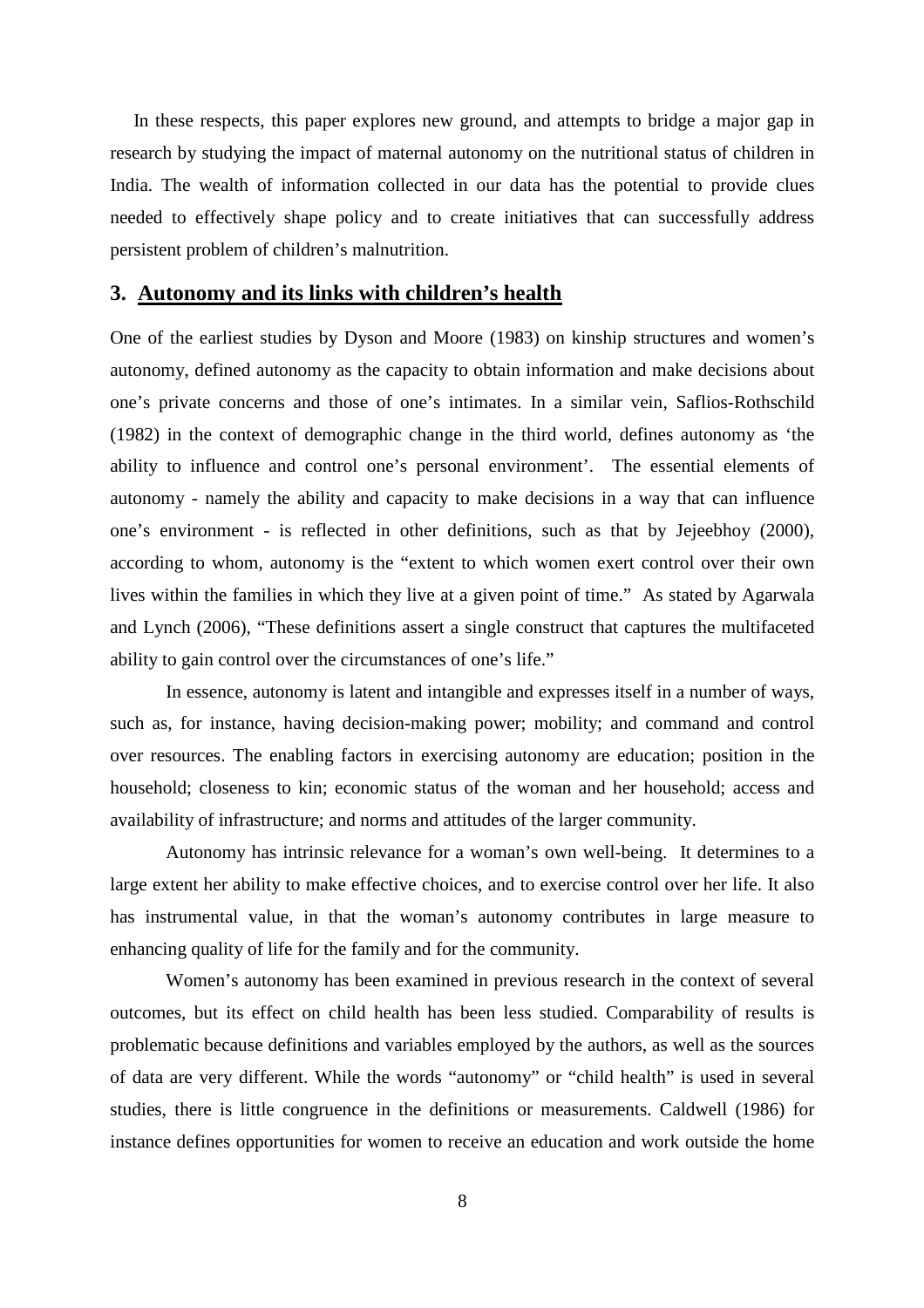In these respects, this paper explores new ground, and attempts to bridge a major gap in research by studying the impact of maternal autonomy on the nutritional status of children in India. The wealth of information collected in our data has the potential to provide clues needed to effectively shape policy and to create initiatives that can successfully address persistent problem of children's malnutrition.

## 3. Autonomy and its links with children's health

One of the earliest studies by Dyson and Moore (1983) on kinship structures and women's autonomy, defined autonomy as the capacity to obtain information and make decisions about one's private concerns and those of one's intimates. In a similar vein, Saflios-Rothschild (1982) in the context of demographic change in the third world, defines autonomy as 'the ability to influence and control one's personal environment'. The essential elements of autonomy - namely the ability and capacity to make decisions in a way that can influence one's environment - is reflected in other definitions, such as that by Jejeebhoy (2000), according to whom, autonomy is the "extent to which women exert control over their own lives within the families in which they live at a given point of time." As stated by Agarwala and Lynch (2006), "These definitions assert a single construct that captures the multifaceted ability to gain control over the circumstances of one's life."

In essence, autonomy is latent and intangible and expresses itself in a number of ways, such as, for instance, having decision-making power; mobility; and command and control over resources. The enabling factors in exercising autonomy are education; position in the household; closeness to kin; economic status of the woman and her household; access and availability of infrastructure; and norms and attitudes of the larger community.

Autonomy has intrinsic relevance for a woman's own well-being. It determines to a large extent her ability to make effective choices, and to exercise control over her life. It also has instrumental value, in that the woman's autonomy contributes in large measure to enhancing quality of life for the family and for the community.

Women's autonomy has been examined in previous research in the context of several outcomes, but its effect on child health has been less studied. Comparability of results is problematic because definitions and variables employed by the authors, as well as the sources of data are very different. While the words "autonomy" or "child health" is used in several studies, there is little congruence in the definitions or measurements. Caldwell (1986) for instance defines opportunities for women to receive an education and work outside the home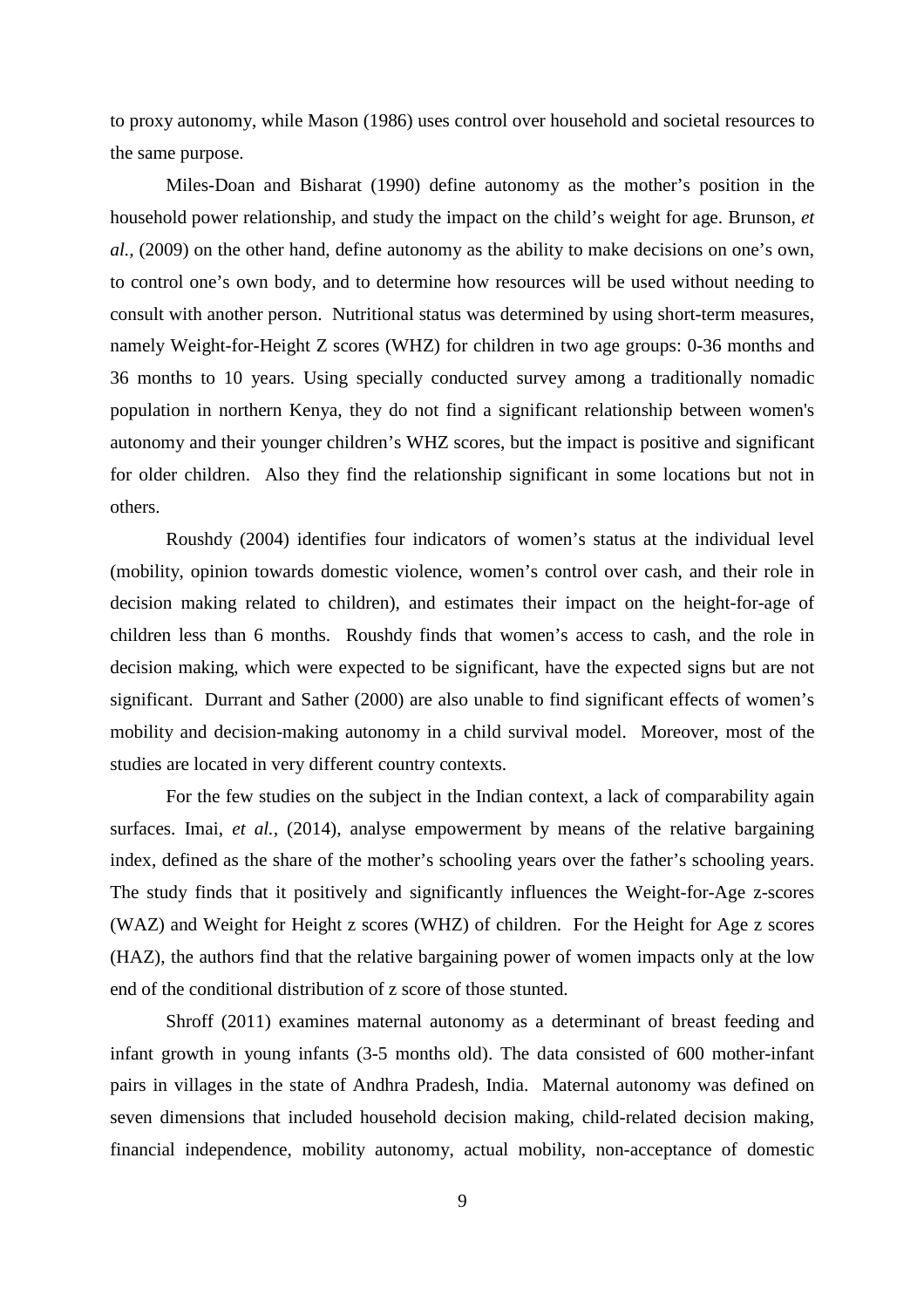to proxy autonomy, while Mason (1986) uses control over household and societal resources to the same purpose.

Miles-Doan and Bisharat (1990) define autonomy as the mother's position in the household power relationship, and study the impact on the child's weight for age. Brunson, *et al.*, (2009) on the other hand, define autonomy as the ability to make decisions on one's own, to control one's own body, and to determine how resources will be used without needing to consult with another person. Nutritional status was determined by using short-term measures, namely Weight-for-Height Z scores (WHZ) for children in two age groups: 0-36 months and 36 months to 10 years. Using specially conducted survey among a traditionally nomadic population in northern Kenya, they do not find a significant relationship between women's autonomy and their younger children's WHZ scores, but the impact is positive and significant for older children. Also they find the relationship significant in some locations but not in others.

Roushdy (2004) identifies four indicators of women's status at the individual level (mobility, opinion towards domestic violence, women's control over cash, and their role in decision making related to children), and estimates their impact on the height-for-age of children less than 6 months. Roushdy finds that women's access to cash, and the role in decision making, which were expected to be significant, have the expected signs but are not significant. Durrant and Sather (2000) are also unable to find significant effects of women's mobility and decision-making autonomy in a child survival model. Moreover, most of the studies are located in very different country contexts.

For the few studies on the subject in the Indian context, a lack of comparability again surfaces. Imai, *et al.*, (2014), analyse empowerment by means of the relative bargaining index, defined as the share of the mother's schooling years over the father's schooling years. The study finds that it positively and significantly influences the Weight-for-Age z-scores (WAZ) and Weight for Height z scores (WHZ) of children. For the Height for Age z scores (HAZ), the authors find that the relative bargaining power of women impacts only at the low end of the conditional distribution of z score of those stunted.

Shroff (2011) examines maternal autonomy as a determinant of breast feeding and infant growth in young infants (3-5 months old). The data consisted of 600 mother-infant pairs in villages in the state of Andhra Pradesh, India. Maternal autonomy was defined on seven dimensions that included household decision making, child-related decision making, financial independence, mobility autonomy, actual mobility, non-acceptance of domestic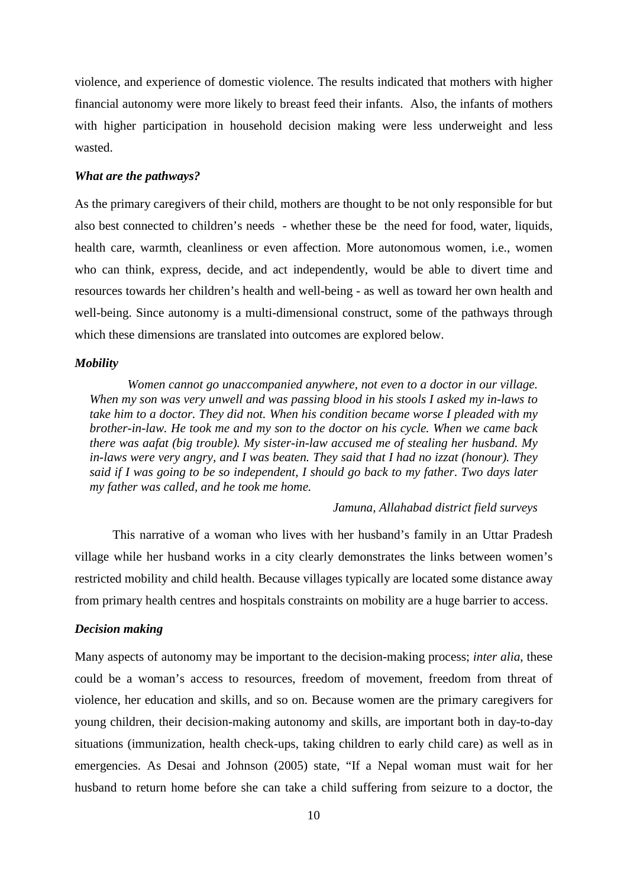violence, and experience of domestic violence. The results indicated that mothers with higher financial autonomy were more likely to breast feed their infants. Also, the infants of mothers with higher participation in household decision making were less underweight and less wasted.

***What are the pathways?***

As the primary caregivers of their child, mothers are thought to be not only responsible for but also best connected to children's needs - whether these be the need for food, water, liquids, health care, warmth, cleanliness or even affection. More autonomous women, i.e., women who can think, express, decide, and act independently, would be able to divert time and resources towards her children's health and well-being - as well as toward her own health and well-being. Since autonomy is a multi-dimensional construct, some of the pathways through which these dimensions are translated into outcomes are explored below.

***Mobility***

> *Women cannot go unaccompanied anywhere, not even to a doctor in our village. When my son was very unwell and was passing blood in his stools I asked my in-laws to take him to a doctor. They did not. When his condition became worse I pleaded with my brother-in-law. He took me and my son to the doctor on his cycle. When we came back there was aafat (big trouble). My sister-in-law accused me of stealing her husband. My in-laws were very angry, and I was beaten. They said that I had no izzat (honour). They said if I was going to be so independent, I should go back to my father. Two days later my father was called, and he took me home.*
>
> *Jamuna, Allahabad district field surveys*

This narrative of a woman who lives with her husband's family in an Uttar Pradesh village while her husband works in a city clearly demonstrates the links between women's restricted mobility and child health. Because villages typically are located some distance away from primary health centres and hospitals constraints on mobility are a huge barrier to access.

***Decision making***

Many aspects of autonomy may be important to the decision-making process; *inter alia*, these could be a woman's access to resources, freedom of movement, freedom from threat of violence, her education and skills, and so on. Because women are the primary caregivers for young children, their decision-making autonomy and skills, are important both in day-to-day situations (immunization, health check-ups, taking children to early child care) as well as in emergencies. As Desai and Johnson (2005) state, "If a Nepal woman must wait for her husband to return home before she can take a child suffering from seizure to a doctor, the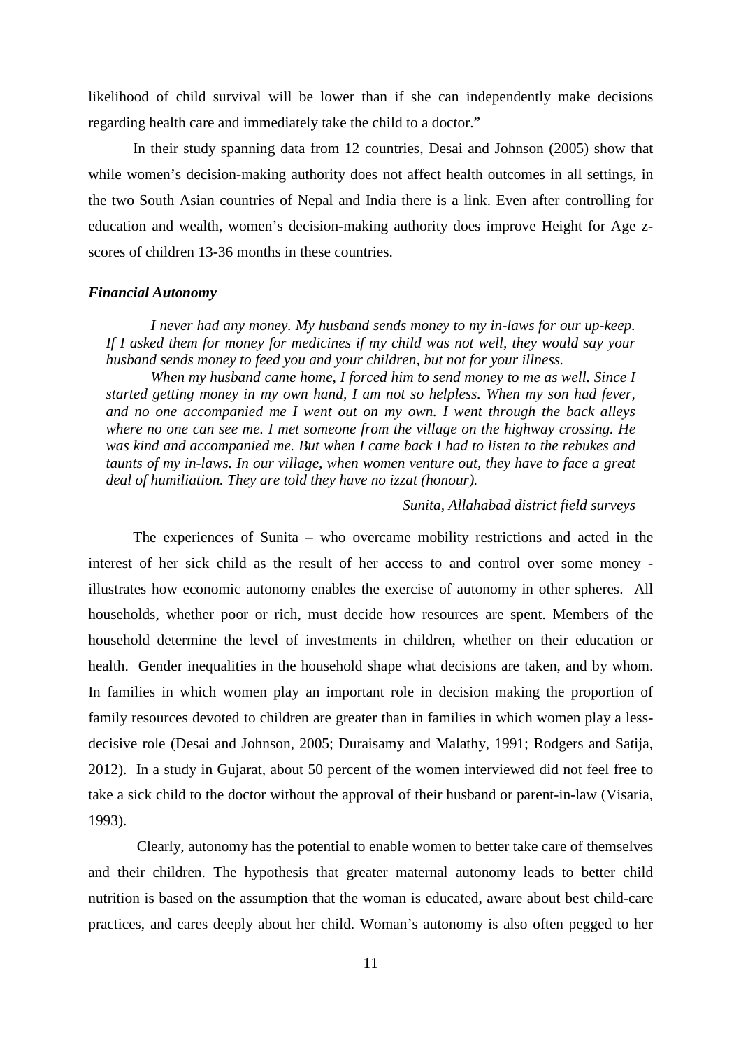likelihood of child survival will be lower than if she can independently make decisions regarding health care and immediately take the child to a doctor."

In their study spanning data from 12 countries, Desai and Johnson (2005) show that while women's decision-making authority does not affect health outcomes in all settings, in the two South Asian countries of Nepal and India there is a link. Even after controlling for education and wealth, women's decision-making authority does improve Height for Age z-scores of children 13-36 months in these countries.

### *Financial Autonomy*

> *I never had any money. My husband sends money to my in-laws for our up-keep. If I asked them for money for medicines if my child was not well, they would say your husband sends money to feed you and your children, but not for your illness.*
>
> *When my husband came home, I forced him to send money to me as well. Since I started getting money in my own hand, I am not so helpless. When my son had fever, and no one accompanied me I went out on my own. I went through the back alleys where no one can see me. I met someone from the village on the highway crossing. He was kind and accompanied me. But when I came back I had to listen to the rebukes and taunts of my in-laws. In our village, when women venture out, they have to face a great deal of humiliation. They are told they have no izzat (honour).*
>
> *Sunita, Allahabad district field surveys*

The experiences of Sunita – who overcame mobility restrictions and acted in the interest of her sick child as the result of her access to and control over some money - illustrates how economic autonomy enables the exercise of autonomy in other spheres. All households, whether poor or rich, must decide how resources are spent. Members of the household determine the level of investments in children, whether on their education or health. Gender inequalities in the household shape what decisions are taken, and by whom. In families in which women play an important role in decision making the proportion of family resources devoted to children are greater than in families in which women play a less-decisive role (Desai and Johnson, 2005; Duraisamy and Malathy, 1991; Rodgers and Satija, 2012). In a study in Gujarat, about 50 percent of the women interviewed did not feel free to take a sick child to the doctor without the approval of their husband or parent-in-law (Visaria, 1993).

Clearly, autonomy has the potential to enable women to better take care of themselves and their children. The hypothesis that greater maternal autonomy leads to better child nutrition is based on the assumption that the woman is educated, aware about best child-care practices, and cares deeply about her child. Woman's autonomy is also often pegged to her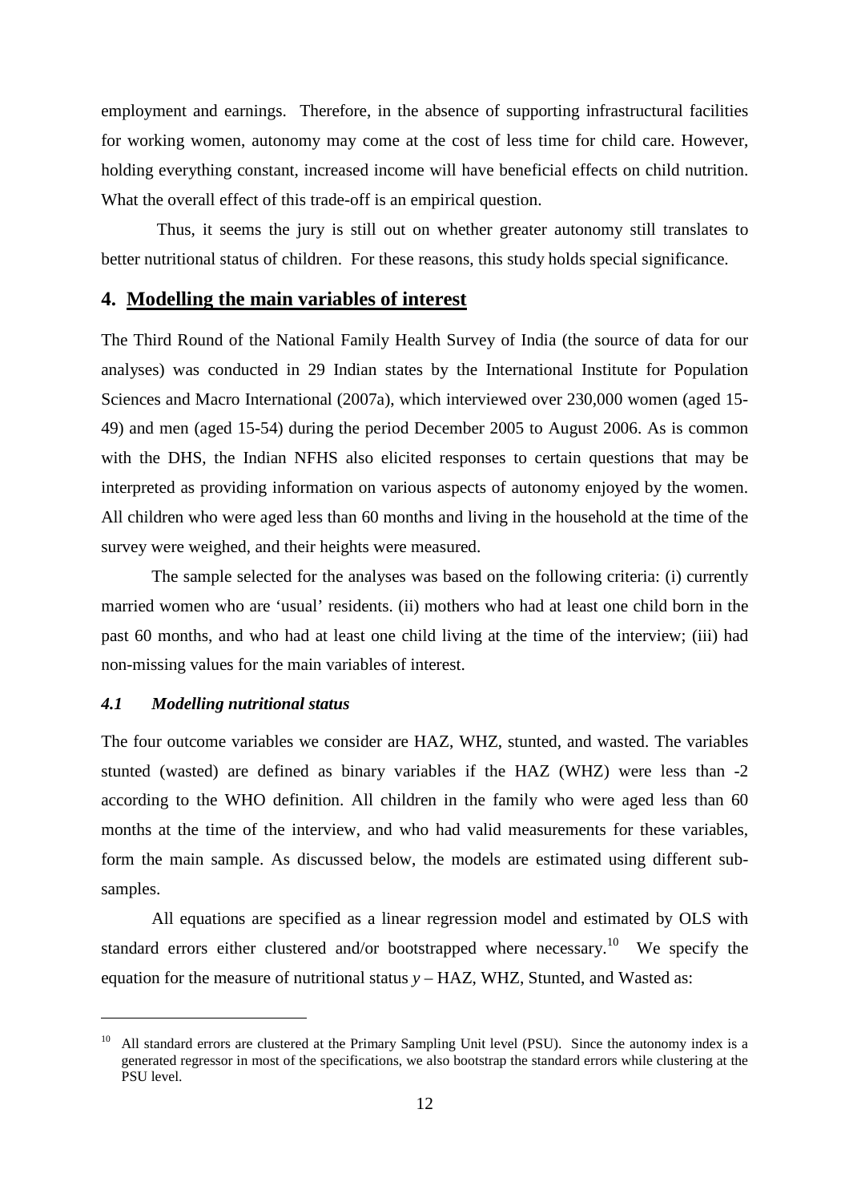employment and earnings. Therefore, in the absence of supporting infrastructural facilities for working women, autonomy may come at the cost of less time for child care. However, holding everything constant, increased income will have beneficial effects on child nutrition. What the overall effect of this trade-off is an empirical question.

Thus, it seems the jury is still out on whether greater autonomy still translates to better nutritional status of children. For these reasons, this study holds special significance.

## 4. Modelling the main variables of interest

The Third Round of the National Family Health Survey of India (the source of data for our analyses) was conducted in 29 Indian states by the International Institute for Population Sciences and Macro International (2007a), which interviewed over 230,000 women (aged 15-49) and men (aged 15-54) during the period December 2005 to August 2006. As is common with the DHS, the Indian NFHS also elicited responses to certain questions that may be interpreted as providing information on various aspects of autonomy enjoyed by the women. All children who were aged less than 60 months and living in the household at the time of the survey were weighed, and their heights were measured.

The sample selected for the analyses was based on the following criteria: (i) currently married women who are 'usual' residents. (ii) mothers who had at least one child born in the past 60 months, and who had at least one child living at the time of the interview; (iii) had non-missing values for the main variables of interest.

### *4.1 Modelling nutritional status*

The four outcome variables we consider are HAZ, WHZ, stunted, and wasted. The variables stunted (wasted) are defined as binary variables if the HAZ (WHZ) were less than -2 according to the WHO definition. All children in the family who were aged less than 60 months at the time of the interview, and who had valid measurements for these variables, form the main sample. As discussed below, the models are estimated using different sub-samples.

All equations are specified as a linear regression model and estimated by OLS with standard errors either clustered and/or bootstrapped where necessary.[10] We specify the equation for the measure of nutritional status $y$ – HAZ, WHZ, Stunted, and Wasted as:

---

[10] All standard errors are clustered at the Primary Sampling Unit level (PSU). Since the autonomy index is a generated regressor in most of the specifications, we also bootstrap the standard errors while clustering at the PSU level.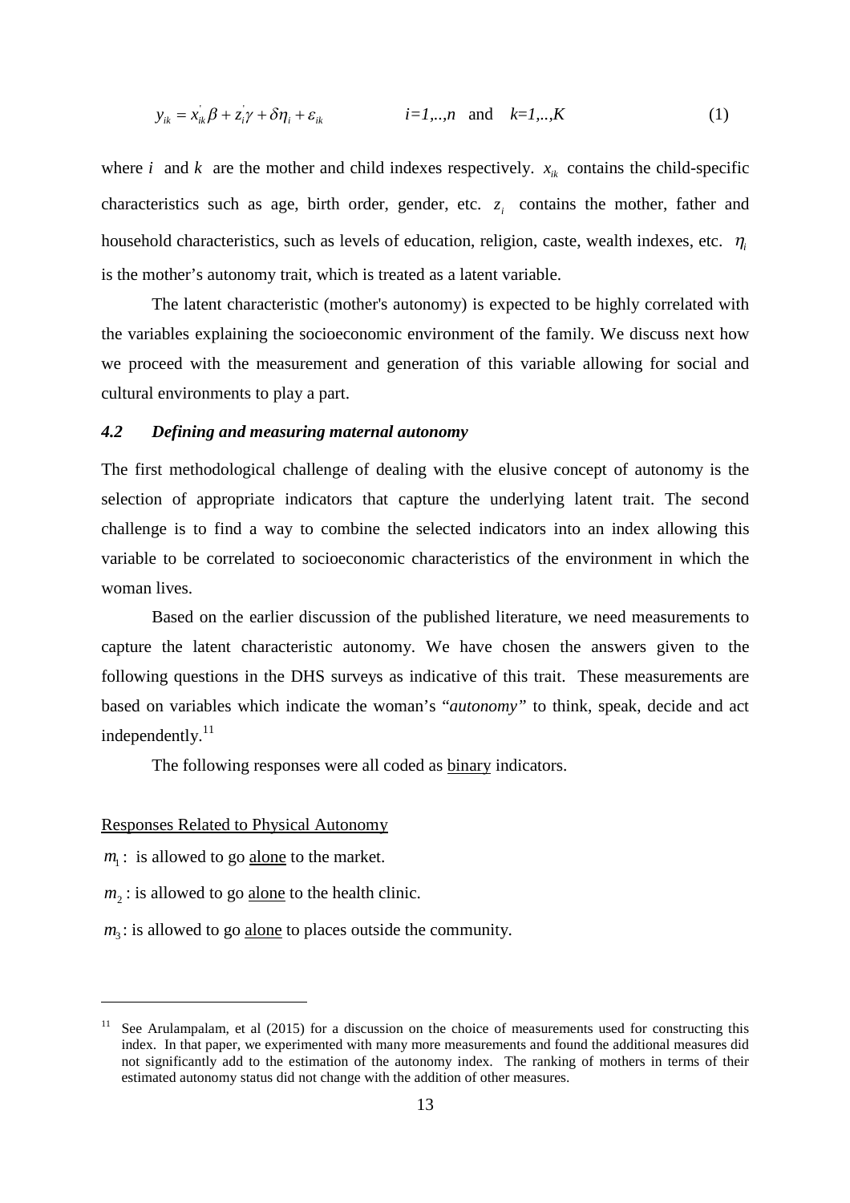$$y_{ik} = x_{ik}^{'}\beta + z_i^{'}\gamma + \delta\eta_i + \varepsilon_{ik} \qquad i=1,..,n \text{ and } k=1,..,K \tag{1}$$

where $i$ and $k$ are the mother and child indexes respectively. $x_{ik}$ contains the child-specific characteristics such as age, birth order, gender, etc. $z_i$ contains the mother, father and household characteristics, such as levels of education, religion, caste, wealth indexes, etc. $\eta_i$ is the mother's autonomy trait, which is treated as a latent variable.

The latent characteristic (mother's autonomy) is expected to be highly correlated with the variables explaining the socioeconomic environment of the family. We discuss next how we proceed with the measurement and generation of this variable allowing for social and cultural environments to play a part.

### *4.2 Defining and measuring maternal autonomy*

The first methodological challenge of dealing with the elusive concept of autonomy is the selection of appropriate indicators that capture the underlying latent trait. The second challenge is to find a way to combine the selected indicators into an index allowing this variable to be correlated to socioeconomic characteristics of the environment in which the woman lives.

Based on the earlier discussion of the published literature, we need measurements to capture the latent characteristic autonomy. We have chosen the answers given to the following questions in the DHS surveys as indicative of this trait. These measurements are based on variables which indicate the woman's "*autonomy*" to think, speak, decide and act independently.[11]

The following responses were all coded as binary indicators.

Responses Related to Physical Autonomy

$m_1$: is allowed to go alone to the market.

$m_2$: is allowed to go alone to the health clinic.

$m_3$: is allowed to go alone to places outside the community.

[11] See Arulampalam, et al (2015) for a discussion on the choice of measurements used for constructing this index. In that paper, we experimented with many more measurements and found the additional measures did not significantly add to the estimation of the autonomy index. The ranking of mothers in terms of their estimated autonomy status did not change with the addition of other measures.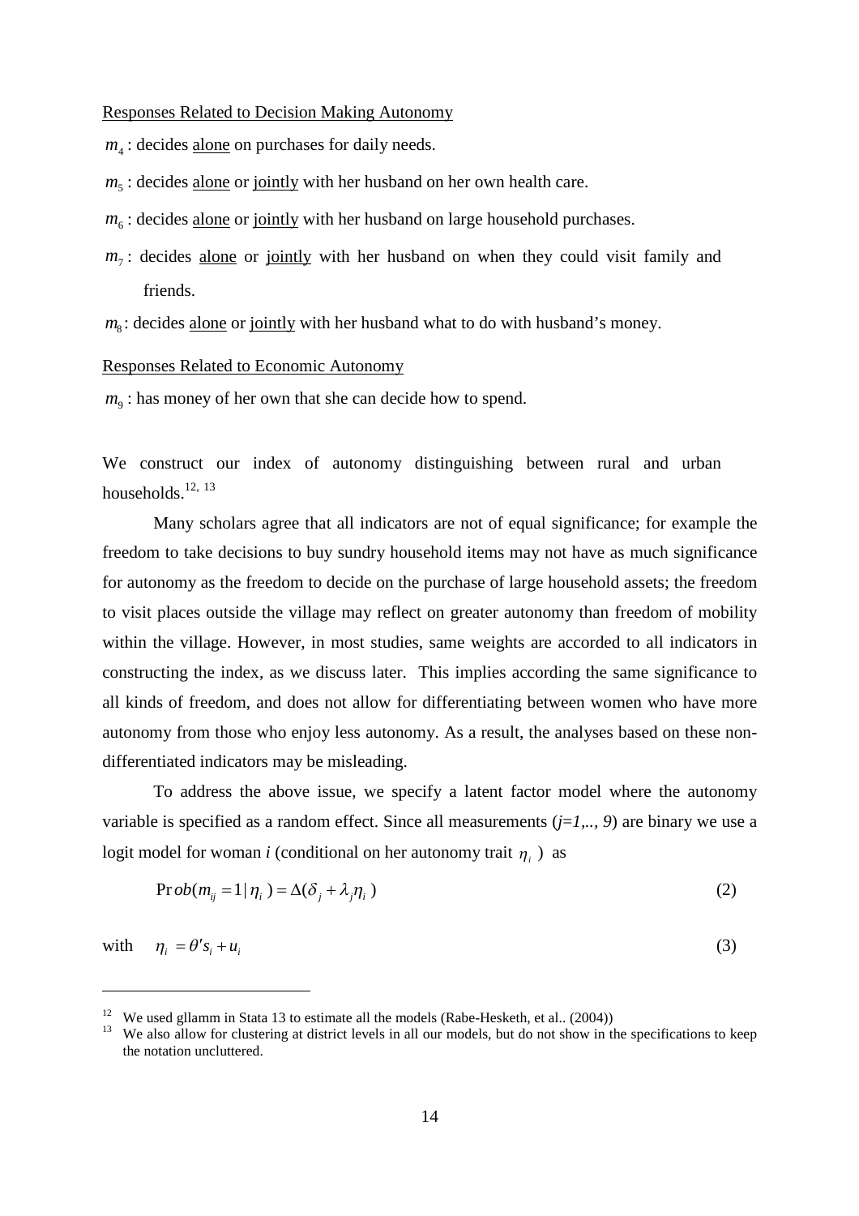Responses Related to Decision Making Autonomy

$m_4$ : decides alone on purchases for daily needs.

$m_5$ : decides alone or jointly with her husband on her own health care.

$m_6$ : decides alone or jointly with her husband on large household purchases.

$m_7$ : decides alone or jointly with her husband on when they could visit family and friends.

$m_8$ : decides alone or jointly with her husband what to do with husband's money.

Responses Related to Economic Autonomy

$m_9$ : has money of her own that she can decide how to spend.

We construct our index of autonomy distinguishing between rural and urban households.[12, 13]

Many scholars agree that all indicators are not of equal significance; for example the freedom to take decisions to buy sundry household items may not have as much significance for autonomy as the freedom to decide on the purchase of large household assets; the freedom to visit places outside the village may reflect on greater autonomy than freedom of mobility within the village. However, in most studies, same weights are accorded to all indicators in constructing the index, as we discuss later. This implies according the same significance to all kinds of freedom, and does not allow for differentiating between women who have more autonomy from those who enjoy less autonomy. As a result, the analyses based on these non-differentiated indicators may be misleading.

To address the above issue, we specify a latent factor model where the autonomy variable is specified as a random effect. Since all measurements (*j=1,.., 9*) are binary we use a logit model for woman *i* (conditional on her autonomy trait $\eta_i$ ) as

$$\Pr ob(m_{ij} = 1 | \eta_i) = \Delta(\delta_j + \lambda_j \eta_i) \tag{2}$$

with $\quad \eta_i = \theta' s_i + u_i \tag{3}$

[12] We used gllamm in Stata 13 to estimate all the models (Rabe-Hesketh, et al.. (2004))

[13] We also allow for clustering at district levels in all our models, but do not show in the specifications to keep the notation uncluttered.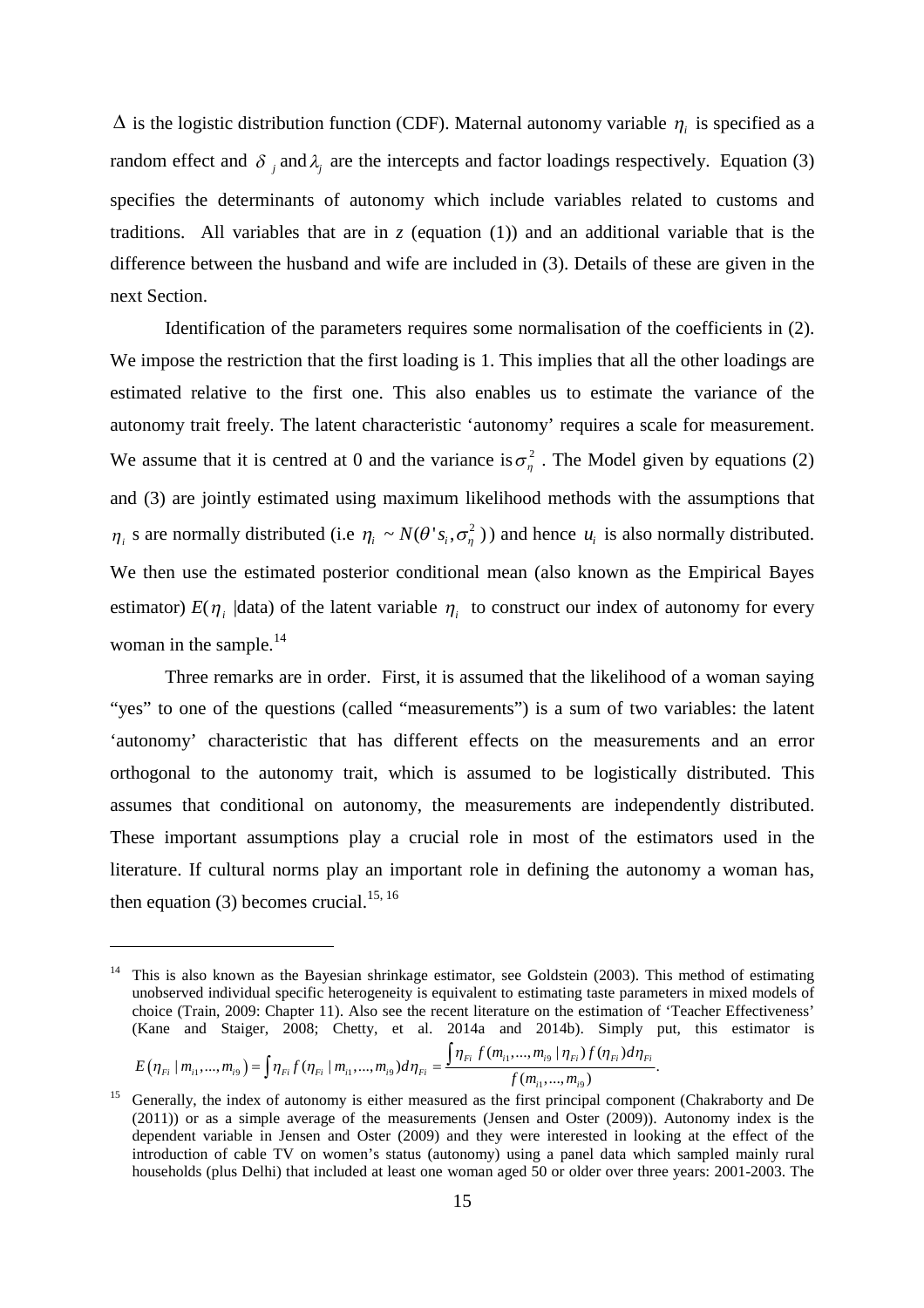$\Delta$ is the logistic distribution function (CDF). Maternal autonomy variable $\eta_i$ is specified as a random effect and $\delta_j$ and $\lambda_j$ are the intercepts and factor loadings respectively. Equation (3) specifies the determinants of autonomy which include variables related to customs and traditions. All variables that are in *z* (equation (1)) and an additional variable that is the difference between the husband and wife are included in (3). Details of these are given in the next Section.

Identification of the parameters requires some normalisation of the coefficients in (2). We impose the restriction that the first loading is 1. This implies that all the other loadings are estimated relative to the first one. This also enables us to estimate the variance of the autonomy trait freely. The latent characteristic 'autonomy' requires a scale for measurement. We assume that it is centred at 0 and the variance is $\sigma_\eta^2$ . The Model given by equations (2) and (3) are jointly estimated using maximum likelihood methods with the assumptions that $\eta_i$ s are normally distributed (i.e $\eta_i \sim N(\theta' s_i, \sigma_\eta^2)$) and hence $u_i$ is also normally distributed. We then use the estimated posterior conditional mean (also known as the Empirical Bayes estimator) $E(\eta_i$ |data) of the latent variable $\eta_i$ to construct our index of autonomy for every woman in the sample.[14]

Three remarks are in order. First, it is assumed that the likelihood of a woman saying "yes" to one of the questions (called "measurements") is a sum of two variables: the latent 'autonomy' characteristic that has different effects on the measurements and an error orthogonal to the autonomy trait, which is assumed to be logistically distributed. This assumes that conditional on autonomy, the measurements are independently distributed. These important assumptions play a crucial role in most of the estimators used in the literature. If cultural norms play an important role in defining the autonomy a woman has, then equation (3) becomes crucial.[15, 16]

---

[14] This is also known as the Bayesian shrinkage estimator, see Goldstein (2003). This method of estimating unobserved individual specific heterogeneity is equivalent to estimating taste parameters in mixed models of choice (Train, 2009: Chapter 11). Also see the recent literature on the estimation of 'Teacher Effectiveness' (Kane and Staiger, 2008; Chetty, et al. 2014a and 2014b). Simply put, this estimator is $E\left(\eta_{Fi} \mid m_{i1},...,m_{i9}\right) = \int \eta_{Fi} f(\eta_{Fi} \mid m_{i1},...,m_{i9}) d\eta_{Fi} = \dfrac{\int \eta_{Fi} f(m_{i1},...,m_{i9} \mid \eta_{Fi}) f(\eta_{Fi}) d\eta_{Fi}}{f(m_{i1},...,m_{i9})}.$

[15] Generally, the index of autonomy is either measured as the first principal component (Chakraborty and De (2011)) or as a simple average of the measurements (Jensen and Oster (2009)). Autonomy index is the dependent variable in Jensen and Oster (2009) and they were interested in looking at the effect of the introduction of cable TV on women's status (autonomy) using a panel data which sampled mainly rural households (plus Delhi) that included at least one woman aged 50 or older over three years: 2001-2003. The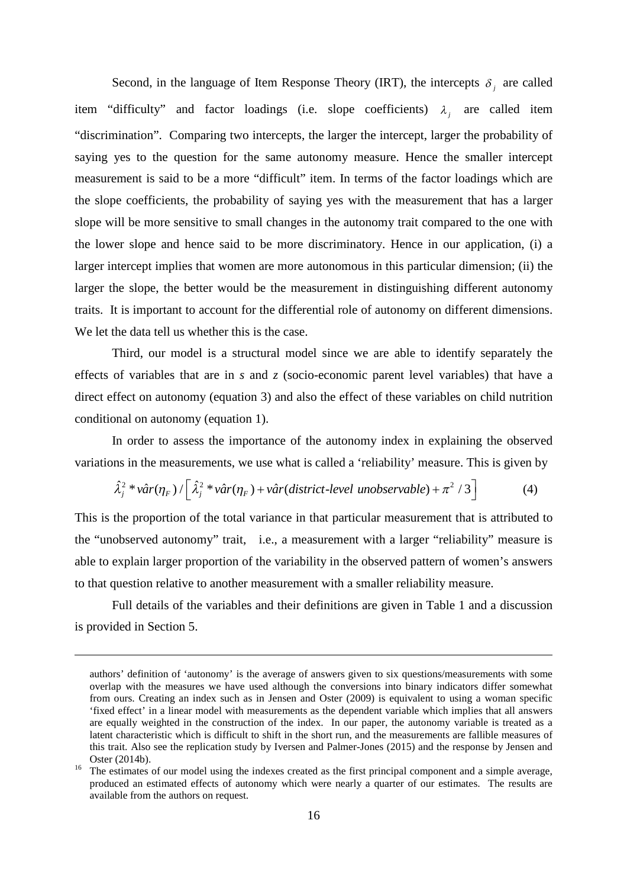Second, in the language of Item Response Theory (IRT), the intercepts $\delta_j$ are called item "difficulty" and factor loadings (i.e. slope coefficients) $\lambda_j$ are called item "discrimination". Comparing two intercepts, the larger the intercept, larger the probability of saying yes to the question for the same autonomy measure. Hence the smaller intercept measurement is said to be a more "difficult" item. In terms of the factor loadings which are the slope coefficients, the probability of saying yes with the measurement that has a larger slope will be more sensitive to small changes in the autonomy trait compared to the one with the lower slope and hence said to be more discriminatory. Hence in our application, (i) a larger intercept implies that women are more autonomous in this particular dimension; (ii) the larger the slope, the better would be the measurement in distinguishing different autonomy traits. It is important to account for the differential role of autonomy on different dimensions. We let the data tell us whether this is the case.

Third, our model is a structural model since we are able to identify separately the effects of variables that are in *s* and *z* (socio-economic parent level variables) that have a direct effect on autonomy (equation 3) and also the effect of these variables on child nutrition conditional on autonomy (equation 1).

In order to assess the importance of the autonomy index in explaining the observed variations in the measurements, we use what is called a 'reliability' measure. This is given by

$$\hat{\lambda}_j^2 * \hat{var}(\eta_F) / \left[ \hat{\lambda}_j^2 * \hat{var}(\eta_F) + \hat{var}(\textit{district-level unobservable}) + \pi^2 / 3 \right] \tag{4}$$

This is the proportion of the total variance in that particular measurement that is attributed to the "unobserved autonomy" trait, i.e., a measurement with a larger "reliability" measure is able to explain larger proportion of the variability in the observed pattern of women's answers to that question relative to another measurement with a smaller reliability measure.

Full details of the variables and their definitions are given in Table 1 and a discussion is provided in Section 5.

---

authors' definition of 'autonomy' is the average of answers given to six questions/measurements with some overlap with the measures we have used although the conversions into binary indicators differ somewhat from ours. Creating an index such as in Jensen and Oster (2009) is equivalent to using a woman specific 'fixed effect' in a linear model with measurements as the dependent variable which implies that all answers are equally weighted in the construction of the index. In our paper, the autonomy variable is treated as a latent characteristic which is difficult to shift in the short run, and the measurements are fallible measures of this trait. Also see the replication study by Iversen and Palmer-Jones (2015) and the response by Jensen and Oster (2014b).

[16] The estimates of our model using the indexes created as the first principal component and a simple average, produced an estimated effects of autonomy which were nearly a quarter of our estimates. The results are available from the authors on request.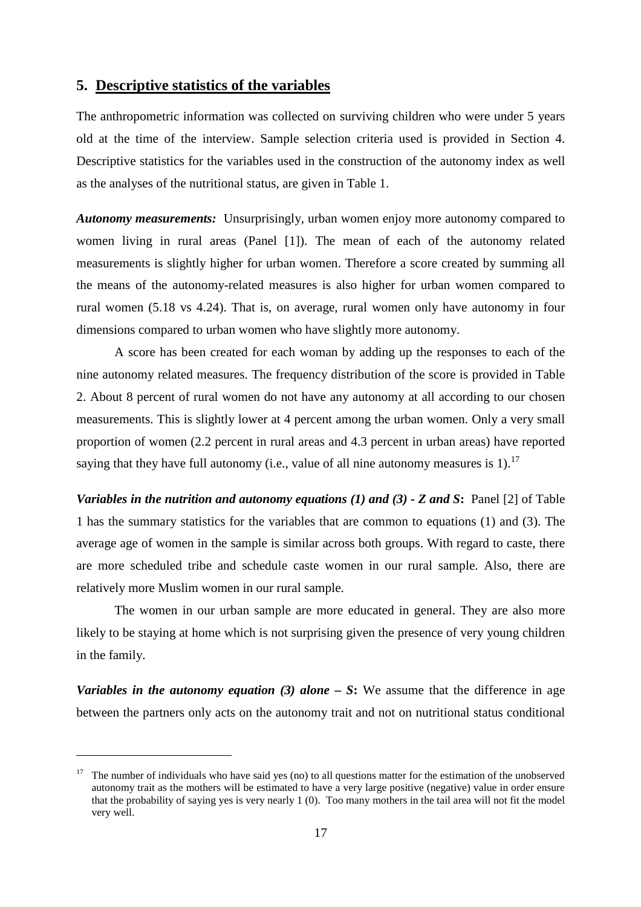## 5. Descriptive statistics of the variables

The anthropometric information was collected on surviving children who were under 5 years old at the time of the interview. Sample selection criteria used is provided in Section 4. Descriptive statistics for the variables used in the construction of the autonomy index as well as the analyses of the nutritional status, are given in Table 1.

***Autonomy measurements:*** Unsurprisingly, urban women enjoy more autonomy compared to women living in rural areas (Panel [1]). The mean of each of the autonomy related measurements is slightly higher for urban women. Therefore a score created by summing all the means of the autonomy-related measures is also higher for urban women compared to rural women (5.18 vs 4.24). That is, on average, rural women only have autonomy in four dimensions compared to urban women who have slightly more autonomy.

A score has been created for each woman by adding up the responses to each of the nine autonomy related measures. The frequency distribution of the score is provided in Table 2. About 8 percent of rural women do not have any autonomy at all according to our chosen measurements. This is slightly lower at 4 percent among the urban women. Only a very small proportion of women (2.2 percent in rural areas and 4.3 percent in urban areas) have reported saying that they have full autonomy (i.e., value of all nine autonomy measures is 1).[17]

***Variables in the nutrition and autonomy equations (1) and (3) - Z and S*:** Panel [2] of Table 1 has the summary statistics for the variables that are common to equations (1) and (3). The average age of women in the sample is similar across both groups. With regard to caste, there are more scheduled tribe and schedule caste women in our rural sample. Also, there are relatively more Muslim women in our rural sample.

The women in our urban sample are more educated in general. They are also more likely to be staying at home which is not surprising given the presence of very young children in the family.

***Variables in the autonomy equation (3) alone – S*:** We assume that the difference in age between the partners only acts on the autonomy trait and not on nutritional status conditional

---

[17] The number of individuals who have said yes (no) to all questions matter for the estimation of the unobserved autonomy trait as the mothers will be estimated to have a very large positive (negative) value in order ensure that the probability of saying yes is very nearly 1 (0). Too many mothers in the tail area will not fit the model very well.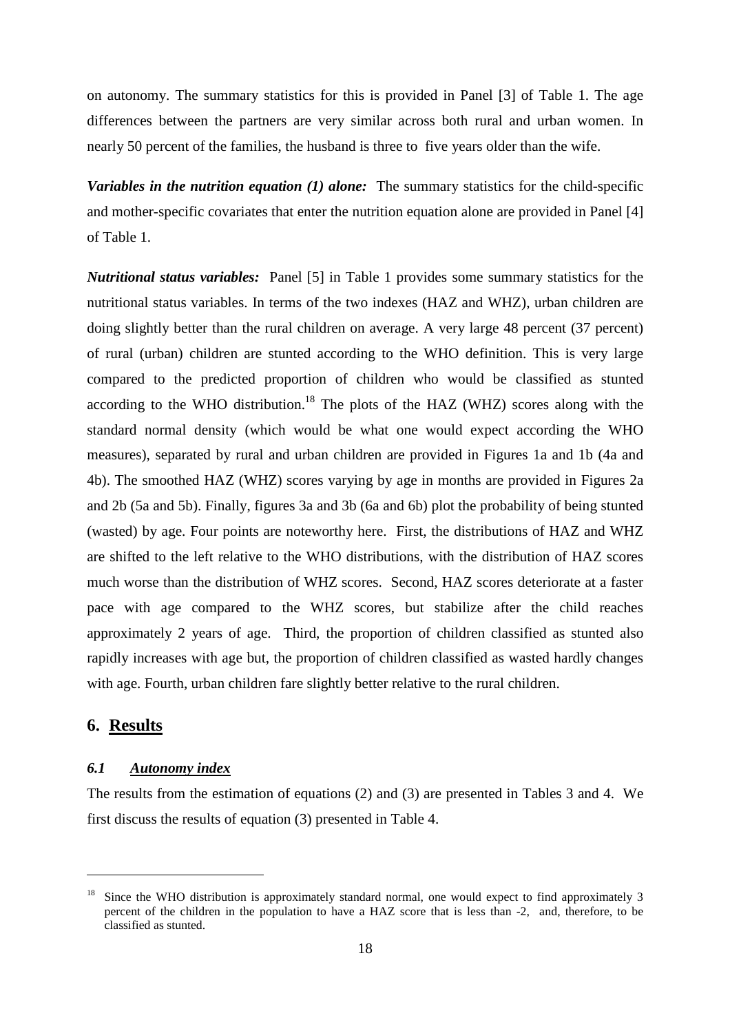on autonomy. The summary statistics for this is provided in Panel [3] of Table 1. The age differences between the partners are very similar across both rural and urban women. In nearly 50 percent of the families, the husband is three to five years older than the wife.

***Variables in the nutrition equation (1) alone:*** The summary statistics for the child-specific and mother-specific covariates that enter the nutrition equation alone are provided in Panel [4] of Table 1.

***Nutritional status variables:*** Panel [5] in Table 1 provides some summary statistics for the nutritional status variables. In terms of the two indexes (HAZ and WHZ), urban children are doing slightly better than the rural children on average. A very large 48 percent (37 percent) of rural (urban) children are stunted according to the WHO definition. This is very large compared to the predicted proportion of children who would be classified as stunted according to the WHO distribution.[18] The plots of the HAZ (WHZ) scores along with the standard normal density (which would be what one would expect according the WHO measures), separated by rural and urban children are provided in Figures 1a and 1b (4a and 4b). The smoothed HAZ (WHZ) scores varying by age in months are provided in Figures 2a and 2b (5a and 5b). Finally, figures 3a and 3b (6a and 6b) plot the probability of being stunted (wasted) by age. Four points are noteworthy here. First, the distributions of HAZ and WHZ are shifted to the left relative to the WHO distributions, with the distribution of HAZ scores much worse than the distribution of WHZ scores. Second, HAZ scores deteriorate at a faster pace with age compared to the WHZ scores, but stabilize after the child reaches approximately 2 years of age. Third, the proportion of children classified as stunted also rapidly increases with age but, the proportion of children classified as wasted hardly changes with age. Fourth, urban children fare slightly better relative to the rural children.

## 6. <u>Results</u>

### *6.1 <u>Autonomy index</u>*

The results from the estimation of equations (2) and (3) are presented in Tables 3 and 4. We first discuss the results of equation (3) presented in Table 4.

---

[18] Since the WHO distribution is approximately standard normal, one would expect to find approximately 3 percent of the children in the population to have a HAZ score that is less than -2, and, therefore, to be classified as stunted.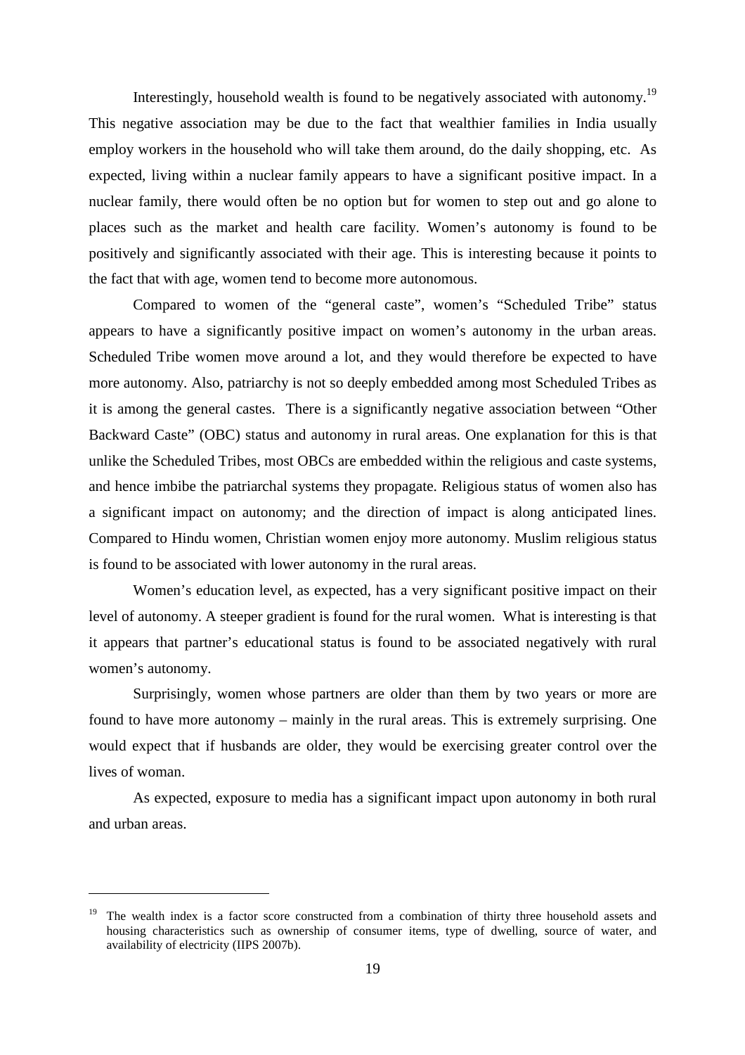Interestingly, household wealth is found to be negatively associated with autonomy.[19] This negative association may be due to the fact that wealthier families in India usually employ workers in the household who will take them around, do the daily shopping, etc. As expected, living within a nuclear family appears to have a significant positive impact. In a nuclear family, there would often be no option but for women to step out and go alone to places such as the market and health care facility. Women's autonomy is found to be positively and significantly associated with their age. This is interesting because it points to the fact that with age, women tend to become more autonomous.

Compared to women of the "general caste", women's "Scheduled Tribe" status appears to have a significantly positive impact on women's autonomy in the urban areas. Scheduled Tribe women move around a lot, and they would therefore be expected to have more autonomy. Also, patriarchy is not so deeply embedded among most Scheduled Tribes as it is among the general castes. There is a significantly negative association between "Other Backward Caste" (OBC) status and autonomy in rural areas. One explanation for this is that unlike the Scheduled Tribes, most OBCs are embedded within the religious and caste systems, and hence imbibe the patriarchal systems they propagate. Religious status of women also has a significant impact on autonomy; and the direction of impact is along anticipated lines. Compared to Hindu women, Christian women enjoy more autonomy. Muslim religious status is found to be associated with lower autonomy in the rural areas.

Women's education level, as expected, has a very significant positive impact on their level of autonomy. A steeper gradient is found for the rural women. What is interesting is that it appears that partner's educational status is found to be associated negatively with rural women's autonomy.

Surprisingly, women whose partners are older than them by two years or more are found to have more autonomy – mainly in the rural areas. This is extremely surprising. One would expect that if husbands are older, they would be exercising greater control over the lives of woman.

As expected, exposure to media has a significant impact upon autonomy in both rural and urban areas.

---

[19] The wealth index is a factor score constructed from a combination of thirty three household assets and housing characteristics such as ownership of consumer items, type of dwelling, source of water, and availability of electricity (IIPS 2007b).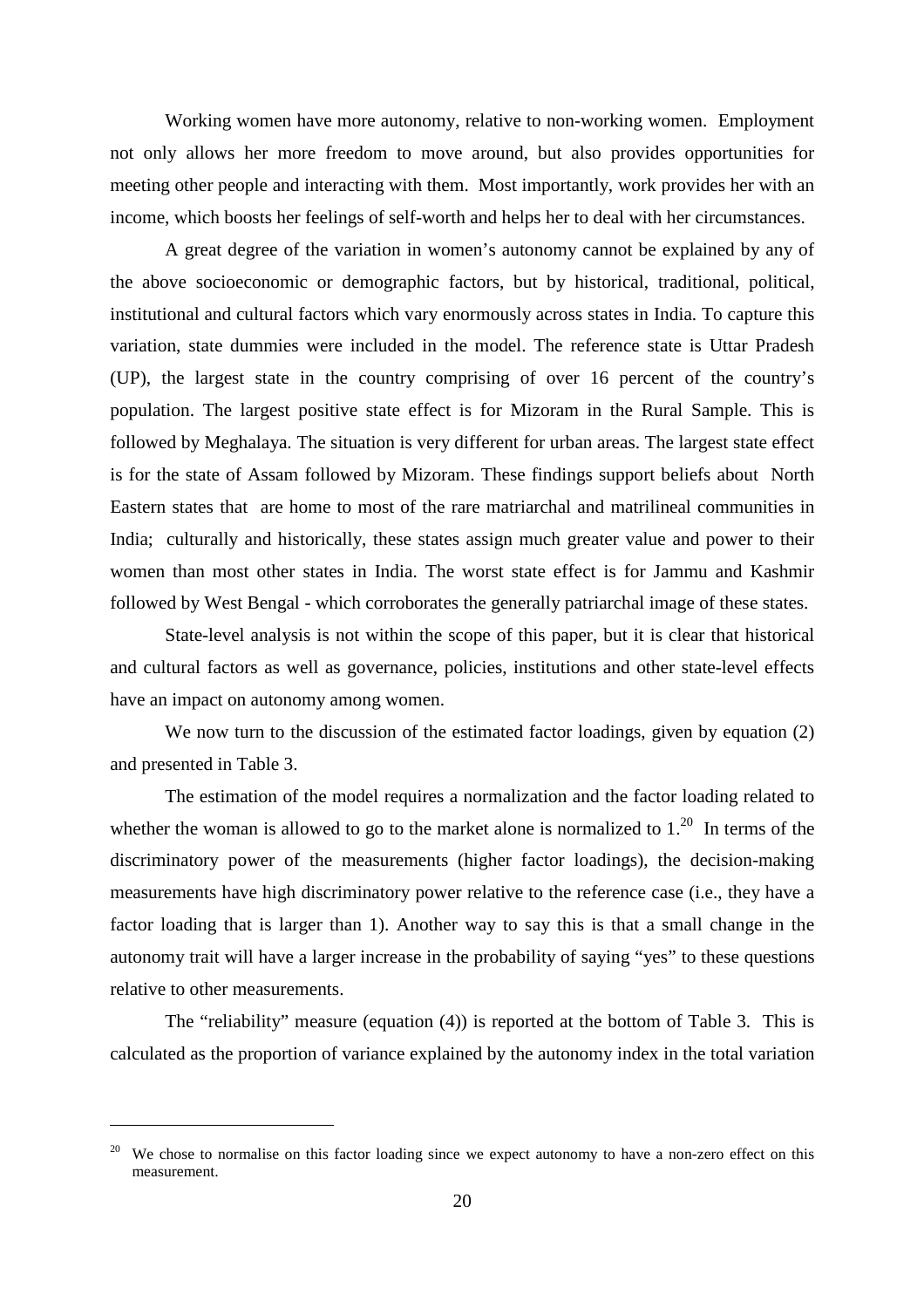Working women have more autonomy, relative to non-working women. Employment not only allows her more freedom to move around, but also provides opportunities for meeting other people and interacting with them. Most importantly, work provides her with an income, which boosts her feelings of self-worth and helps her to deal with her circumstances.

A great degree of the variation in women's autonomy cannot be explained by any of the above socioeconomic or demographic factors, but by historical, traditional, political, institutional and cultural factors which vary enormously across states in India. To capture this variation, state dummies were included in the model. The reference state is Uttar Pradesh (UP), the largest state in the country comprising of over 16 percent of the country's population. The largest positive state effect is for Mizoram in the Rural Sample. This is followed by Meghalaya. The situation is very different for urban areas. The largest state effect is for the state of Assam followed by Mizoram. These findings support beliefs about North Eastern states that are home to most of the rare matriarchal and matrilineal communities in India; culturally and historically, these states assign much greater value and power to their women than most other states in India. The worst state effect is for Jammu and Kashmir followed by West Bengal - which corroborates the generally patriarchal image of these states.

State-level analysis is not within the scope of this paper, but it is clear that historical and cultural factors as well as governance, policies, institutions and other state-level effects have an impact on autonomy among women.

We now turn to the discussion of the estimated factor loadings, given by equation (2) and presented in Table 3.

The estimation of the model requires a normalization and the factor loading related to whether the woman is allowed to go to the market alone is normalized to 1.[20] In terms of the discriminatory power of the measurements (higher factor loadings), the decision-making measurements have high discriminatory power relative to the reference case (i.e., they have a factor loading that is larger than 1). Another way to say this is that a small change in the autonomy trait will have a larger increase in the probability of saying "yes" to these questions relative to other measurements.

The "reliability" measure (equation (4)) is reported at the bottom of Table 3. This is calculated as the proportion of variance explained by the autonomy index in the total variation

---

[20] We chose to normalise on this factor loading since we expect autonomy to have a non-zero effect on this measurement.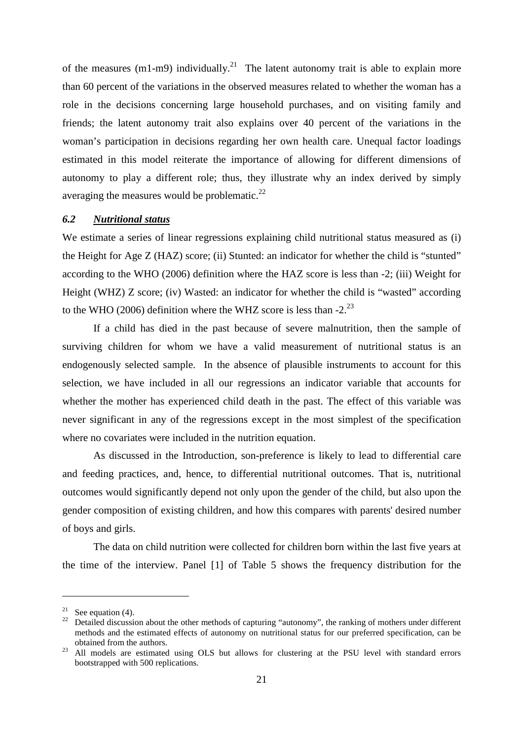of the measures (m1-m9) individually.[21] The latent autonomy trait is able to explain more than 60 percent of the variations in the observed measures related to whether the woman has a role in the decisions concerning large household purchases, and on visiting family and friends; the latent autonomy trait also explains over 40 percent of the variations in the woman's participation in decisions regarding her own health care. Unequal factor loadings estimated in this model reiterate the importance of allowing for different dimensions of autonomy to play a different role; thus, they illustrate why an index derived by simply averaging the measures would be problematic.[22]

### *6.2 Nutritional status*

We estimate a series of linear regressions explaining child nutritional status measured as (i) the Height for Age Z (HAZ) score; (ii) Stunted: an indicator for whether the child is "stunted" according to the WHO (2006) definition where the HAZ score is less than -2; (iii) Weight for Height (WHZ) Z score; (iv) Wasted: an indicator for whether the child is "wasted" according to the WHO (2006) definition where the WHZ score is less than -2.[23]

If a child has died in the past because of severe malnutrition, then the sample of surviving children for whom we have a valid measurement of nutritional status is an endogenously selected sample. In the absence of plausible instruments to account for this selection, we have included in all our regressions an indicator variable that accounts for whether the mother has experienced child death in the past. The effect of this variable was never significant in any of the regressions except in the most simplest of the specification where no covariates were included in the nutrition equation.

As discussed in the Introduction, son-preference is likely to lead to differential care and feeding practices, and, hence, to differential nutritional outcomes. That is, nutritional outcomes would significantly depend not only upon the gender of the child, but also upon the gender composition of existing children, and how this compares with parents' desired number of boys and girls.

The data on child nutrition were collected for children born within the last five years at the time of the interview. Panel [1] of Table 5 shows the frequency distribution for the

---

[21] See equation (4).

[22] Detailed discussion about the other methods of capturing "autonomy", the ranking of mothers under different methods and the estimated effects of autonomy on nutritional status for our preferred specification, can be obtained from the authors.

[23] All models are estimated using OLS but allows for clustering at the PSU level with standard errors bootstrapped with 500 replications.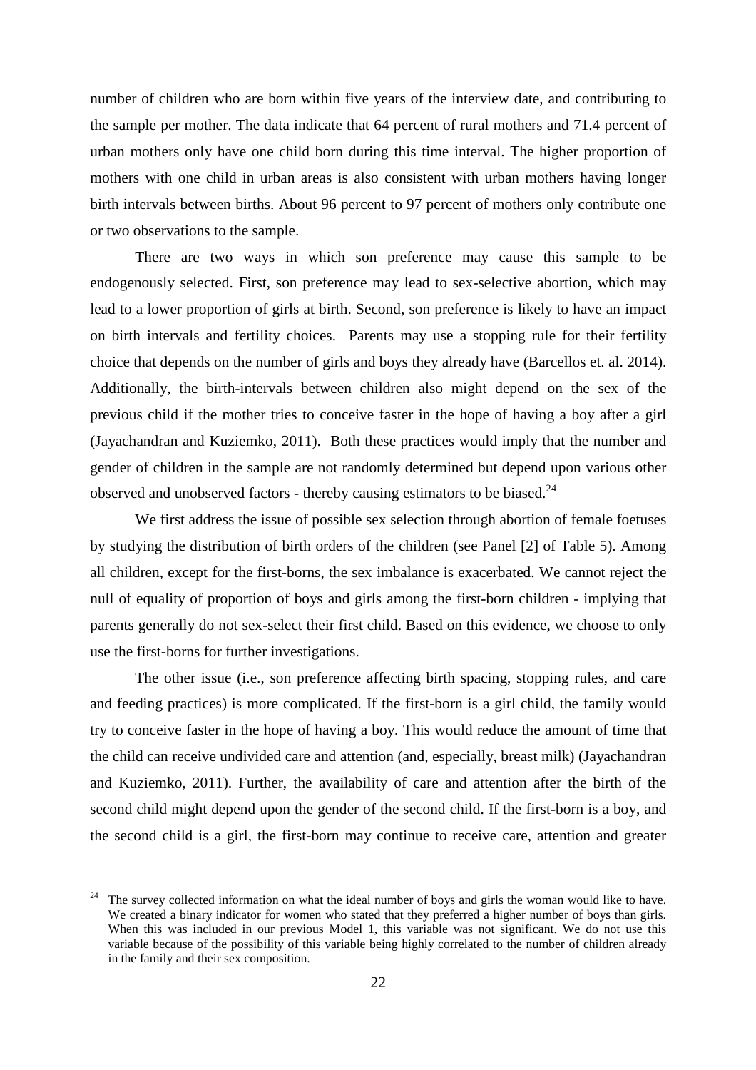number of children who are born within five years of the interview date, and contributing to the sample per mother. The data indicate that 64 percent of rural mothers and 71.4 percent of urban mothers only have one child born during this time interval. The higher proportion of mothers with one child in urban areas is also consistent with urban mothers having longer birth intervals between births. About 96 percent to 97 percent of mothers only contribute one or two observations to the sample.

There are two ways in which son preference may cause this sample to be endogenously selected. First, son preference may lead to sex-selective abortion, which may lead to a lower proportion of girls at birth. Second, son preference is likely to have an impact on birth intervals and fertility choices. Parents may use a stopping rule for their fertility choice that depends on the number of girls and boys they already have (Barcellos et. al. 2014). Additionally, the birth-intervals between children also might depend on the sex of the previous child if the mother tries to conceive faster in the hope of having a boy after a girl (Jayachandran and Kuziemko, 2011). Both these practices would imply that the number and gender of children in the sample are not randomly determined but depend upon various other observed and unobserved factors - thereby causing estimators to be biased.[24]

We first address the issue of possible sex selection through abortion of female foetuses by studying the distribution of birth orders of the children (see Panel [2] of Table 5). Among all children, except for the first-borns, the sex imbalance is exacerbated. We cannot reject the null of equality of proportion of boys and girls among the first-born children - implying that parents generally do not sex-select their first child. Based on this evidence, we choose to only use the first-borns for further investigations.

The other issue (i.e., son preference affecting birth spacing, stopping rules, and care and feeding practices) is more complicated. If the first-born is a girl child, the family would try to conceive faster in the hope of having a boy. This would reduce the amount of time that the child can receive undivided care and attention (and, especially, breast milk) (Jayachandran and Kuziemko, 2011). Further, the availability of care and attention after the birth of the second child might depend upon the gender of the second child. If the first-born is a boy, and the second child is a girl, the first-born may continue to receive care, attention and greater

[24] The survey collected information on what the ideal number of boys and girls the woman would like to have. We created a binary indicator for women who stated that they preferred a higher number of boys than girls. When this was included in our previous Model 1, this variable was not significant. We do not use this variable because of the possibility of this variable being highly correlated to the number of children already in the family and their sex composition.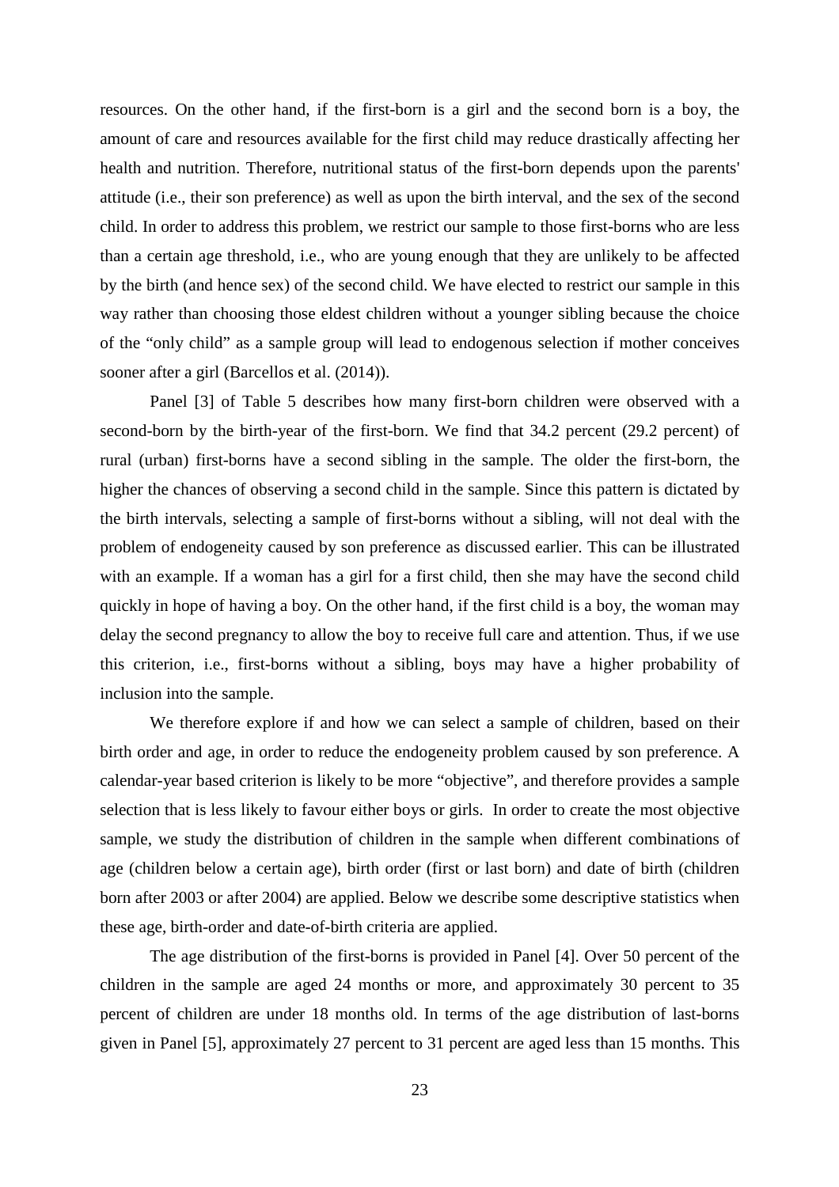resources. On the other hand, if the first-born is a girl and the second born is a boy, the amount of care and resources available for the first child may reduce drastically affecting her health and nutrition. Therefore, nutritional status of the first-born depends upon the parents' attitude (i.e., their son preference) as well as upon the birth interval, and the sex of the second child. In order to address this problem, we restrict our sample to those first-borns who are less than a certain age threshold, i.e., who are young enough that they are unlikely to be affected by the birth (and hence sex) of the second child. We have elected to restrict our sample in this way rather than choosing those eldest children without a younger sibling because the choice of the "only child" as a sample group will lead to endogenous selection if mother conceives sooner after a girl (Barcellos et al. (2014)).

Panel [3] of Table 5 describes how many first-born children were observed with a second-born by the birth-year of the first-born. We find that 34.2 percent (29.2 percent) of rural (urban) first-borns have a second sibling in the sample. The older the first-born, the higher the chances of observing a second child in the sample. Since this pattern is dictated by the birth intervals, selecting a sample of first-borns without a sibling, will not deal with the problem of endogeneity caused by son preference as discussed earlier. This can be illustrated with an example. If a woman has a girl for a first child, then she may have the second child quickly in hope of having a boy. On the other hand, if the first child is a boy, the woman may delay the second pregnancy to allow the boy to receive full care and attention. Thus, if we use this criterion, i.e., first-borns without a sibling, boys may have a higher probability of inclusion into the sample.

We therefore explore if and how we can select a sample of children, based on their birth order and age, in order to reduce the endogeneity problem caused by son preference. A calendar-year based criterion is likely to be more "objective", and therefore provides a sample selection that is less likely to favour either boys or girls. In order to create the most objective sample, we study the distribution of children in the sample when different combinations of age (children below a certain age), birth order (first or last born) and date of birth (children born after 2003 or after 2004) are applied. Below we describe some descriptive statistics when these age, birth-order and date-of-birth criteria are applied.

The age distribution of the first-borns is provided in Panel [4]. Over 50 percent of the children in the sample are aged 24 months or more, and approximately 30 percent to 35 percent of children are under 18 months old. In terms of the age distribution of last-borns given in Panel [5], approximately 27 percent to 31 percent are aged less than 15 months. This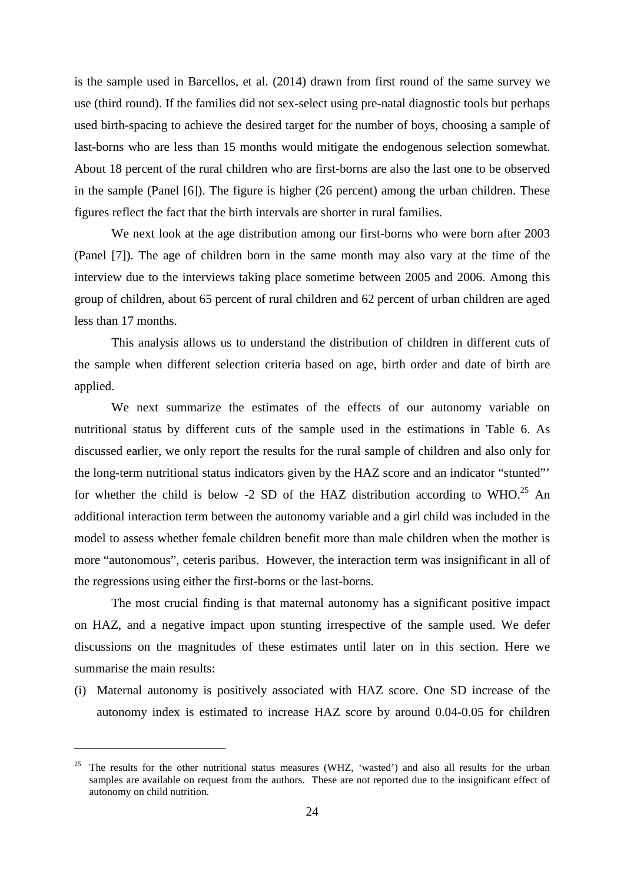is the sample used in Barcellos, et al. (2014) drawn from first round of the same survey we use (third round). If the families did not sex-select using pre-natal diagnostic tools but perhaps used birth-spacing to achieve the desired target for the number of boys, choosing a sample of last-borns who are less than 15 months would mitigate the endogenous selection somewhat. About 18 percent of the rural children who are first-borns are also the last one to be observed in the sample (Panel [6]). The figure is higher (26 percent) among the urban children. These figures reflect the fact that the birth intervals are shorter in rural families.

We next look at the age distribution among our first-borns who were born after 2003 (Panel [7]). The age of children born in the same month may also vary at the time of the interview due to the interviews taking place sometime between 2005 and 2006. Among this group of children, about 65 percent of rural children and 62 percent of urban children are aged less than 17 months.

This analysis allows us to understand the distribution of children in different cuts of the sample when different selection criteria based on age, birth order and date of birth are applied.

We next summarize the estimates of the effects of our autonomy variable on nutritional status by different cuts of the sample used in the estimations in Table 6. As discussed earlier, we only report the results for the rural sample of children and also only for the long-term nutritional status indicators given by the HAZ score and an indicator "stunted"' for whether the child is below -2 SD of the HAZ distribution according to WHO.[25] An additional interaction term between the autonomy variable and a girl child was included in the model to assess whether female children benefit more than male children when the mother is more "autonomous", ceteris paribus. However, the interaction term was insignificant in all of the regressions using either the first-borns or the last-borns.

The most crucial finding is that maternal autonomy has a significant positive impact on HAZ, and a negative impact upon stunting irrespective of the sample used. We defer discussions on the magnitudes of these estimates until later on in this section. Here we summarise the main results:

(i) Maternal autonomy is positively associated with HAZ score. One SD increase of the autonomy index is estimated to increase HAZ score by around 0.04-0.05 for children

---

[25] The results for the other nutritional status measures (WHZ, 'wasted') and also all results for the urban samples are available on request from the authors. These are not reported due to the insignificant effect of autonomy on child nutrition.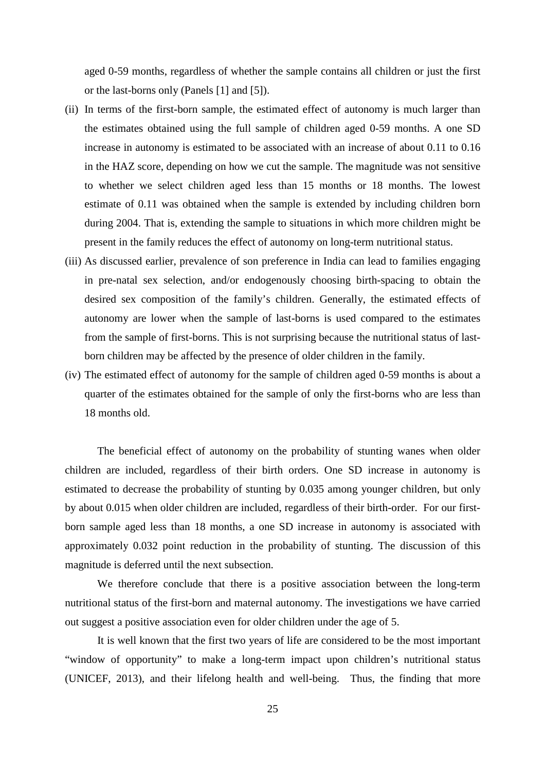aged 0-59 months, regardless of whether the sample contains all children or just the first or the last-borns only (Panels [1] and [5]).

(ii) In terms of the first-born sample, the estimated effect of autonomy is much larger than the estimates obtained using the full sample of children aged 0-59 months. A one SD increase in autonomy is estimated to be associated with an increase of about 0.11 to 0.16 in the HAZ score, depending on how we cut the sample. The magnitude was not sensitive to whether we select children aged less than 15 months or 18 months. The lowest estimate of 0.11 was obtained when the sample is extended by including children born during 2004. That is, extending the sample to situations in which more children might be present in the family reduces the effect of autonomy on long-term nutritional status.

(iii) As discussed earlier, prevalence of son preference in India can lead to families engaging in pre-natal sex selection, and/or endogenously choosing birth-spacing to obtain the desired sex composition of the family's children. Generally, the estimated effects of autonomy are lower when the sample of last-borns is used compared to the estimates from the sample of first-borns. This is not surprising because the nutritional status of last-born children may be affected by the presence of older children in the family.

(iv) The estimated effect of autonomy for the sample of children aged 0-59 months is about a quarter of the estimates obtained for the sample of only the first-borns who are less than 18 months old.

The beneficial effect of autonomy on the probability of stunting wanes when older children are included, regardless of their birth orders. One SD increase in autonomy is estimated to decrease the probability of stunting by 0.035 among younger children, but only by about 0.015 when older children are included, regardless of their birth-order. For our first-born sample aged less than 18 months, a one SD increase in autonomy is associated with approximately 0.032 point reduction in the probability of stunting. The discussion of this magnitude is deferred until the next subsection.

We therefore conclude that there is a positive association between the long-term nutritional status of the first-born and maternal autonomy. The investigations we have carried out suggest a positive association even for older children under the age of 5.

It is well known that the first two years of life are considered to be the most important "window of opportunity" to make a long-term impact upon children's nutritional status (UNICEF, 2013), and their lifelong health and well-being. Thus, the finding that more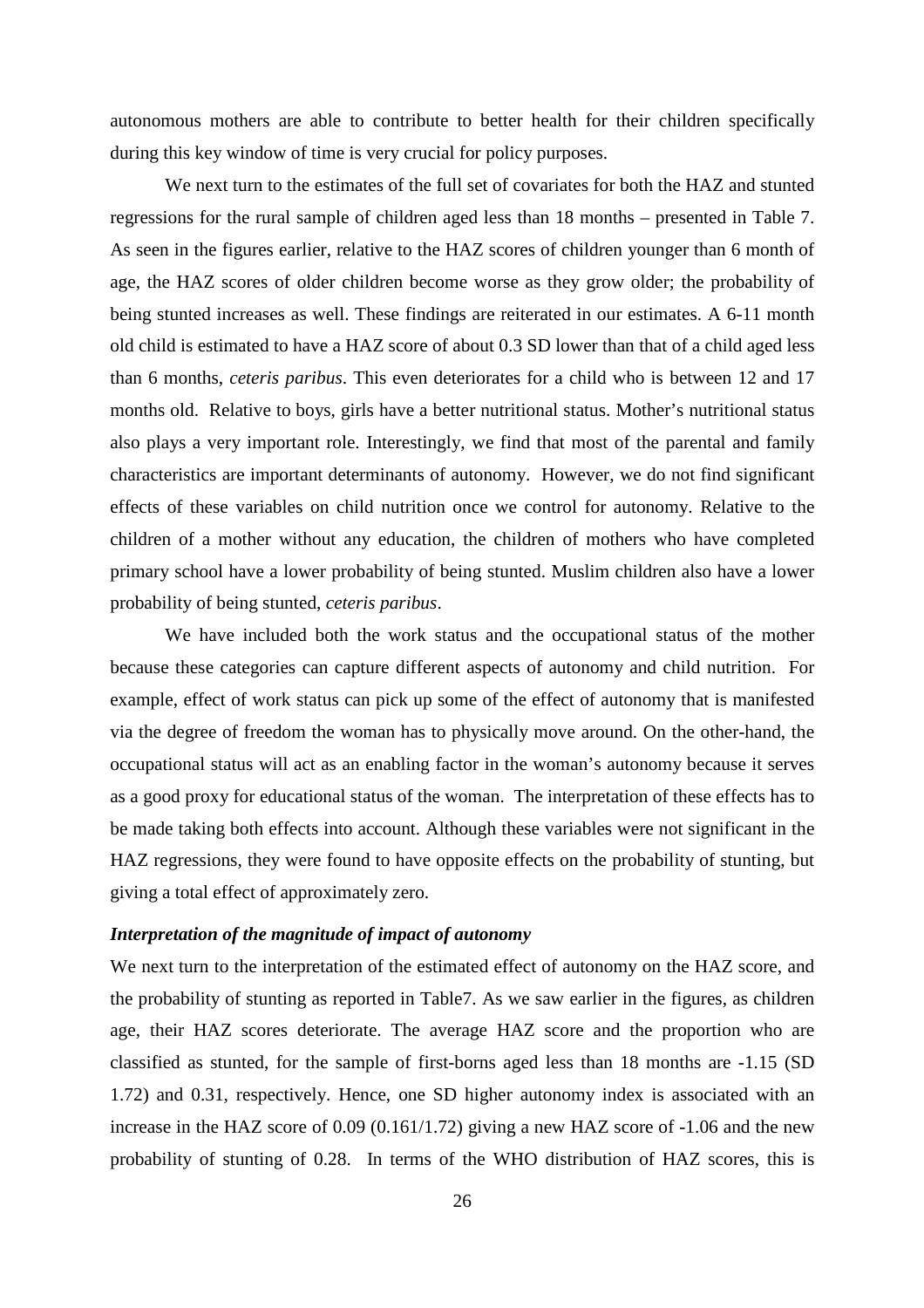autonomous mothers are able to contribute to better health for their children specifically during this key window of time is very crucial for policy purposes.

We next turn to the estimates of the full set of covariates for both the HAZ and stunted regressions for the rural sample of children aged less than 18 months – presented in Table 7. As seen in the figures earlier, relative to the HAZ scores of children younger than 6 month of age, the HAZ scores of older children become worse as they grow older; the probability of being stunted increases as well. These findings are reiterated in our estimates. A 6-11 month old child is estimated to have a HAZ score of about 0.3 SD lower than that of a child aged less than 6 months, *ceteris paribus*. This even deteriorates for a child who is between 12 and 17 months old. Relative to boys, girls have a better nutritional status. Mother's nutritional status also plays a very important role. Interestingly, we find that most of the parental and family characteristics are important determinants of autonomy. However, we do not find significant effects of these variables on child nutrition once we control for autonomy. Relative to the children of a mother without any education, the children of mothers who have completed primary school have a lower probability of being stunted. Muslim children also have a lower probability of being stunted, *ceteris paribus*.

We have included both the work status and the occupational status of the mother because these categories can capture different aspects of autonomy and child nutrition. For example, effect of work status can pick up some of the effect of autonomy that is manifested via the degree of freedom the woman has to physically move around. On the other-hand, the occupational status will act as an enabling factor in the woman's autonomy because it serves as a good proxy for educational status of the woman. The interpretation of these effects has to be made taking both effects into account. Although these variables were not significant in the HAZ regressions, they were found to have opposite effects on the probability of stunting, but giving a total effect of approximately zero.

***Interpretation of the magnitude of impact of autonomy***

We next turn to the interpretation of the estimated effect of autonomy on the HAZ score, and the probability of stunting as reported in Table7. As we saw earlier in the figures, as children age, their HAZ scores deteriorate. The average HAZ score and the proportion who are classified as stunted, for the sample of first-borns aged less than 18 months are -1.15 (SD 1.72) and 0.31, respectively. Hence, one SD higher autonomy index is associated with an increase in the HAZ score of 0.09 (0.161/1.72) giving a new HAZ score of -1.06 and the new probability of stunting of 0.28. In terms of the WHO distribution of HAZ scores, this is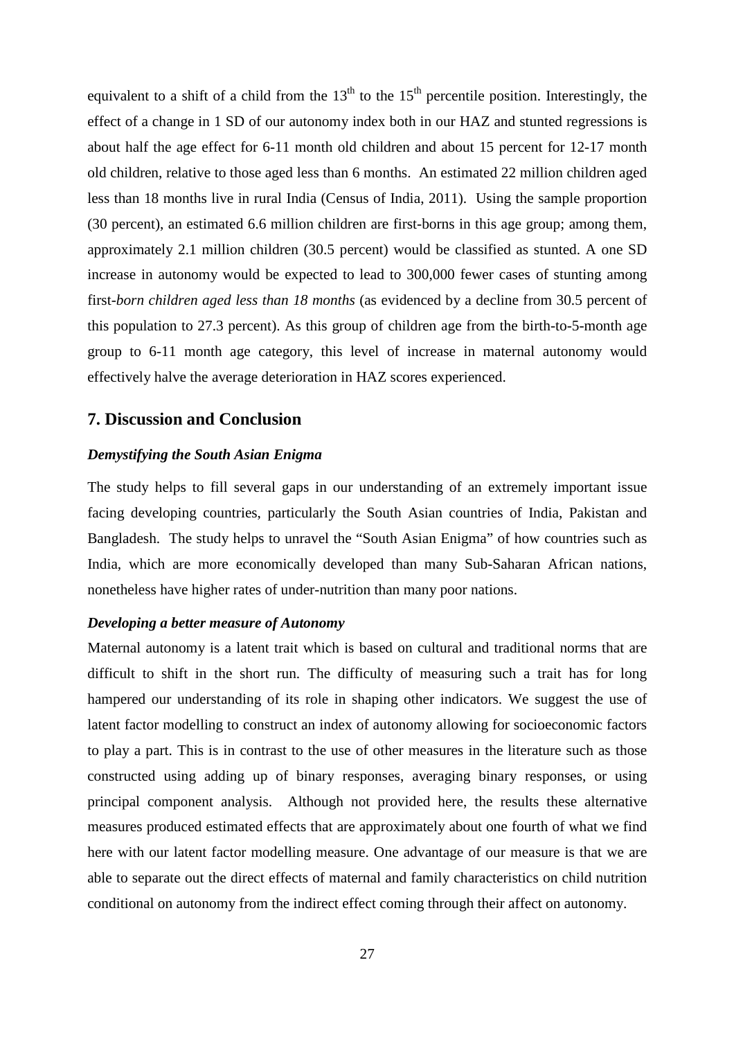equivalent to a shift of a child from the $13^{th}$ to the $15^{th}$ percentile position. Interestingly, the effect of a change in 1 SD of our autonomy index both in our HAZ and stunted regressions is about half the age effect for 6-11 month old children and about 15 percent for 12-17 month old children, relative to those aged less than 6 months. An estimated 22 million children aged less than 18 months live in rural India (Census of India, 2011). Using the sample proportion (30 percent), an estimated 6.6 million children are first-borns in this age group; among them, approximately 2.1 million children (30.5 percent) would be classified as stunted. A one SD increase in autonomy would be expected to lead to 300,000 fewer cases of stunting among first-*born children aged less than 18 months* (as evidenced by a decline from 30.5 percent of this population to 27.3 percent). As this group of children age from the birth-to-5-month age group to 6-11 month age category, this level of increase in maternal autonomy would effectively halve the average deterioration in HAZ scores experienced.

## 7. Discussion and Conclusion

### *Demystifying the South Asian Enigma*

The study helps to fill several gaps in our understanding of an extremely important issue facing developing countries, particularly the South Asian countries of India, Pakistan and Bangladesh. The study helps to unravel the "South Asian Enigma" of how countries such as India, which are more economically developed than many Sub-Saharan African nations, nonetheless have higher rates of under-nutrition than many poor nations.

### *Developing a better measure of Autonomy*

Maternal autonomy is a latent trait which is based on cultural and traditional norms that are difficult to shift in the short run. The difficulty of measuring such a trait has for long hampered our understanding of its role in shaping other indicators. We suggest the use of latent factor modelling to construct an index of autonomy allowing for socioeconomic factors to play a part. This is in contrast to the use of other measures in the literature such as those constructed using adding up of binary responses, averaging binary responses, or using principal component analysis. Although not provided here, the results these alternative measures produced estimated effects that are approximately about one fourth of what we find here with our latent factor modelling measure. One advantage of our measure is that we are able to separate out the direct effects of maternal and family characteristics on child nutrition conditional on autonomy from the indirect effect coming through their affect on autonomy.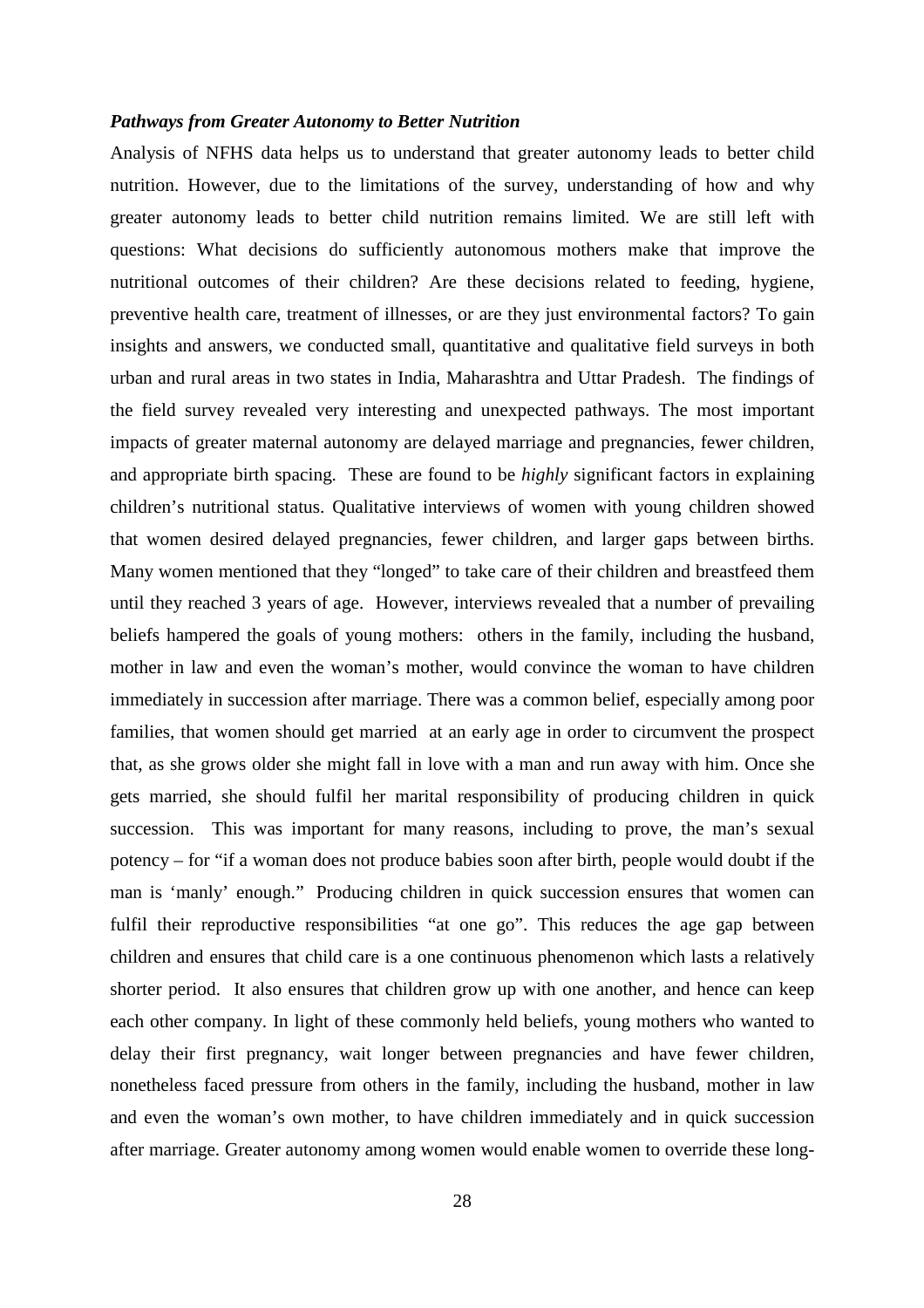***Pathways from Greater Autonomy to Better Nutrition***

Analysis of NFHS data helps us to understand that greater autonomy leads to better child nutrition. However, due to the limitations of the survey, understanding of how and why greater autonomy leads to better child nutrition remains limited. We are still left with questions: What decisions do sufficiently autonomous mothers make that improve the nutritional outcomes of their children? Are these decisions related to feeding, hygiene, preventive health care, treatment of illnesses, or are they just environmental factors? To gain insights and answers, we conducted small, quantitative and qualitative field surveys in both urban and rural areas in two states in India, Maharashtra and Uttar Pradesh. The findings of the field survey revealed very interesting and unexpected pathways. The most important impacts of greater maternal autonomy are delayed marriage and pregnancies, fewer children, and appropriate birth spacing. These are found to be *highly* significant factors in explaining children's nutritional status. Qualitative interviews of women with young children showed that women desired delayed pregnancies, fewer children, and larger gaps between births. Many women mentioned that they "longed" to take care of their children and breastfeed them until they reached 3 years of age. However, interviews revealed that a number of prevailing beliefs hampered the goals of young mothers: others in the family, including the husband, mother in law and even the woman's mother, would convince the woman to have children immediately in succession after marriage. There was a common belief, especially among poor families, that women should get married at an early age in order to circumvent the prospect that, as she grows older she might fall in love with a man and run away with him. Once she gets married, she should fulfil her marital responsibility of producing children in quick succession. This was important for many reasons, including to prove, the man's sexual potency – for "if a woman does not produce babies soon after birth, people would doubt if the man is 'manly' enough." Producing children in quick succession ensures that women can fulfil their reproductive responsibilities "at one go". This reduces the age gap between children and ensures that child care is a one continuous phenomenon which lasts a relatively shorter period. It also ensures that children grow up with one another, and hence can keep each other company. In light of these commonly held beliefs, young mothers who wanted to delay their first pregnancy, wait longer between pregnancies and have fewer children, nonetheless faced pressure from others in the family, including the husband, mother in law and even the woman's own mother, to have children immediately and in quick succession after marriage. Greater autonomy among women would enable women to override these long-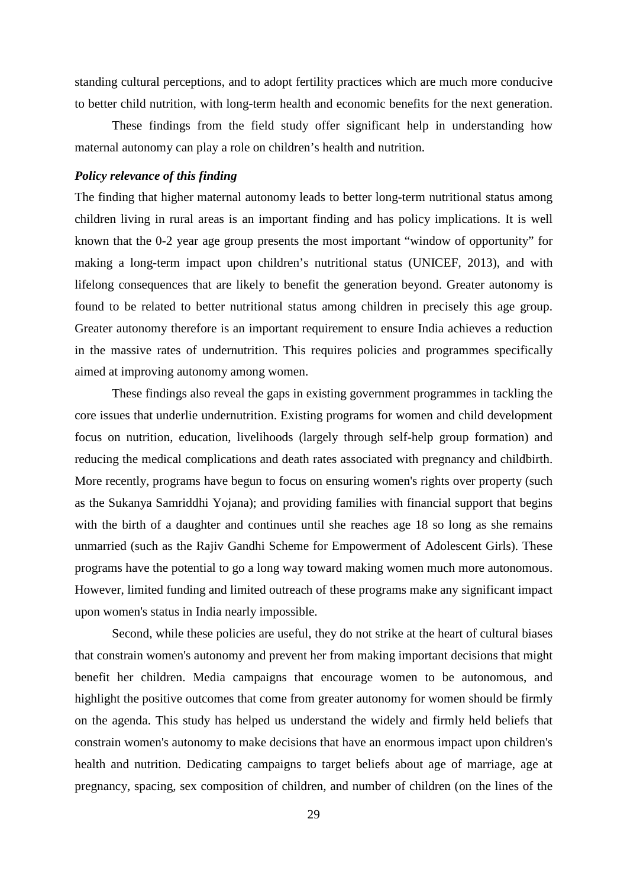standing cultural perceptions, and to adopt fertility practices which are much more conducive to better child nutrition, with long-term health and economic benefits for the next generation.

These findings from the field study offer significant help in understanding how maternal autonomy can play a role on children's health and nutrition.

***Policy relevance of this finding***

The finding that higher maternal autonomy leads to better long-term nutritional status among children living in rural areas is an important finding and has policy implications. It is well known that the 0-2 year age group presents the most important "window of opportunity" for making a long-term impact upon children's nutritional status (UNICEF, 2013), and with lifelong consequences that are likely to benefit the generation beyond. Greater autonomy is found to be related to better nutritional status among children in precisely this age group. Greater autonomy therefore is an important requirement to ensure India achieves a reduction in the massive rates of undernutrition. This requires policies and programmes specifically aimed at improving autonomy among women.

These findings also reveal the gaps in existing government programmes in tackling the core issues that underlie undernutrition. Existing programs for women and child development focus on nutrition, education, livelihoods (largely through self-help group formation) and reducing the medical complications and death rates associated with pregnancy and childbirth. More recently, programs have begun to focus on ensuring women's rights over property (such as the Sukanya Samriddhi Yojana); and providing families with financial support that begins with the birth of a daughter and continues until she reaches age 18 so long as she remains unmarried (such as the Rajiv Gandhi Scheme for Empowerment of Adolescent Girls). These programs have the potential to go a long way toward making women much more autonomous. However, limited funding and limited outreach of these programs make any significant impact upon women's status in India nearly impossible.

Second, while these policies are useful, they do not strike at the heart of cultural biases that constrain women's autonomy and prevent her from making important decisions that might benefit her children. Media campaigns that encourage women to be autonomous, and highlight the positive outcomes that come from greater autonomy for women should be firmly on the agenda. This study has helped us understand the widely and firmly held beliefs that constrain women's autonomy to make decisions that have an enormous impact upon children's health and nutrition. Dedicating campaigns to target beliefs about age of marriage, age at pregnancy, spacing, sex composition of children, and number of children (on the lines of the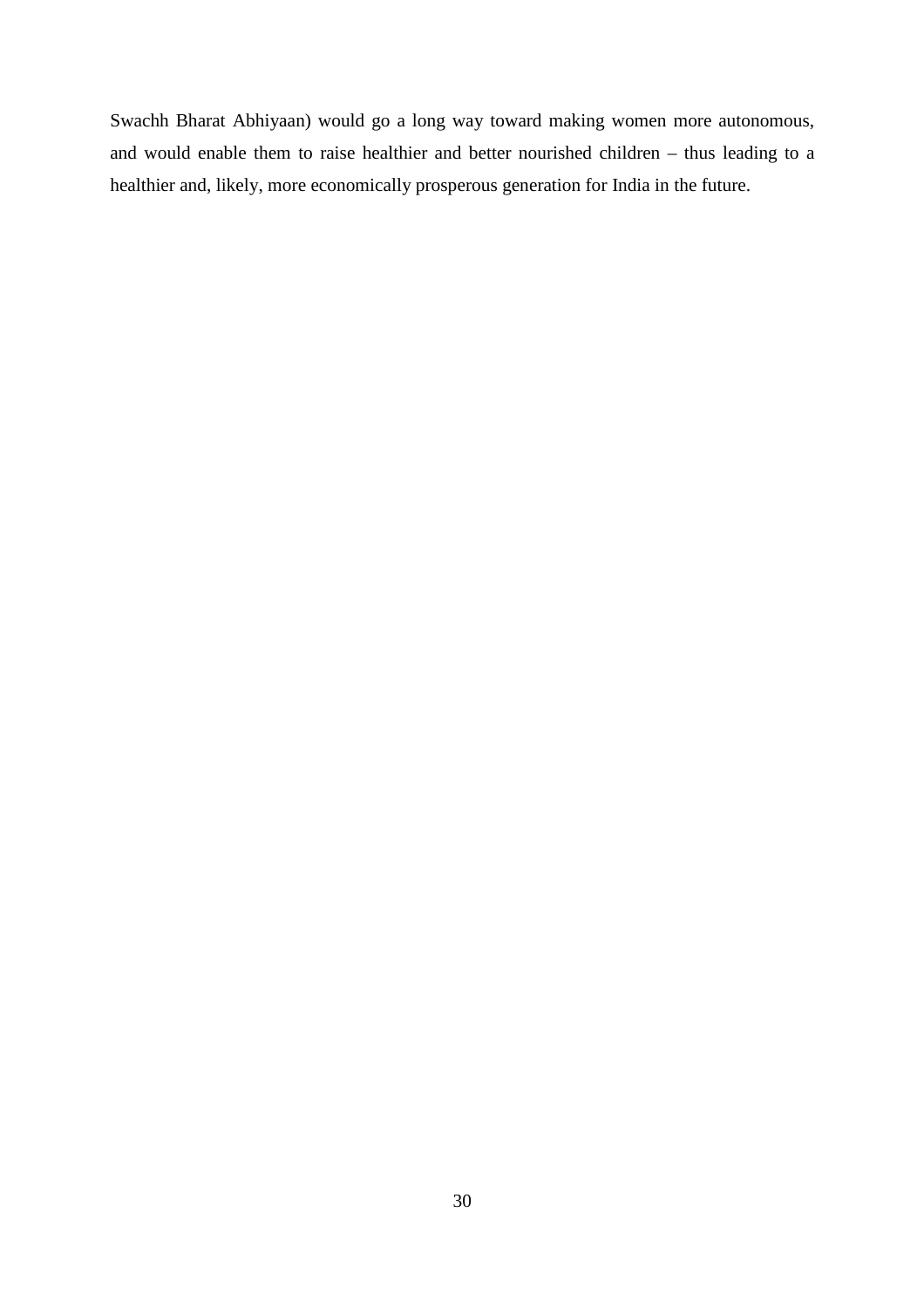Swachh Bharat Abhiyaan) would go a long way toward making women more autonomous, and would enable them to raise healthier and better nourished children – thus leading to a healthier and, likely, more economically prosperous generation for India in the future.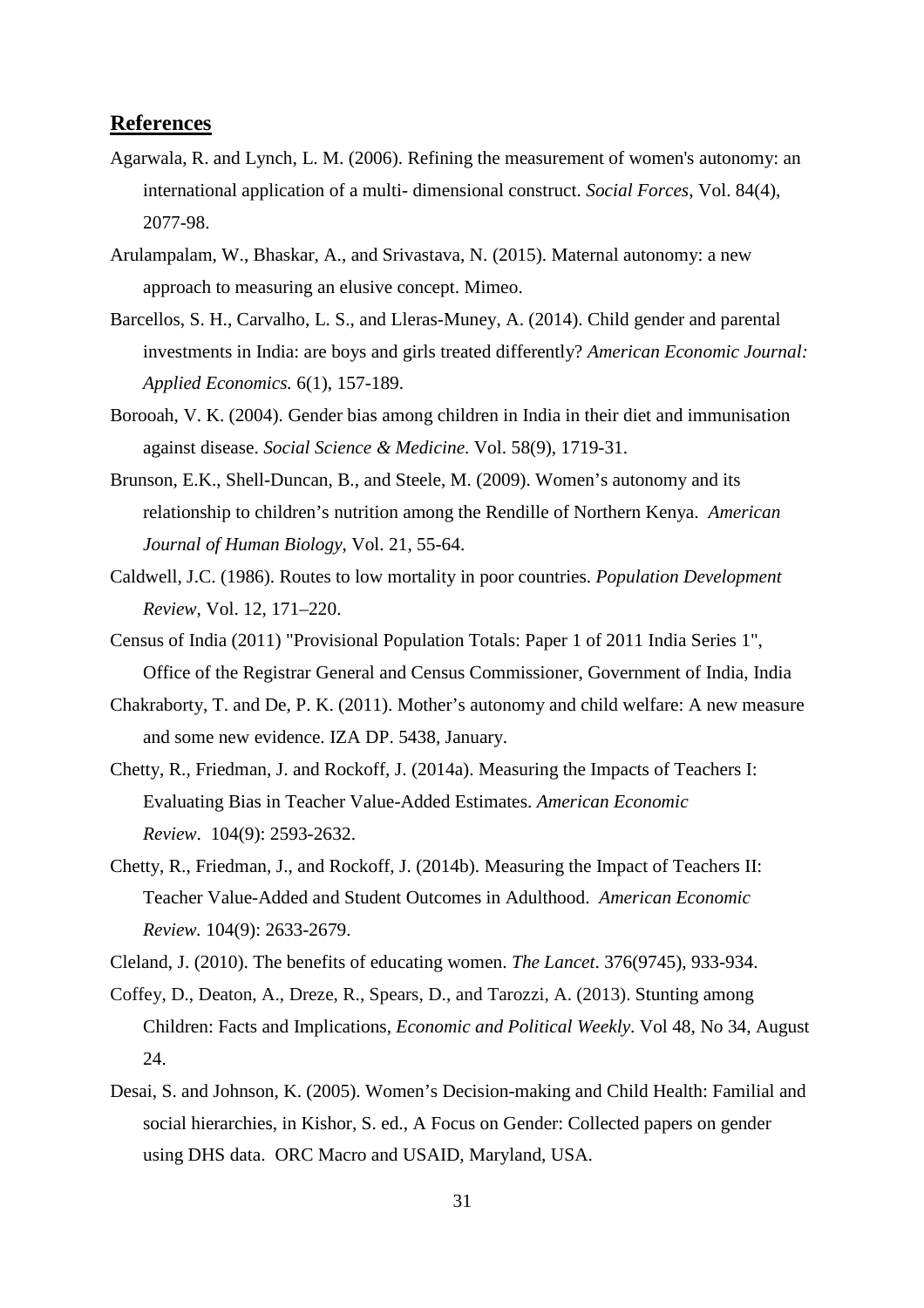## References

Agarwala, R. and Lynch, L. M. (2006). Refining the measurement of women's autonomy: an international application of a multi- dimensional construct. *Social Forces*, Vol. 84(4), 2077-98.

Arulampalam, W., Bhaskar, A., and Srivastava, N. (2015). Maternal autonomy: a new approach to measuring an elusive concept. Mimeo.

Barcellos, S. H., Carvalho, L. S., and Lleras-Muney, A. (2014). Child gender and parental investments in India: are boys and girls treated differently? *American Economic Journal: Applied Economics.* 6(1), 157-189.

Borooah, V. K. (2004). Gender bias among children in India in their diet and immunisation against disease. *Social Science & Medicine*. Vol. 58(9), 1719-31.

Brunson, E.K., Shell-Duncan, B., and Steele, M. (2009). Women's autonomy and its relationship to children's nutrition among the Rendille of Northern Kenya. *American Journal of Human Biology*, Vol. 21, 55-64.

Caldwell, J.C. (1986). Routes to low mortality in poor countries. *Population Development Review*, Vol. 12, 171–220.

Census of India (2011) "Provisional Population Totals: Paper 1 of 2011 India Series 1", Office of the Registrar General and Census Commissioner, Government of India, India

Chakraborty, T. and De, P. K. (2011). Mother's autonomy and child welfare: A new measure and some new evidence. IZA DP. 5438, January.

Chetty, R., Friedman, J. and Rockoff, J. (2014a). Measuring the Impacts of Teachers I: Evaluating Bias in Teacher Value-Added Estimates. *American Economic Review*. 104(9): 2593-2632.

Chetty, R., Friedman, J., and Rockoff, J. (2014b). Measuring the Impact of Teachers II: Teacher Value-Added and Student Outcomes in Adulthood. *American Economic Review.* 104(9): 2633-2679.

Cleland, J. (2010). The benefits of educating women. *The Lancet*. 376(9745), 933-934.

Coffey, D., Deaton, A., Dreze, R., Spears, D., and Tarozzi, A. (2013). Stunting among Children: Facts and Implications, *Economic and Political Weekly*. Vol 48, No 34, August 24.

Desai, S. and Johnson, K. (2005). Women's Decision-making and Child Health: Familial and social hierarchies, in Kishor, S. ed., A Focus on Gender: Collected papers on gender using DHS data. ORC Macro and USAID, Maryland, USA.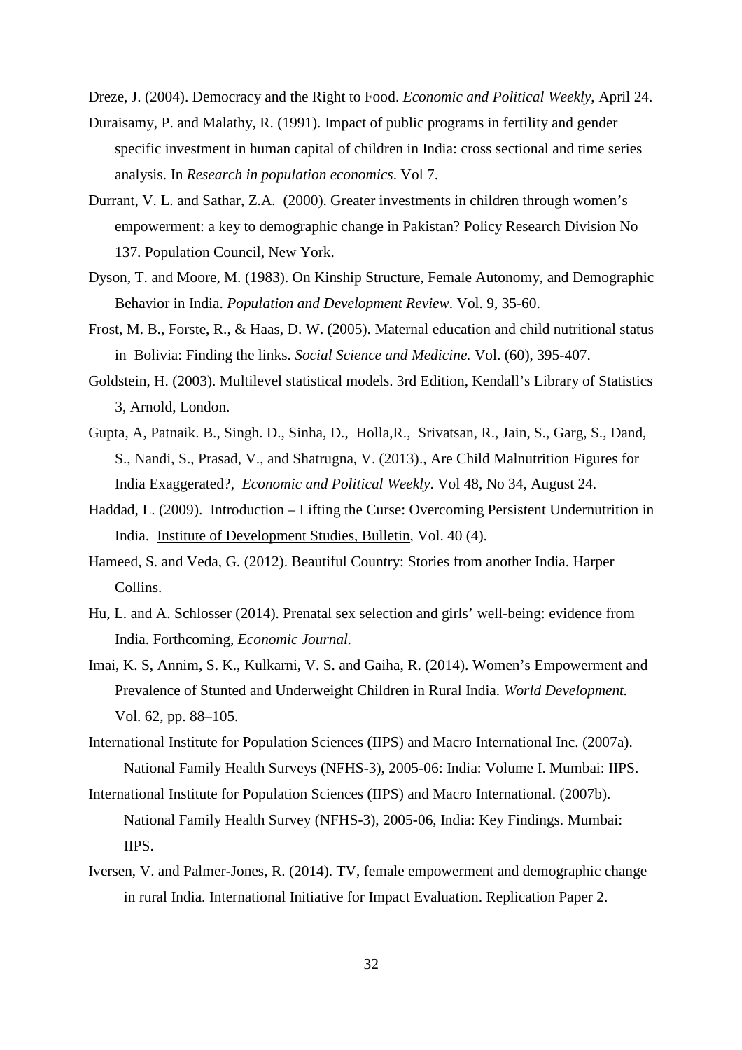Dreze, J. (2004). Democracy and the Right to Food. *Economic and Political Weekly*, April 24.

Duraisamy, P. and Malathy, R. (1991). Impact of public programs in fertility and gender specific investment in human capital of children in India: cross sectional and time series analysis. In *Research in population economics*. Vol 7.

Durrant, V. L. and Sathar, Z.A. (2000). Greater investments in children through women's empowerment: a key to demographic change in Pakistan? Policy Research Division No 137. Population Council, New York.

Dyson, T. and Moore, M. (1983). On Kinship Structure, Female Autonomy, and Demographic Behavior in India. *Population and Development Review*. Vol. 9, 35-60.

Frost, M. B., Forste, R., & Haas, D. W. (2005). Maternal education and child nutritional status in Bolivia: Finding the links. *Social Science and Medicine.* Vol. (60), 395-407.

Goldstein, H. (2003). Multilevel statistical models. 3rd Edition, Kendall's Library of Statistics 3, Arnold, London.

Gupta, A, Patnaik. B., Singh. D., Sinha, D., Holla,R., Srivatsan, R., Jain, S., Garg, S., Dand, S., Nandi, S., Prasad, V., and Shatrugna, V. (2013)., Are Child Malnutrition Figures for India Exaggerated?, *Economic and Political Weekly*. Vol 48, No 34, August 24.

Haddad, L. (2009). Introduction – Lifting the Curse: Overcoming Persistent Undernutrition in India. Institute of Development Studies, Bulletin, Vol. 40 (4).

Hameed, S. and Veda, G. (2012). Beautiful Country: Stories from another India. Harper Collins.

Hu, L. and A. Schlosser (2014). Prenatal sex selection and girls' well-being: evidence from India. Forthcoming, *Economic Journal.*

Imai, K. S, Annim, S. K., Kulkarni, V. S. and Gaiha, R. (2014). Women's Empowerment and Prevalence of Stunted and Underweight Children in Rural India. *World Development.* Vol. 62, pp. 88–105.

International Institute for Population Sciences (IIPS) and Macro International Inc. (2007a). National Family Health Surveys (NFHS-3), 2005-06: India: Volume I. Mumbai: IIPS.

International Institute for Population Sciences (IIPS) and Macro International. (2007b). National Family Health Survey (NFHS-3), 2005-06, India: Key Findings. Mumbai: IIPS.

Iversen, V. and Palmer-Jones, R. (2014). TV, female empowerment and demographic change in rural India. International Initiative for Impact Evaluation. Replication Paper 2.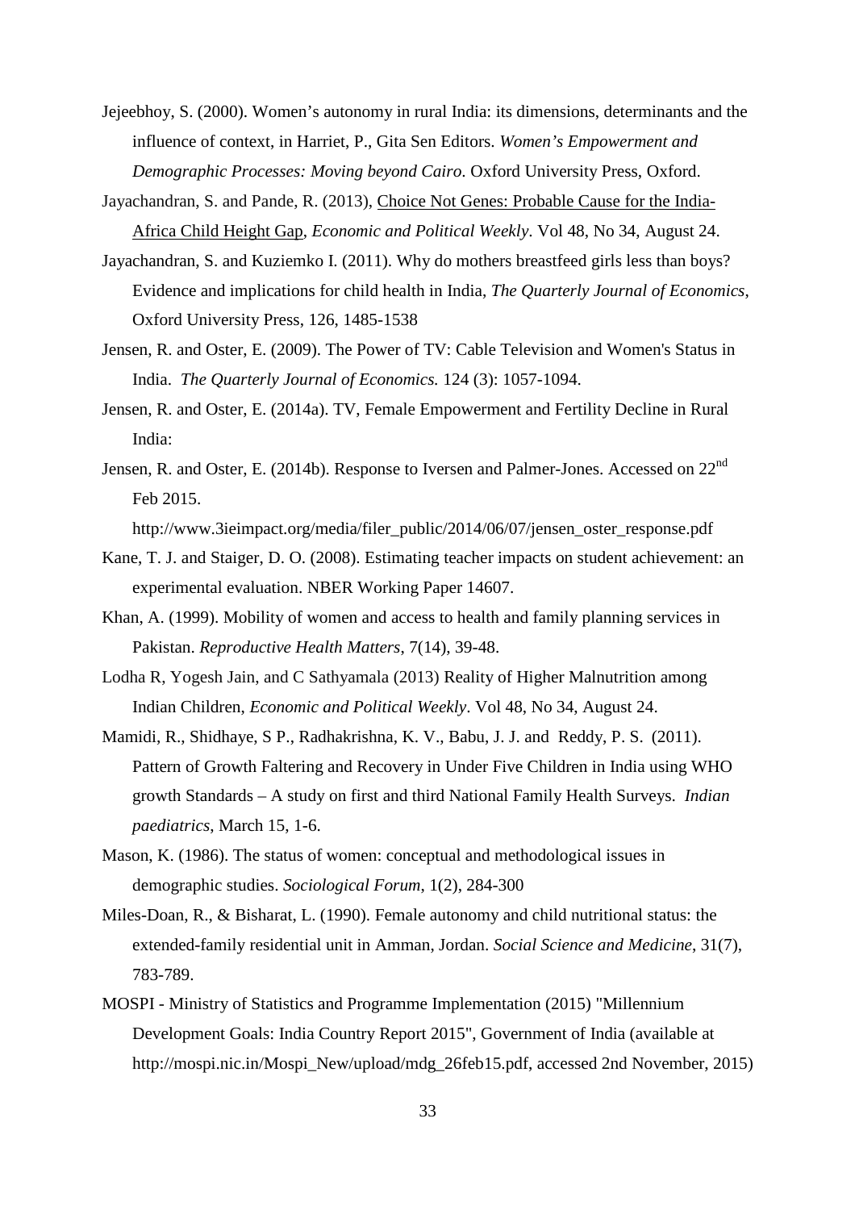Jejeebhoy, S. (2000). Women's autonomy in rural India: its dimensions, determinants and the influence of context, in Harriet, P., Gita Sen Editors. *Women's Empowerment and Demographic Processes: Moving beyond Cairo*. Oxford University Press, Oxford.

Jayachandran, S. and Pande, R. (2013), Choice Not Genes: Probable Cause for the India-Africa Child Height Gap, *Economic and Political Weekly*. Vol 48, No 34, August 24.

Jayachandran, S. and Kuziemko I. (2011). Why do mothers breastfeed girls less than boys? Evidence and implications for child health in India, *The Quarterly Journal of Economics*, Oxford University Press, 126, 1485-1538

Jensen, R. and Oster, E. (2009). The Power of TV: Cable Television and Women's Status in India. *The Quarterly Journal of Economics.* 124 (3): 1057-1094.

Jensen, R. and Oster, E. (2014a). TV, Female Empowerment and Fertility Decline in Rural India:

Jensen, R. and Oster, E. (2014b). Response to Iversen and Palmer-Jones. Accessed on 22nd Feb 2015.

http://www.3ieimpact.org/media/filer_public/2014/06/07/jensen_oster_response.pdf

Kane, T. J. and Staiger, D. O. (2008). Estimating teacher impacts on student achievement: an experimental evaluation. NBER Working Paper 14607.

Khan, A. (1999). Mobility of women and access to health and family planning services in Pakistan. *Reproductive Health Matters*, 7(14), 39-48.

Lodha R, Yogesh Jain, and C Sathyamala (2013) Reality of Higher Malnutrition among Indian Children, *Economic and Political Weekly*. Vol 48, No 34, August 24.

Mamidi, R., Shidhaye, S P., Radhakrishna, K. V., Babu, J. J. and Reddy, P. S. (2011). Pattern of Growth Faltering and Recovery in Under Five Children in India using WHO growth Standards – A study on first and third National Family Health Surveys. *Indian paediatrics*, March 15, 1-6.

Mason, K. (1986). The status of women: conceptual and methodological issues in demographic studies. *Sociological Forum*, 1(2), 284-300

Miles-Doan, R., & Bisharat, L. (1990). Female autonomy and child nutritional status: the extended-family residential unit in Amman, Jordan. *Social Science and Medicine*, 31(7), 783-789.

MOSPI - Ministry of Statistics and Programme Implementation (2015) "Millennium Development Goals: India Country Report 2015", Government of India (available at http://mospi.nic.in/Mospi_New/upload/mdg_26feb15.pdf, accessed 2nd November, 2015)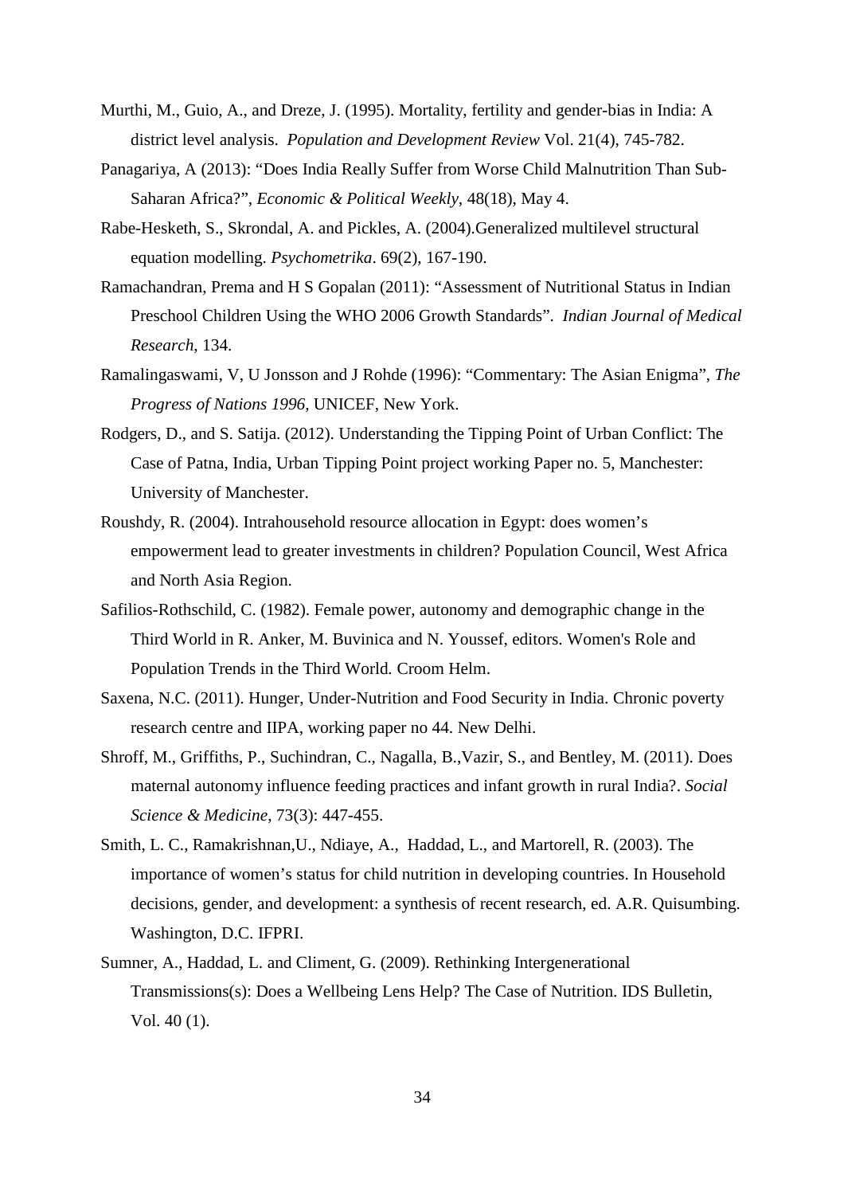Murthi, M., Guio, A., and Dreze, J. (1995). Mortality, fertility and gender-bias in India: A district level analysis. *Population and Development Review* Vol. 21(4), 745-782.

Panagariya, A (2013): "Does India Really Suffer from Worse Child Malnutrition Than Sub-Saharan Africa?", *Economic & Political Weekly*, 48(18), May 4.

Rabe-Hesketh, S., Skrondal, A. and Pickles, A. (2004).Generalized multilevel structural equation modelling. *Psychometrika*. 69(2), 167-190.

Ramachandran, Prema and H S Gopalan (2011): "Assessment of Nutritional Status in Indian Preschool Children Using the WHO 2006 Growth Standards". *Indian Journal of Medical Research*, 134.

Ramalingaswami, V, U Jonsson and J Rohde (1996): "Commentary: The Asian Enigma", *The Progress of Nations 1996*, UNICEF, New York.

Rodgers, D., and S. Satija. (2012). Understanding the Tipping Point of Urban Conflict: The Case of Patna, India, Urban Tipping Point project working Paper no. 5, Manchester: University of Manchester.

Roushdy, R. (2004). Intrahousehold resource allocation in Egypt: does women's empowerment lead to greater investments in children? Population Council, West Africa and North Asia Region.

Safilios-Rothschild, C. (1982). Female power, autonomy and demographic change in the Third World in R. Anker, M. Buvinica and N. Youssef, editors. Women's Role and Population Trends in the Third World*.* Croom Helm.

Saxena, N.C. (2011). Hunger, Under-Nutrition and Food Security in India. Chronic poverty research centre and IIPA, working paper no 44. New Delhi.

Shroff, M., Griffiths, P., Suchindran, C., Nagalla, B.,Vazir, S., and Bentley, M. (2011). Does maternal autonomy influence feeding practices and infant growth in rural India?. *Social Science & Medicine*, 73(3): 447-455.

Smith, L. C., Ramakrishnan,U., Ndiaye, A., Haddad, L., and Martorell, R. (2003). The importance of women's status for child nutrition in developing countries. In Household decisions, gender, and development: a synthesis of recent research, ed. A.R. Quisumbing. Washington, D.C. IFPRI.

Sumner, A., Haddad, L. and Climent, G. (2009). Rethinking Intergenerational Transmissions(s): Does a Wellbeing Lens Help? The Case of Nutrition. IDS Bulletin, Vol. 40 (1).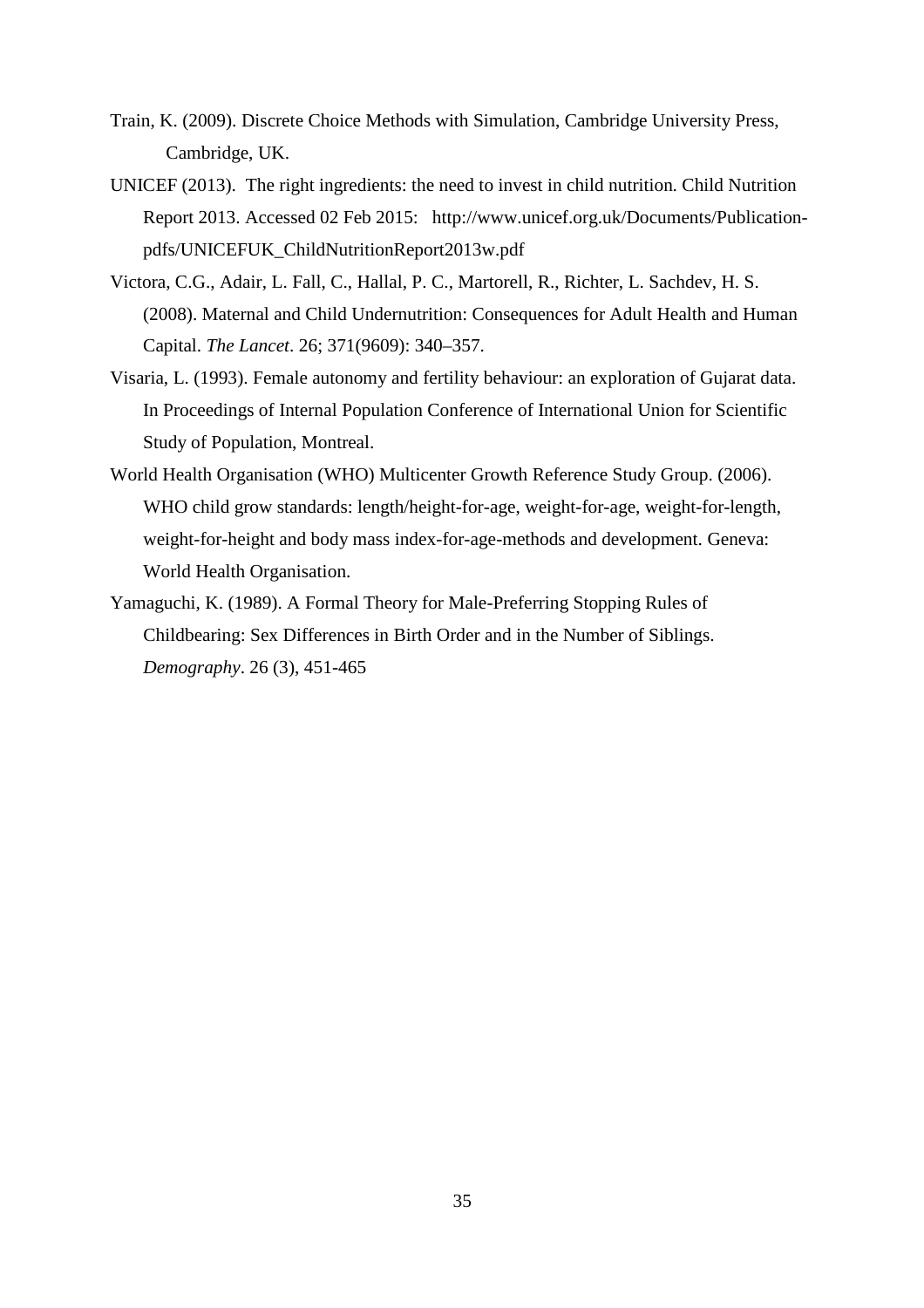Train, K. (2009). Discrete Choice Methods with Simulation, Cambridge University Press, Cambridge, UK.

UNICEF (2013). The right ingredients: the need to invest in child nutrition. Child Nutrition Report 2013. Accessed 02 Feb 2015: http://www.unicef.org.uk/Documents/Publication-pdfs/UNICEFUK_ChildNutritionReport2013w.pdf

Victora, C.G., Adair, L. Fall, C., Hallal, P. C., Martorell, R., Richter, L. Sachdev, H. S. (2008). Maternal and Child Undernutrition: Consequences for Adult Health and Human Capital. *The Lancet*. 26; 371(9609): 340–357.

Visaria, L. (1993). Female autonomy and fertility behaviour: an exploration of Gujarat data. In Proceedings of Internal Population Conference of International Union for Scientific Study of Population, Montreal.

World Health Organisation (WHO) Multicenter Growth Reference Study Group. (2006). WHO child grow standards: length/height-for-age, weight-for-age, weight-for-length, weight-for-height and body mass index-for-age-methods and development. Geneva: World Health Organisation.

Yamaguchi, K. (1989). A Formal Theory for Male-Preferring Stopping Rules of Childbearing: Sex Differences in Birth Order and in the Number of Siblings. *Demography*. 26 (3), 451-465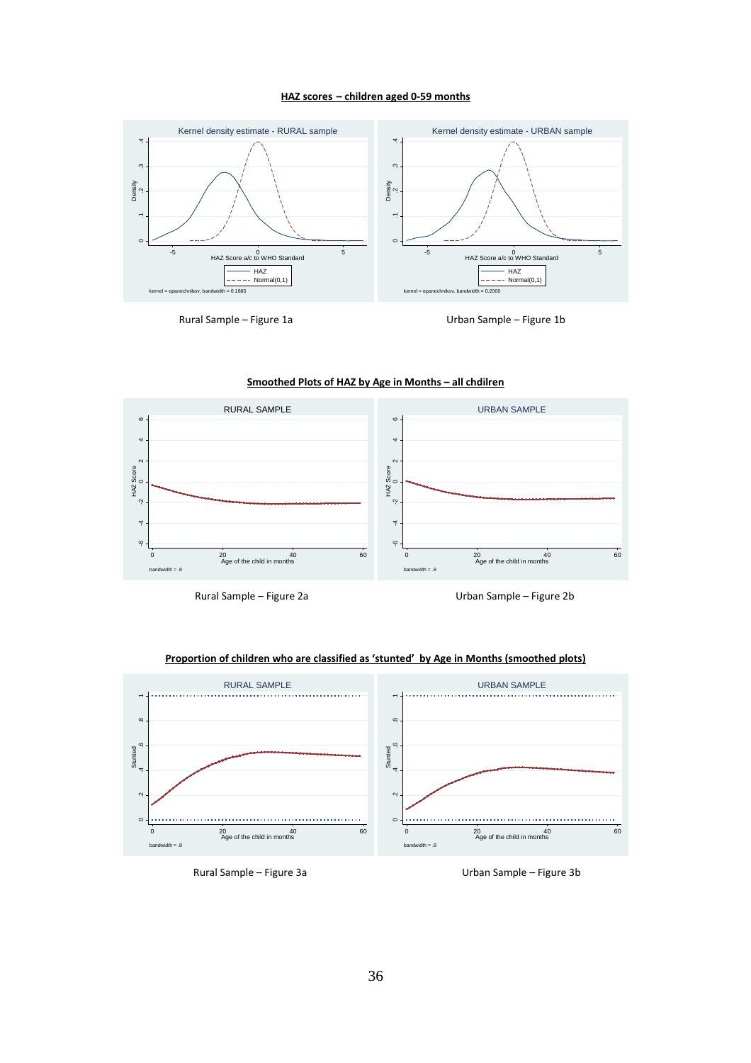**HAZ scores – children aged 0-59 months**

Rural Sample – Figure 1a

Urban Sample – Figure 1b

**Smoothed Plots of HAZ by Age in Months – all chdilren**

Rural Sample – Figure 2a

Urban Sample – Figure 2b

**Proportion of children who are classified as 'stunted' by Age in Months (smoothed plots)**

Rural Sample – Figure 3a

Urban Sample – Figure 3b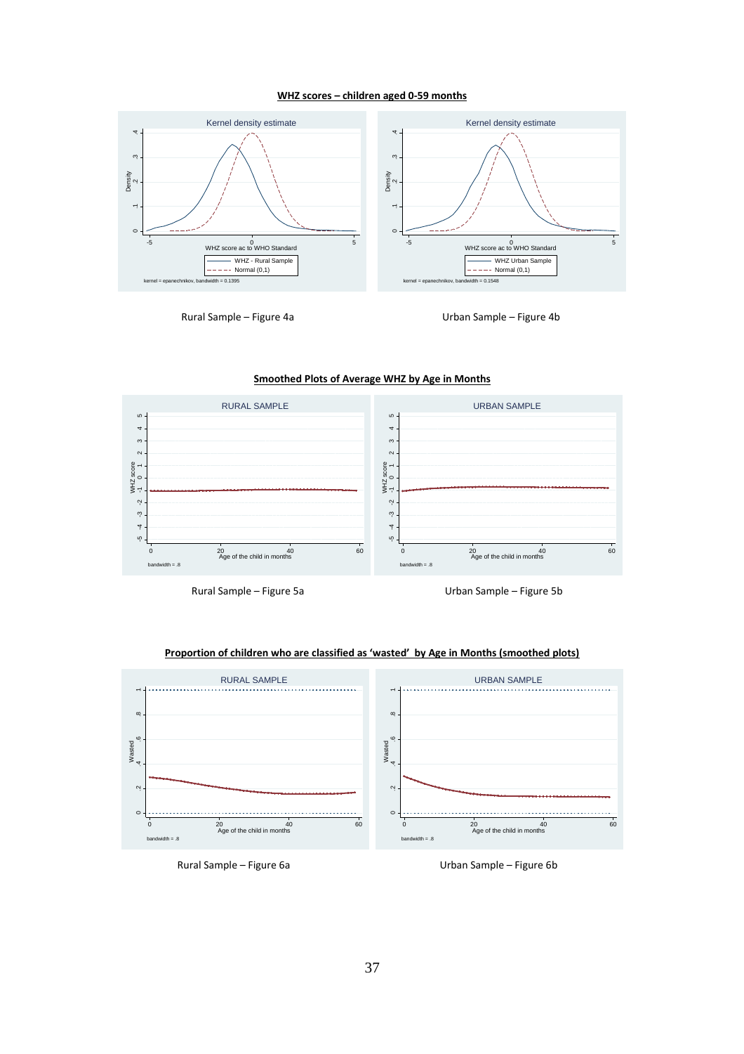**WHZ scores – children aged 0-59 months**

Rural Sample – Figure 4a

Urban Sample – Figure 4b

**Smoothed Plots of Average WHZ by Age in Months**

Rural Sample – Figure 5a

Urban Sample – Figure 5b

**Proportion of children who are classified as 'wasted' by Age in Months (smoothed plots)**

Rural Sample – Figure 6a

Urban Sample – Figure 6b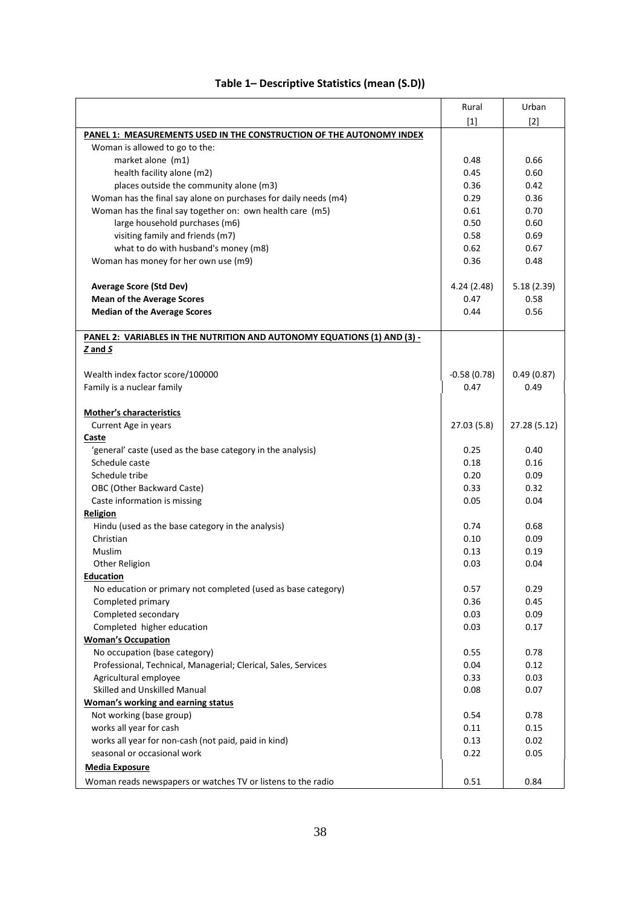# Table 1– Descriptive Statistics (mean (S.D))

| | Rural | Urban |
|---|---|---|
| | [1] | [2] |
| **PANEL 1: MEASUREMENTS USED IN THE CONSTRUCTION OF THE AUTONOMY INDEX** | | |
| Woman is allowed to go to the: | | |
| market alone (m1) | 0.48 | 0.66 |
| health facility alone (m2) | 0.45 | 0.60 |
| places outside the community alone (m3) | 0.36 | 0.42 |
| Woman has the final say alone on purchases for daily needs (m4) | 0.29 | 0.36 |
| Woman has the final say together on: own health care (m5) | 0.61 | 0.70 |
| large household purchases (m6) | 0.50 | 0.60 |
| visiting family and friends (m7) | 0.58 | 0.69 |
| what to do with husband's money (m8) | 0.62 | 0.67 |
| Woman has money for her own use (m9) | 0.36 | 0.48 |
| **Average Score (Std Dev)** | 4.24 (2.48) | 5.18 (2.39) |
| **Mean of the Average Scores** | 0.47 | 0.58 |
| **Median of the Average Scores** | 0.44 | 0.56 |
| **PANEL 2: VARIABLES IN THE NUTRITION AND AUTONOMY EQUATIONS (1) AND (3) - *Z* and *S*** | | |
| Wealth index factor score/100000 | -0.58 (0.78) | 0.49 (0.87) |
| Family is a nuclear family | 0.47 | 0.49 |
| **Mother's characteristics** | | |
| Current Age in years | 27.03 (5.8) | 27.28 (5.12) |
| **Caste** | | |
| 'general' caste (used as the base category in the analysis) | 0.25 | 0.40 |
| Schedule caste | 0.18 | 0.16 |
| Schedule tribe | 0.20 | 0.09 |
| OBC (Other Backward Caste) | 0.33 | 0.32 |
| Caste information is missing | 0.05 | 0.04 |
| **Religion** | | |
| Hindu (used as the base category in the analysis) | 0.74 | 0.68 |
| Christian | 0.10 | 0.09 |
| Muslim | 0.13 | 0.19 |
| Other Religion | 0.03 | 0.04 |
| **Education** | | |
| No education or primary not completed (used as base category) | 0.57 | 0.29 |
| Completed primary | 0.36 | 0.45 |
| Completed secondary | 0.03 | 0.09 |
| Completed higher education | 0.03 | 0.17 |
| **Woman's Occupation** | | |
| No occupation (base category) | 0.55 | 0.78 |
| Professional, Technical, Managerial; Clerical, Sales, Services | 0.04 | 0.12 |
| Agricultural employee | 0.33 | 0.03 |
| Skilled and Unskilled Manual | 0.08 | 0.07 |
| **Woman's working and earning status** | | |
| Not working (base group) | 0.54 | 0.78 |
| works all year for cash | 0.11 | 0.15 |
| works all year for non-cash (not paid, paid in kind) | 0.13 | 0.02 |
| seasonal or occasional work | 0.22 | 0.05 |
| **Media Exposure** | | |
| Woman reads newspapers or watches TV or listens to the radio | 0.51 | 0.84 |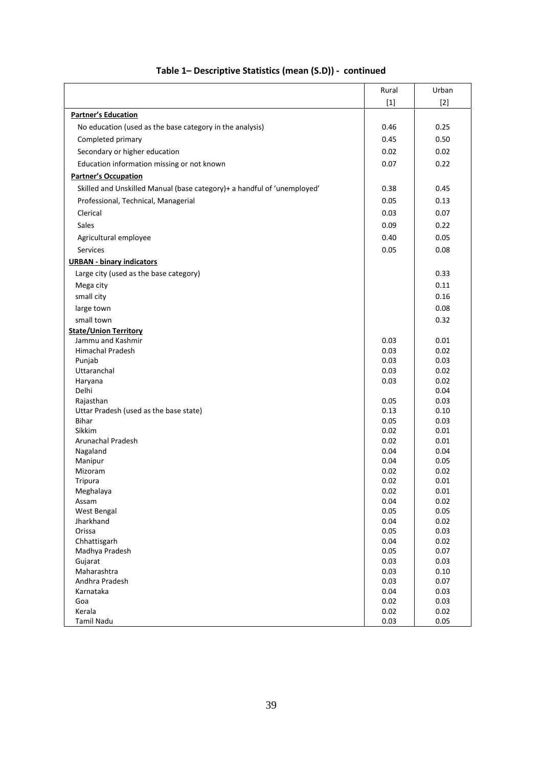# Table 1– Descriptive Statistics (mean (S.D)) - continued

| | Rural | Urban |
|---|---|---|
| | [1] | [2] |
| **Partner's Education** | | |
| No education (used as the base category in the analysis) | 0.46 | 0.25 |
| Completed primary | 0.45 | 0.50 |
| Secondary or higher education | 0.02 | 0.02 |
| Education information missing or not known | 0.07 | 0.22 |
| **Partner's Occupation** | | |
| Skilled and Unskilled Manual (base category)+ a handful of 'unemployed' | 0.38 | 0.45 |
| Professional, Technical, Managerial | 0.05 | 0.13 |
| Clerical | 0.03 | 0.07 |
| Sales | 0.09 | 0.22 |
| Agricultural employee | 0.40 | 0.05 |
| Services | 0.05 | 0.08 |
| **URBAN - binary indicators** | | |
| Large city (used as the base category) | | 0.33 |
| Mega city | | 0.11 |
| small city | | 0.16 |
| large town | | 0.08 |
| small town | | 0.32 |
| **State/Union Territory** | | |
| Jammu and Kashmir | 0.03 | 0.01 |
| Himachal Pradesh | 0.03 | 0.02 |
| Punjab | 0.03 | 0.03 |
| Uttaranchal | 0.03 | 0.02 |
| Haryana | 0.03 | 0.02 |
| Delhi | | 0.04 |
| Rajasthan | 0.05 | 0.03 |
| Uttar Pradesh (used as the base state) | 0.13 | 0.10 |
| Bihar | 0.05 | 0.03 |
| Sikkim | 0.02 | 0.01 |
| Arunachal Pradesh | 0.02 | 0.01 |
| Nagaland | 0.04 | 0.04 |
| Manipur | 0.04 | 0.05 |
| Mizoram | 0.02 | 0.02 |
| Tripura | 0.02 | 0.01 |
| Meghalaya | 0.02 | 0.01 |
| Assam | 0.04 | 0.02 |
| West Bengal | 0.05 | 0.05 |
| Jharkhand | 0.04 | 0.02 |
| Orissa | 0.05 | 0.03 |
| Chhattisgarh | 0.04 | 0.02 |
| Madhya Pradesh | 0.05 | 0.07 |
| Gujarat | 0.03 | 0.03 |
| Maharashtra | 0.03 | 0.10 |
| Andhra Pradesh | 0.03 | 0.07 |
| Karnataka | 0.04 | 0.03 |
| Goa | 0.02 | 0.03 |
| Kerala | 0.02 | 0.02 |
| Tamil Nadu | 0.03 | 0.05 |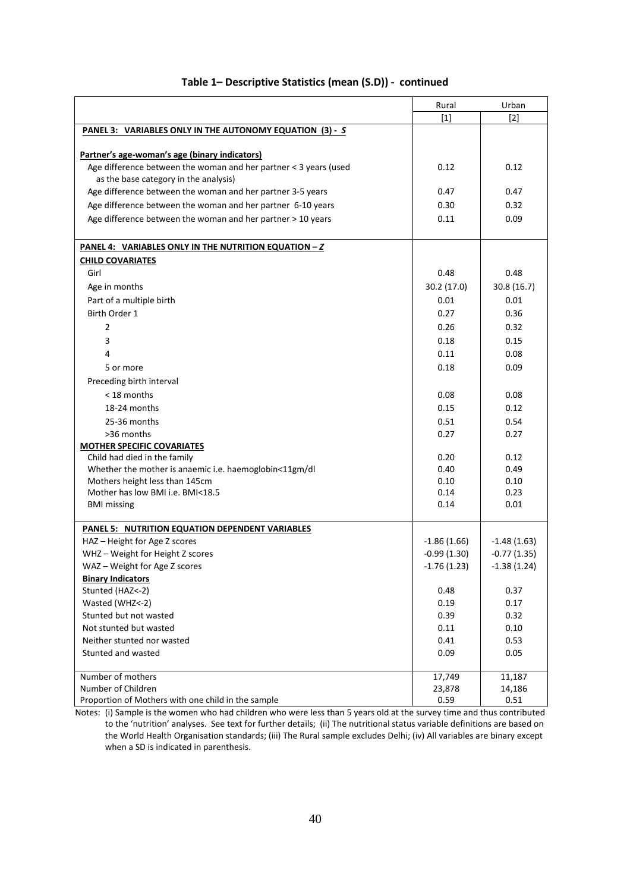**Table 1– Descriptive Statistics (mean (S.D)) - continued**

| | Rural | Urban |
|---|---|---|
| | [1] | [2] |
| **PANEL 3: VARIABLES ONLY IN THE AUTONOMY EQUATION (3) - *S*** | | |
| **Partner's age-woman's age (binary indicators)** | | |
| Age difference between the woman and her partner < 3 years (used as the base category in the analysis) | 0.12 | 0.12 |
| Age difference between the woman and her partner 3-5 years | 0.47 | 0.47 |
| Age difference between the woman and her partner 6-10 years | 0.30 | 0.32 |
| Age difference between the woman and her partner > 10 years | 0.11 | 0.09 |
| **PANEL 4: VARIABLES ONLY IN THE NUTRITION EQUATION – *Z*** | | |
| **CHILD COVARIATES** | | |
| Girl | 0.48 | 0.48 |
| Age in months | 30.2 (17.0) | 30.8 (16.7) |
| Part of a multiple birth | 0.01 | 0.01 |
| Birth Order 1 | 0.27 | 0.36 |
| 2 | 0.26 | 0.32 |
| 3 | 0.18 | 0.15 |
| 4 | 0.11 | 0.08 |
| 5 or more | 0.18 | 0.09 |
| Preceding birth interval | | |
| < 18 months | 0.08 | 0.08 |
| 18-24 months | 0.15 | 0.12 |
| 25-36 months | 0.51 | 0.54 |
| >36 months | 0.27 | 0.27 |
| **MOTHER SPECIFIC COVARIATES** | | |
| Child had died in the family | 0.20 | 0.12 |
| Whether the mother is anaemic i.e. haemoglobin<11gm/dl | 0.40 | 0.49 |
| Mothers height less than 145cm | 0.10 | 0.10 |
| Mother has low BMI i.e. BMI<18.5 | 0.14 | 0.23 |
| BMI missing | 0.14 | 0.01 |
| **PANEL 5: NUTRITION EQUATION DEPENDENT VARIABLES** | | |
| HAZ – Height for Age Z scores | -1.86 (1.66) | -1.48 (1.63) |
| WHZ – Weight for Height Z scores | -0.99 (1.30) | -0.77 (1.35) |
| WAZ – Weight for Age Z scores | -1.76 (1.23) | -1.38 (1.24) |
| **Binary Indicators** | | |
| Stunted (HAZ<-2) | 0.48 | 0.37 |
| Wasted (WHZ<-2) | 0.19 | 0.17 |
| Stunted but not wasted | 0.39 | 0.32 |
| Not stunted but wasted | 0.11 | 0.10 |
| Neither stunted nor wasted | 0.41 | 0.53 |
| Stunted and wasted | 0.09 | 0.05 |
| Number of mothers | 17,749 | 11,187 |
| Number of Children | 23,878 | 14,186 |
| Proportion of Mothers with one child in the sample | 0.59 | 0.51 |

Notes: (i) Sample is the women who had children who were less than 5 years old at the survey time and thus contributed to the 'nutrition' analyses. See text for further details; (ii) The nutritional status variable definitions are based on the World Health Organisation standards; (iii) The Rural sample excludes Delhi; (iv) All variables are binary except when a SD is indicated in parenthesis.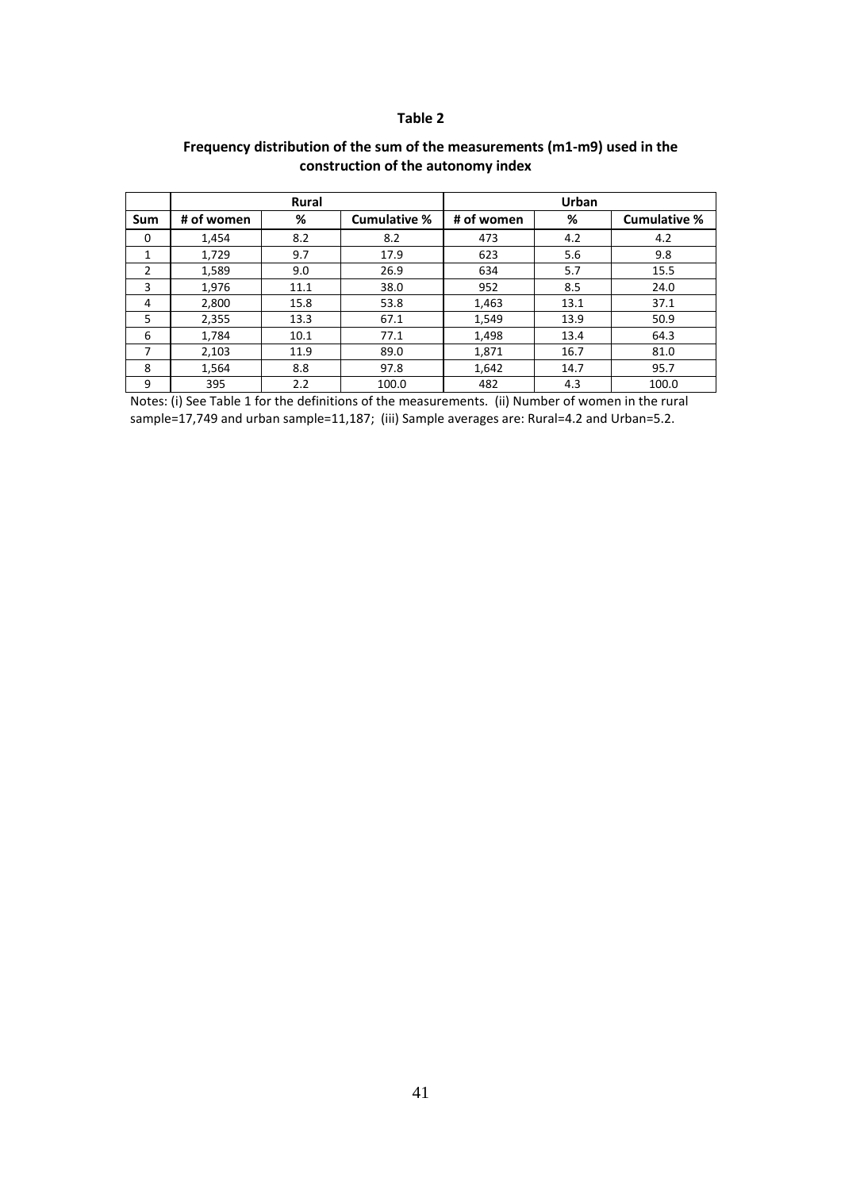**Table 2**

**Frequency distribution of the sum of the measurements (m1-m9) used in the construction of the autonomy index**

| | Rural | | | Urban | | |
|---|---|---|---|---|---|---|
| **Sum** | **# of women** | **%** | **Cumulative %** | **# of women** | **%** | **Cumulative %** |
| 0 | 1,454 | 8.2 | 8.2 | 473 | 4.2 | 4.2 |
| 1 | 1,729 | 9.7 | 17.9 | 623 | 5.6 | 9.8 |
| 2 | 1,589 | 9.0 | 26.9 | 634 | 5.7 | 15.5 |
| 3 | 1,976 | 11.1 | 38.0 | 952 | 8.5 | 24.0 |
| 4 | 2,800 | 15.8 | 53.8 | 1,463 | 13.1 | 37.1 |
| 5 | 2,355 | 13.3 | 67.1 | 1,549 | 13.9 | 50.9 |
| 6 | 1,784 | 10.1 | 77.1 | 1,498 | 13.4 | 64.3 |
| 7 | 2,103 | 11.9 | 89.0 | 1,871 | 16.7 | 81.0 |
| 8 | 1,564 | 8.8 | 97.8 | 1,642 | 14.7 | 95.7 |
| 9 | 395 | 2.2 | 100.0 | 482 | 4.3 | 100.0 |

Notes: (i) See Table 1 for the definitions of the measurements. (ii) Number of women in the rural sample=17,749 and urban sample=11,187; (iii) Sample averages are: Rural=4.2 and Urban=5.2.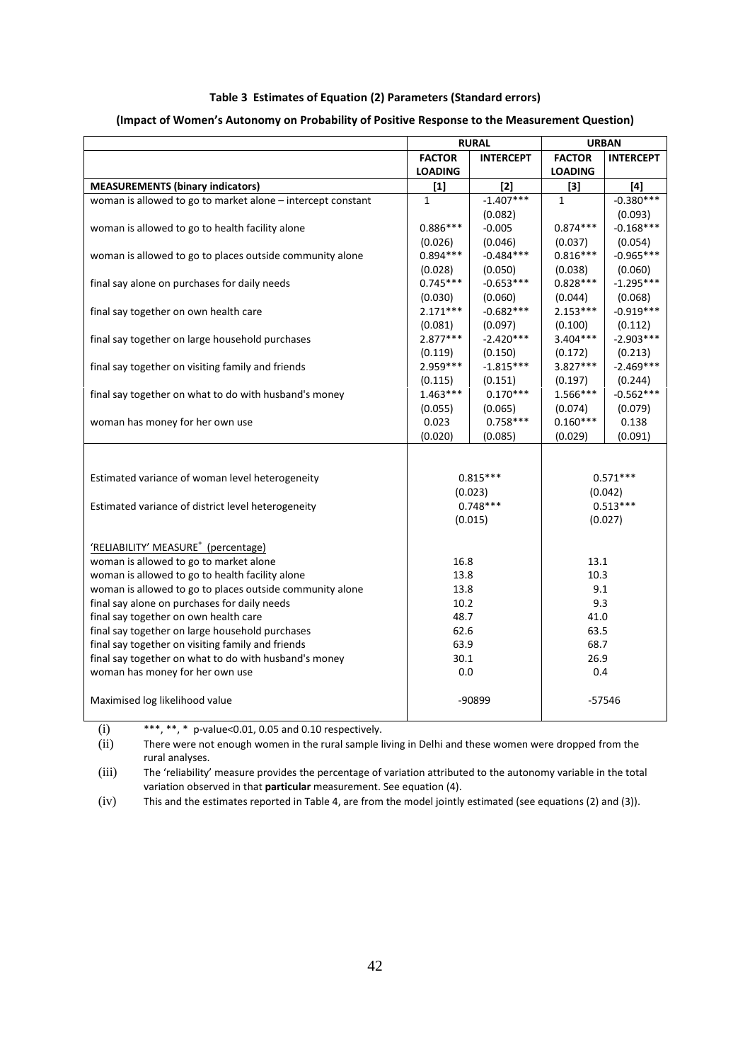**Table 3 Estimates of Equation (2) Parameters (Standard errors)**

**(Impact of Women's Autonomy on Probability of Positive Response to the Measurement Question)**

| | RURAL | | URBAN | |
|---|---|---|---|---|
| | FACTOR LOADING | INTERCEPT | FACTOR LOADING | INTERCEPT |
| **MEASUREMENTS (binary indicators)** | [1] | [2] | [3] | [4] |
| woman is allowed to go to market alone – intercept constant | 1 | -1.407*** | 1 | -0.380*** |
| | | (0.082) | | (0.093) |
| woman is allowed to go to health facility alone | 0.886*** | -0.005 | 0.874*** | -0.168*** |
| | (0.026) | (0.046) | (0.037) | (0.054) |
| woman is allowed to go to places outside community alone | 0.894*** | -0.484*** | 0.816*** | -0.965*** |
| | (0.028) | (0.050) | (0.038) | (0.060) |
| final say alone on purchases for daily needs | 0.745*** | -0.653*** | 0.828*** | -1.295*** |
| | (0.030) | (0.060) | (0.044) | (0.068) |
| final say together on own health care | 2.171*** | -0.682*** | 2.153*** | -0.919*** |
| | (0.081) | (0.097) | (0.100) | (0.112) |
| final say together on large household purchases | 2.877*** | -2.420*** | 3.404*** | -2.903*** |
| | (0.119) | (0.150) | (0.172) | (0.213) |
| final say together on visiting family and friends | 2.959*** | -1.815*** | 3.827*** | -2.469*** |
| | (0.115) | (0.151) | (0.197) | (0.244) |
| final say together on what to do with husband's money | 1.463*** | 0.170*** | 1.566*** | -0.562*** |
| | (0.055) | (0.065) | (0.074) | (0.079) |
| woman has money for her own use | 0.023 | 0.758*** | 0.160*** | 0.138 |
| | (0.020) | (0.085) | (0.029) | (0.091) |
| Estimated variance of woman level heterogeneity | 0.815*** | | 0.571*** | |
| | (0.023) | | (0.042) | |
| Estimated variance of district level heterogeneity | 0.748*** | | 0.513*** | |
| | (0.015) | | (0.027) | |
| 'RELIABILITY' MEASURE[+] (percentage) | | | | |
| woman is allowed to go to market alone | 16.8 | | 13.1 | |
| woman is allowed to go to health facility alone | 13.8 | | 10.3 | |
| woman is allowed to go to places outside community alone | 13.8 | | 9.1 | |
| final say alone on purchases for daily needs | 10.2 | | 9.3 | |
| final say together on own health care | 48.7 | | 41.0 | |
| final say together on large household purchases | 62.6 | | 63.5 | |
| final say together on visiting family and friends | 63.9 | | 68.7 | |
| final say together on what to do with husband's money | 30.1 | | 26.9 | |
| woman has money for her own use | 0.0 | | 0.4 | |
| Maximised log likelihood value | -90899 | | -57546 | |

(i) ***, **, * p-value<0.01, 0.05 and 0.10 respectively.

(ii) There were not enough women in the rural sample living in Delhi and these women were dropped from the rural analyses.

(iii) The 'reliability' measure provides the percentage of variation attributed to the autonomy variable in the total variation observed in that **particular** measurement. See equation (4).

(iv) This and the estimates reported in Table 4, are from the model jointly estimated (see equations (2) and (3)).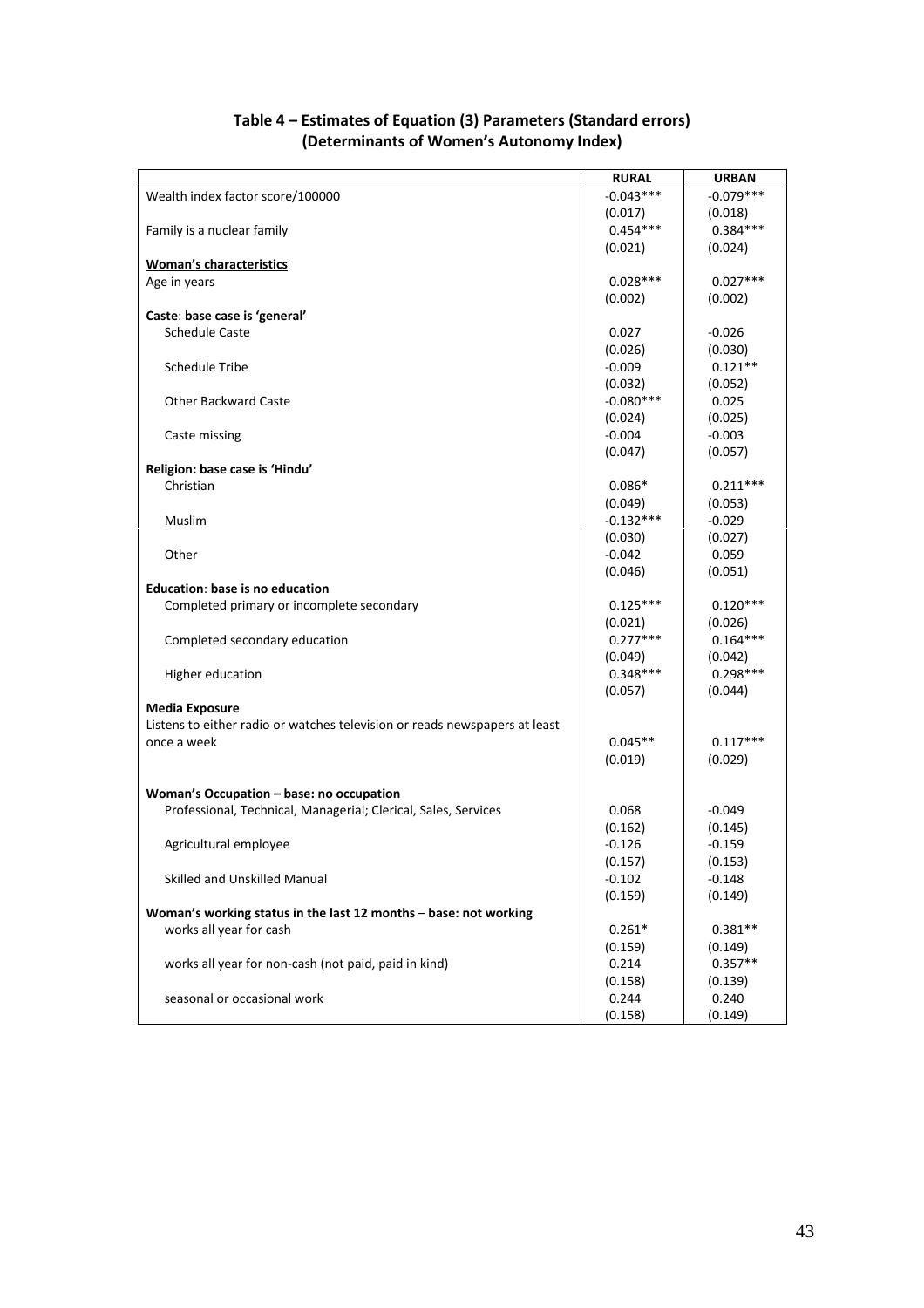**Table 4 – Estimates of Equation (3) Parameters (Standard errors)**
**(Determinants of Women's Autonomy Index)**

| | RURAL | URBAN |
|---|---|---|
| Wealth index factor score/100000 | -0.043*** | -0.079*** |
| | (0.017) | (0.018) |
| Family is a nuclear family | 0.454*** | 0.384*** |
| | (0.021) | (0.024) |
| **Woman's characteristics** | | |
| Age in years | 0.028*** | 0.027*** |
| | (0.002) | (0.002) |
| **Caste: base case is 'general'** | | |
| Schedule Caste | 0.027 | -0.026 |
| | (0.026) | (0.030) |
| Schedule Tribe | -0.009 | 0.121** |
| | (0.032) | (0.052) |
| Other Backward Caste | -0.080*** | 0.025 |
| | (0.024) | (0.025) |
| Caste missing | -0.004 | -0.003 |
| | (0.047) | (0.057) |
| **Religion: base case is 'Hindu'** | | |
| Christian | 0.086* | 0.211*** |
| | (0.049) | (0.053) |
| Muslim | -0.132*** | -0.029 |
| | (0.030) | (0.027) |
| Other | -0.042 | 0.059 |
| | (0.046) | (0.051) |
| **Education: base is no education** | | |
| Completed primary or incomplete secondary | 0.125*** | 0.120*** |
| | (0.021) | (0.026) |
| Completed secondary education | 0.277*** | 0.164*** |
| | (0.049) | (0.042) |
| Higher education | 0.348*** | 0.298*** |
| | (0.057) | (0.044) |
| **Media Exposure** | | |
| Listens to either radio or watches television or reads newspapers at least once a week | 0.045** | 0.117*** |
| | (0.019) | (0.029) |
| **Woman's Occupation – base: no occupation** | | |
| Professional, Technical, Managerial; Clerical, Sales, Services | 0.068 | -0.049 |
| | (0.162) | (0.145) |
| Agricultural employee | -0.126 | -0.159 |
| | (0.157) | (0.153) |
| Skilled and Unskilled Manual | -0.102 | -0.148 |
| | (0.159) | (0.149) |
| **Woman's working status in the last 12 months – base: not working** | | |
| works all year for cash | 0.261* | 0.381** |
| | (0.159) | (0.149) |
| works all year for non-cash (not paid, paid in kind) | 0.214 | 0.357** |
| | (0.158) | (0.139) |
| seasonal or occasional work | 0.244 | 0.240 |
| | (0.158) | (0.149) |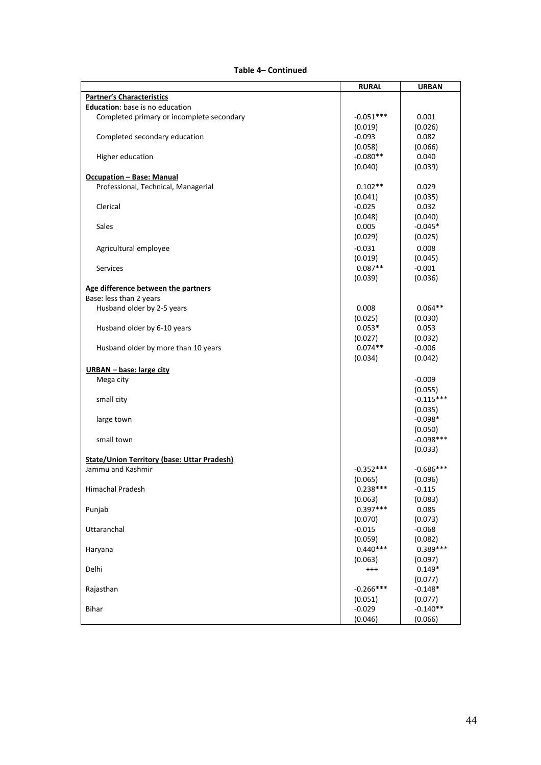**Table 4– Continued**

| | RURAL | URBAN |
|---|---|---|
| **Partner's Characteristics** | | |
| **Education**: base is no education | | |
| Completed primary or incomplete secondary | -0.051*** | 0.001 |
| | (0.019) | (0.026) |
| Completed secondary education | -0.093 | 0.082 |
| | (0.058) | (0.066) |
| Higher education | -0.080** | 0.040 |
| | (0.040) | (0.039) |
| **Occupation – Base: Manual** | | |
| Professional, Technical, Managerial | 0.102** | 0.029 |
| | (0.041) | (0.035) |
| Clerical | -0.025 | 0.032 |
| | (0.048) | (0.040) |
| Sales | 0.005 | -0.045* |
| | (0.029) | (0.025) |
| Agricultural employee | -0.031 | 0.008 |
| | (0.019) | (0.045) |
| Services | 0.087** | -0.001 |
| | (0.039) | (0.036) |
| **Age difference between the partners** | | |
| Base: less than 2 years | | |
| Husband older by 2-5 years | 0.008 | 0.064** |
| | (0.025) | (0.030) |
| Husband older by 6-10 years | 0.053* | 0.053 |
| | (0.027) | (0.032) |
| Husband older by more than 10 years | 0.074** | -0.006 |
| | (0.034) | (0.042) |
| **URBAN – base: large city** | | |
| Mega city | | -0.009 |
| | | (0.055) |
| small city | | -0.115*** |
| | | (0.035) |
| large town | | -0.098* |
| | | (0.050) |
| small town | | -0.098*** |
| | | (0.033) |
| **State/Union Territory (base: Uttar Pradesh)** | | |
| Jammu and Kashmir | -0.352*** | -0.686*** |
| | (0.065) | (0.096) |
| Himachal Pradesh | 0.238*** | -0.115 |
| | (0.063) | (0.083) |
| Punjab | 0.397*** | 0.085 |
| | (0.070) | (0.073) |
| Uttaranchal | -0.015 | -0.068 |
| | (0.059) | (0.082) |
| Haryana | 0.440*** | 0.389*** |
| | (0.063) | (0.097) |
| Delhi | +++ | 0.149* |
| | | (0.077) |
| Rajasthan | -0.266*** | -0.148* |
| | (0.051) | (0.077) |
| Bihar | -0.029 | -0.140** |
| | (0.046) | (0.066) |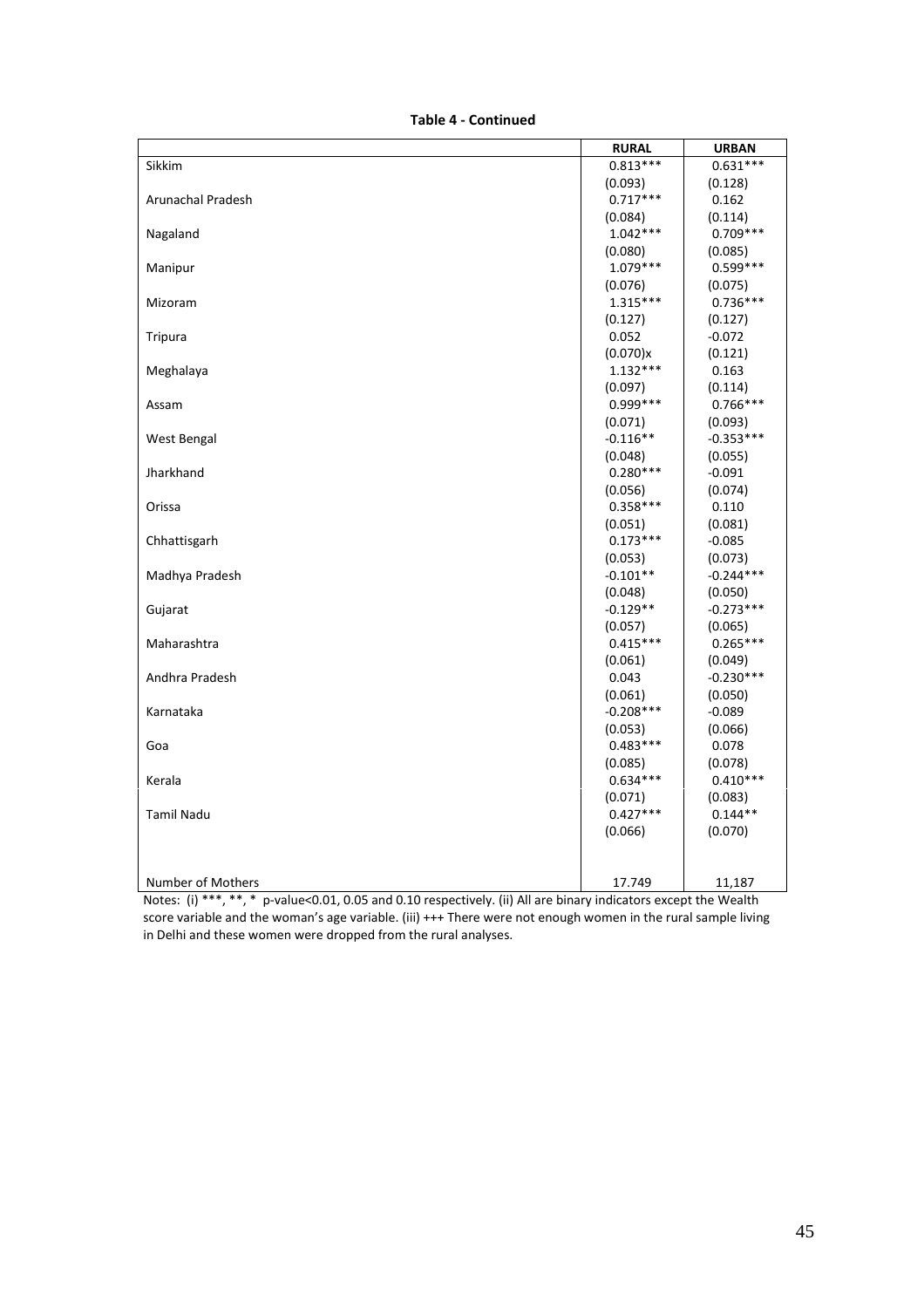**Table 4 - Continued**

| | RURAL | URBAN |
|---|---|---|
| Sikkim | 0.813*** | 0.631*** |
| | (0.093) | (0.128) |
| Arunachal Pradesh | 0.717*** | 0.162 |
| | (0.084) | (0.114) |
| Nagaland | 1.042*** | 0.709*** |
| | (0.080) | (0.085) |
| Manipur | 1.079*** | 0.599*** |
| | (0.076) | (0.075) |
| Mizoram | 1.315*** | 0.736*** |
| | (0.127) | (0.127) |
| Tripura | 0.052 | -0.072 |
| | (0.070)x | (0.121) |
| Meghalaya | 1.132*** | 0.163 |
| | (0.097) | (0.114) |
| Assam | 0.999*** | 0.766*** |
| | (0.071) | (0.093) |
| West Bengal | -0.116** | -0.353*** |
| | (0.048) | (0.055) |
| Jharkhand | 0.280*** | -0.091 |
| | (0.056) | (0.074) |
| Orissa | 0.358*** | 0.110 |
| | (0.051) | (0.081) |
| Chhattisgarh | 0.173*** | -0.085 |
| | (0.053) | (0.073) |
| Madhya Pradesh | -0.101** | -0.244*** |
| | (0.048) | (0.050) |
| Gujarat | -0.129** | -0.273*** |
| | (0.057) | (0.065) |
| Maharashtra | 0.415*** | 0.265*** |
| | (0.061) | (0.049) |
| Andhra Pradesh | 0.043 | -0.230*** |
| | (0.061) | (0.050) |
| Karnataka | -0.208*** | -0.089 |
| | (0.053) | (0.066) |
| Goa | 0.483*** | 0.078 |
| | (0.085) | (0.078) |
| Kerala | 0.634*** | 0.410*** |
| | (0.071) | (0.083) |
| Tamil Nadu | 0.427*** | 0.144** |
| | (0.066) | (0.070) |
| Number of Mothers | 17.749 | 11,187 |

Notes: (i) ***, **, * p-value<0.01, 0.05 and 0.10 respectively. (ii) All are binary indicators except the Wealth score variable and the woman's age variable. (iii) +++ There were not enough women in the rural sample living in Delhi and these women were dropped from the rural analyses.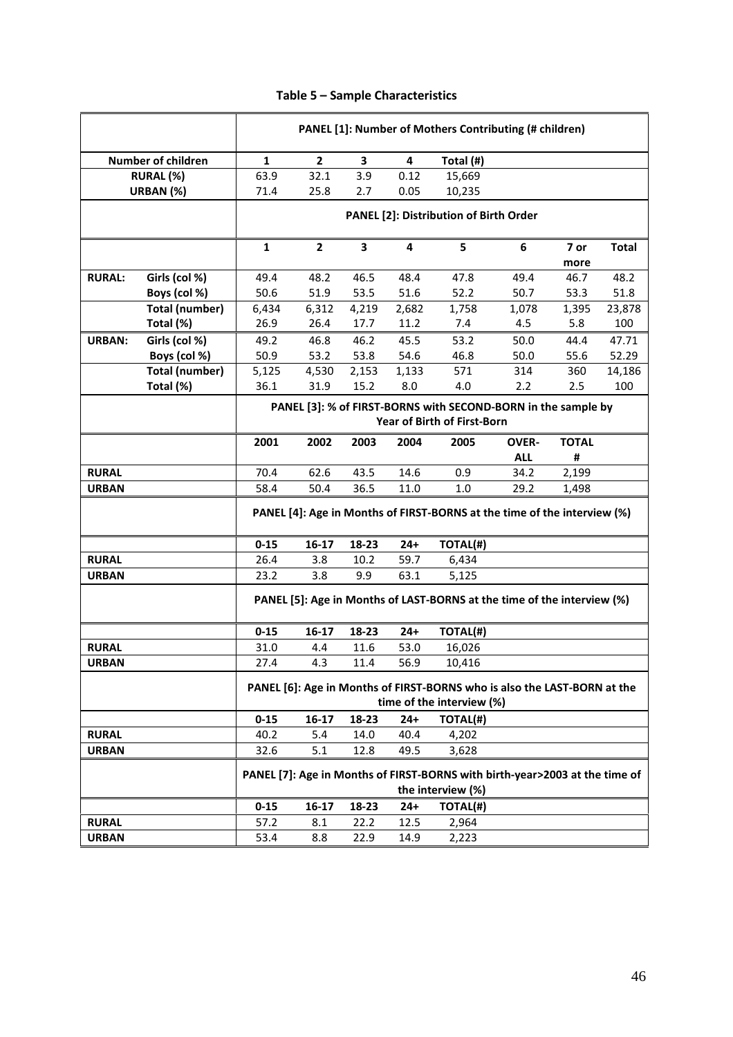**Table 5 – Sample Characteristics**

| | | PANEL [1]: Number of Mothers Contributing (# children) | | | | | | | |
|---|---|---|---|---|---|---|---|---|---|
| Number of children | | 1 | 2 | 3 | 4 | Total (#) | | | |
| RURAL (%) | | 63.9 | 32.1 | 3.9 | 0.12 | 15,669 | | | |
| URBAN (%) | | 71.4 | 25.8 | 2.7 | 0.05 | 10,235 | | | |
| | | PANEL [2]: Distribution of Birth Order | | | | | | | |
| | | 1 | 2 | 3 | 4 | 5 | 6 | 7 or more | Total |
| RURAL: | Girls (col %) | 49.4 | 48.2 | 46.5 | 48.4 | 47.8 | 49.4 | 46.7 | 48.2 |
| | Boys (col %) | 50.6 | 51.9 | 53.5 | 51.6 | 52.2 | 50.7 | 53.3 | 51.8 |
| | Total (number) | 6,434 | 6,312 | 4,219 | 2,682 | 1,758 | 1,078 | 1,395 | 23,878 |
| | Total (%) | 26.9 | 26.4 | 17.7 | 11.2 | 7.4 | 4.5 | 5.8 | 100 |
| URBAN: | Girls (col %) | 49.2 | 46.8 | 46.2 | 45.5 | 53.2 | 50.0 | 44.4 | 47.71 |
| | Boys (col %) | 50.9 | 53.2 | 53.8 | 54.6 | 46.8 | 50.0 | 55.6 | 52.29 |
| | Total (number) | 5,125 | 4,530 | 2,153 | 1,133 | 571 | 314 | 360 | 14,186 |
| | Total (%) | 36.1 | 31.9 | 15.2 | 8.0 | 4.0 | 2.2 | 2.5 | 100 |
| | | PANEL [3]: % of FIRST-BORNS with SECOND-BORN in the sample by Year of Birth of First-Born | | | | | | | |
| | | 2001 | 2002 | 2003 | 2004 | 2005 | OVER-ALL | TOTAL # | |
| RURAL | | 70.4 | 62.6 | 43.5 | 14.6 | 0.9 | 34.2 | 2,199 | |
| URBAN | | 58.4 | 50.4 | 36.5 | 11.0 | 1.0 | 29.2 | 1,498 | |
| | | PANEL [4]: Age in Months of FIRST-BORNS at the time of the interview (%) | | | | | | | |
| | | 0-15 | 16-17 | 18-23 | 24+ | TOTAL(#) | | | |
| RURAL | | 26.4 | 3.8 | 10.2 | 59.7 | 6,434 | | | |
| URBAN | | 23.2 | 3.8 | 9.9 | 63.1 | 5,125 | | | |
| | | PANEL [5]: Age in Months of LAST-BORNS at the time of the interview (%) | | | | | | | |
| | | 0-15 | 16-17 | 18-23 | 24+ | TOTAL(#) | | | |
| RURAL | | 31.0 | 4.4 | 11.6 | 53.0 | 16,026 | | | |
| URBAN | | 27.4 | 4.3 | 11.4 | 56.9 | 10,416 | | | |
| | | PANEL [6]: Age in Months of FIRST-BORNS who is also the LAST-BORN at the time of the interview (%) | | | | | | | |
| | | 0-15 | 16-17 | 18-23 | 24+ | TOTAL(#) | | | |
| RURAL | | 40.2 | 5.4 | 14.0 | 40.4 | 4,202 | | | |
| URBAN | | 32.6 | 5.1 | 12.8 | 49.5 | 3,628 | | | |
| | | PANEL [7]: Age in Months of FIRST-BORNS with birth-year>2003 at the time of the interview (%) | | | | | | | |
| | | 0-15 | 16-17 | 18-23 | 24+ | TOTAL(#) | | | |
| RURAL | | 57.2 | 8.1 | 22.2 | 12.5 | 2,964 | | | |
| URBAN | | 53.4 | 8.8 | 22.9 | 14.9 | 2,223 | | | |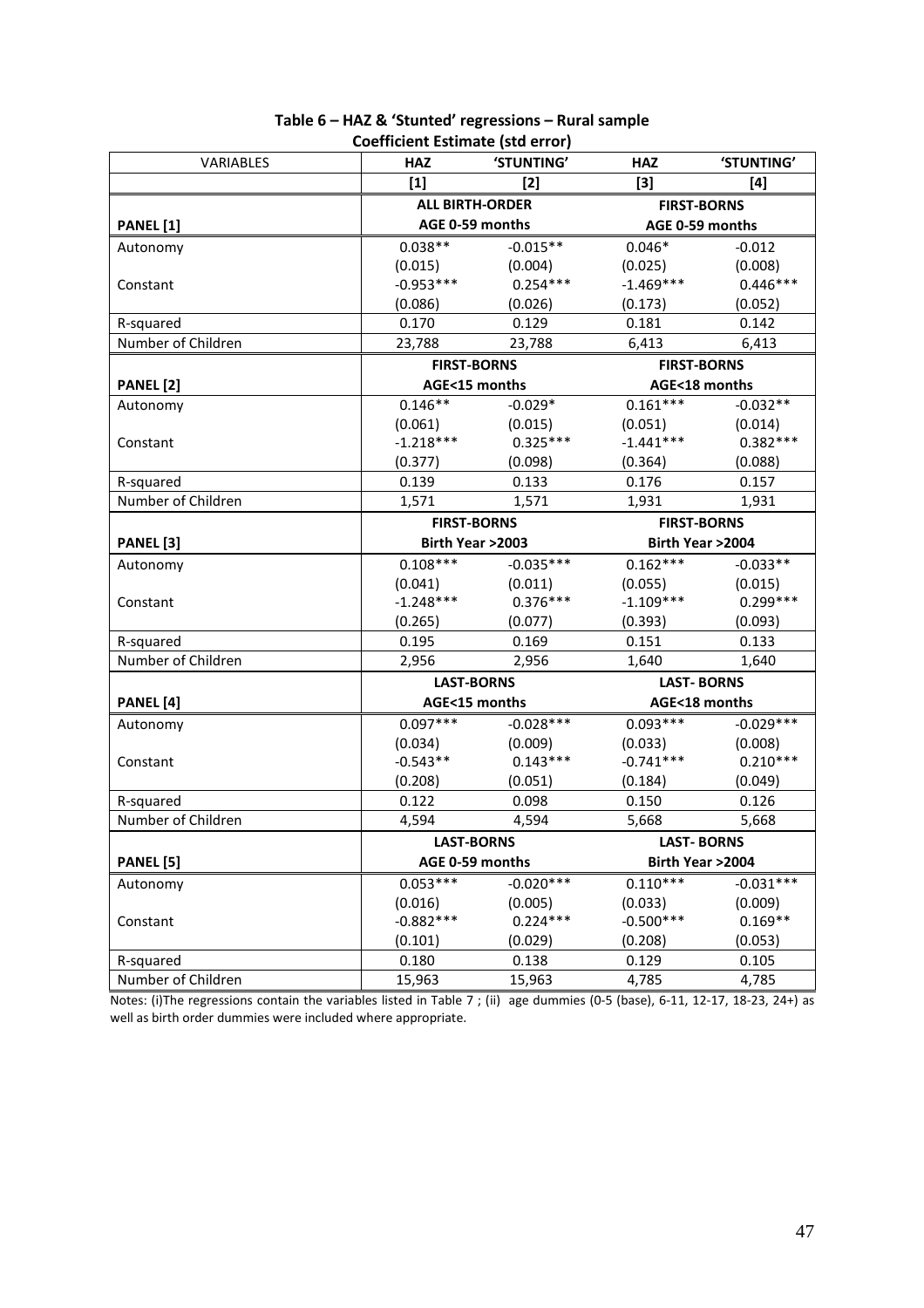**Table 6 – HAZ & 'Stunted' regressions – Rural sample**

**Coefficient Estimate (std error)**

| VARIABLES | HAZ | 'STUNTING' | HAZ | 'STUNTING' |
|---|---|---|---|---|
| | [1] | [2] | [3] | [4] |
| | **ALL BIRTH-ORDER** | | **FIRST-BORNS** | |
| **PANEL [1]** | **AGE 0-59 months** | | **AGE 0-59 months** | |
| Autonomy | 0.038** | -0.015** | 0.046* | -0.012 |
| | (0.015) | (0.004) | (0.025) | (0.008) |
| Constant | -0.953*** | 0.254*** | -1.469*** | 0.446*** |
| | (0.086) | (0.026) | (0.173) | (0.052) |
| R-squared | 0.170 | 0.129 | 0.181 | 0.142 |
| Number of Children | 23,788 | 23,788 | 6,413 | 6,413 |
| | **FIRST-BORNS** | | **FIRST-BORNS** | |
| **PANEL [2]** | **AGE<15 months** | | **AGE<18 months** | |
| Autonomy | 0.146** | -0.029* | 0.161*** | -0.032** |
| | (0.061) | (0.015) | (0.051) | (0.014) |
| Constant | -1.218*** | 0.325*** | -1.441*** | 0.382*** |
| | (0.377) | (0.098) | (0.364) | (0.088) |
| R-squared | 0.139 | 0.133 | 0.176 | 0.157 |
| Number of Children | 1,571 | 1,571 | 1,931 | 1,931 |
| | **FIRST-BORNS** | | **FIRST-BORNS** | |
| **PANEL [3]** | **Birth Year >2003** | | **Birth Year >2004** | |
| Autonomy | 0.108*** | -0.035*** | 0.162*** | -0.033** |
| | (0.041) | (0.011) | (0.055) | (0.015) |
| Constant | -1.248*** | 0.376*** | -1.109*** | 0.299*** |
| | (0.265) | (0.077) | (0.393) | (0.093) |
| R-squared | 0.195 | 0.169 | 0.151 | 0.133 |
| Number of Children | 2,956 | 2,956 | 1,640 | 1,640 |
| | **LAST-BORNS** | | **LAST- BORNS** | |
| **PANEL [4]** | **AGE<15 months** | | **AGE<18 months** | |
| Autonomy | 0.097*** | -0.028*** | 0.093*** | -0.029*** |
| | (0.034) | (0.009) | (0.033) | (0.008) |
| Constant | -0.543** | 0.143*** | -0.741*** | 0.210*** |
| | (0.208) | (0.051) | (0.184) | (0.049) |
| R-squared | 0.122 | 0.098 | 0.150 | 0.126 |
| Number of Children | 4,594 | 4,594 | 5,668 | 5,668 |
| | **LAST-BORNS** | | **LAST- BORNS** | |
| **PANEL [5]** | **AGE 0-59 months** | | **Birth Year >2004** | |
| Autonomy | 0.053*** | -0.020*** | 0.110*** | -0.031*** |
| | (0.016) | (0.005) | (0.033) | (0.009) |
| Constant | -0.882*** | 0.224*** | -0.500*** | 0.169** |
| | (0.101) | (0.029) | (0.208) | (0.053) |
| R-squared | 0.180 | 0.138 | 0.129 | 0.105 |
| Number of Children | 15,963 | 15,963 | 4,785 | 4,785 |

Notes: (i)The regressions contain the variables listed in Table 7 ; (ii) age dummies (0-5 (base), 6-11, 12-17, 18-23, 24+) as well as birth order dummies were included where appropriate.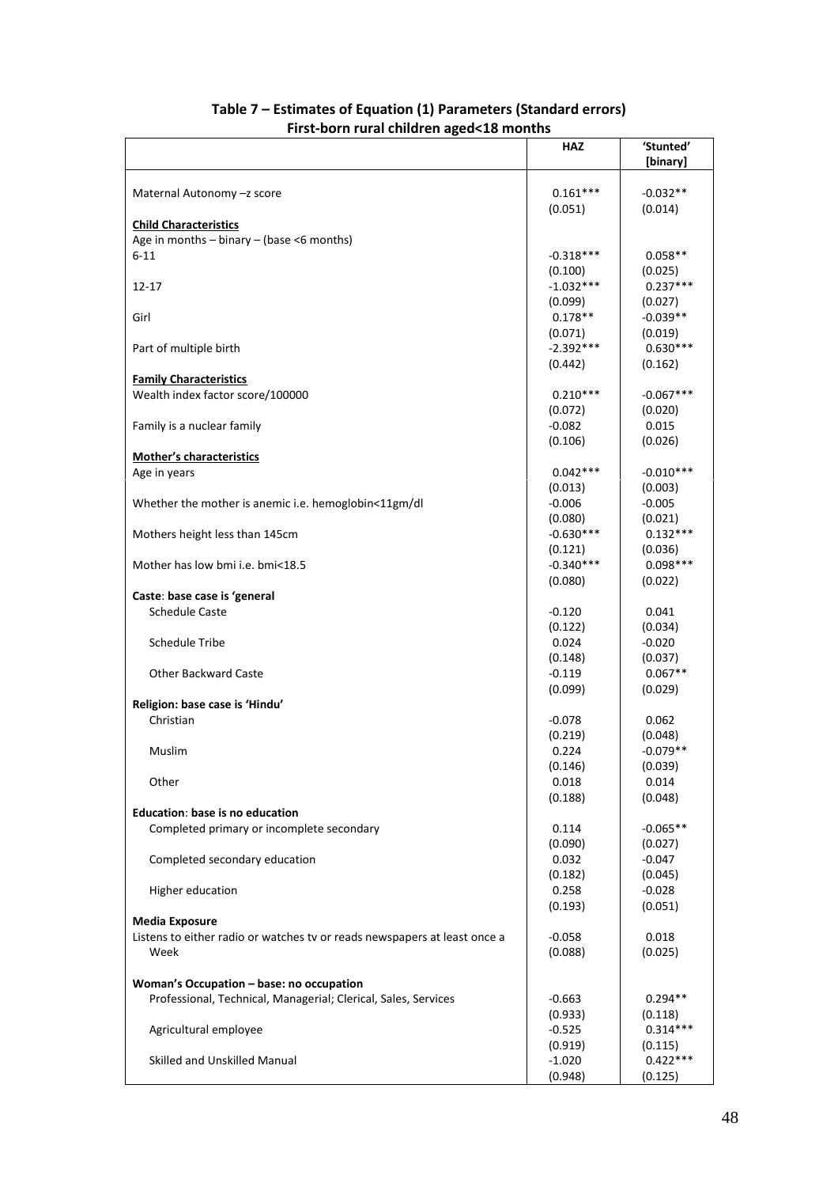**Table 7 – Estimates of Equation (1) Parameters (Standard errors)**
**First-born rural children aged<18 months**

| | HAZ | 'Stunted' [binary] |
|---|---|---|
| Maternal Autonomy –z score | 0.161*** | -0.032** |
| | (0.051) | (0.014) |
| **Child Characteristics** | | |
| Age in months – binary – (base <6 months) | | |
| 6-11 | -0.318*** | 0.058** |
| | (0.100) | (0.025) |
| 12-17 | -1.032*** | 0.237*** |
| | (0.099) | (0.027) |
| Girl | 0.178** | -0.039** |
| | (0.071) | (0.019) |
| Part of multiple birth | -2.392*** | 0.630*** |
| | (0.442) | (0.162) |
| **Family Characteristics** | | |
| Wealth index factor score/100000 | 0.210*** | -0.067*** |
| | (0.072) | (0.020) |
| Family is a nuclear family | -0.082 | 0.015 |
| | (0.106) | (0.026) |
| **Mother's characteristics** | | |
| Age in years | 0.042*** | -0.010*** |
| | (0.013) | (0.003) |
| Whether the mother is anemic i.e. hemoglobin<11gm/dl | -0.006 | -0.005 |
| | (0.080) | (0.021) |
| Mothers height less than 145cm | -0.630*** | 0.132*** |
| | (0.121) | (0.036) |
| Mother has low bmi i.e. bmi<18.5 | -0.340*** | 0.098*** |
| | (0.080) | (0.022) |
| **Caste: base case is 'general** | | |
| Schedule Caste | -0.120 | 0.041 |
| | (0.122) | (0.034) |
| Schedule Tribe | 0.024 | -0.020 |
| | (0.148) | (0.037) |
| Other Backward Caste | -0.119 | 0.067** |
| | (0.099) | (0.029) |
| **Religion: base case is 'Hindu'** | | |
| Christian | -0.078 | 0.062 |
| | (0.219) | (0.048) |
| Muslim | 0.224 | -0.079** |
| | (0.146) | (0.039) |
| Other | 0.018 | 0.014 |
| | (0.188) | (0.048) |
| **Education: base is no education** | | |
| Completed primary or incomplete secondary | 0.114 | -0.065** |
| | (0.090) | (0.027) |
| Completed secondary education | 0.032 | -0.047 |
| | (0.182) | (0.045) |
| Higher education | 0.258 | -0.028 |
| | (0.193) | (0.051) |
| **Media Exposure** | | |
| Listens to either radio or watches tv or reads newspapers at least once a Week | -0.058 | 0.018 |
| | (0.088) | (0.025) |
| **Woman's Occupation – base: no occupation** | | |
| Professional, Technical, Managerial; Clerical, Sales, Services | -0.663 | 0.294** |
| | (0.933) | (0.118) |
| Agricultural employee | -0.525 | 0.314*** |
| | (0.919) | (0.115) |
| Skilled and Unskilled Manual | -1.020 | 0.422*** |
| | (0.948) | (0.125) |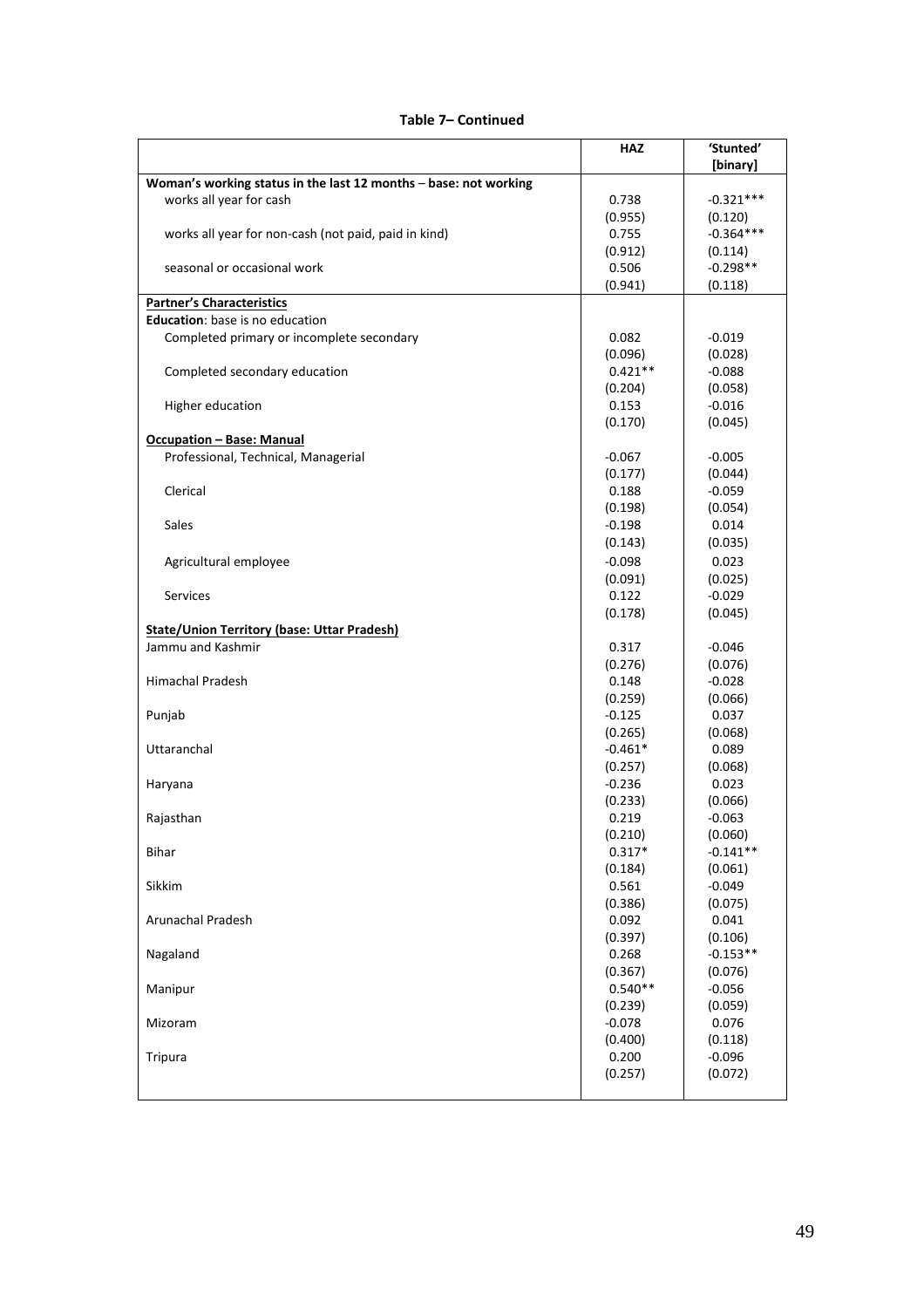**Table 7– Continued**

| | HAZ | 'Stunted' [binary] |
|---|---|---|
| **Woman's working status in the last 12 months – base: not working** | | |
| works all year for cash | 0.738 | -0.321*** |
| | (0.955) | (0.120) |
| works all year for non-cash (not paid, paid in kind) | 0.755 | -0.364*** |
| | (0.912) | (0.114) |
| seasonal or occasional work | 0.506 | -0.298** |
| | (0.941) | (0.118) |
| **Partner's Characteristics** | | |
| **Education**: base is no education | | |
| Completed primary or incomplete secondary | 0.082 | -0.019 |
| | (0.096) | (0.028) |
| Completed secondary education | 0.421** | -0.088 |
| | (0.204) | (0.058) |
| Higher education | 0.153 | -0.016 |
| | (0.170) | (0.045) |
| **Occupation – Base: Manual** | | |
| Professional, Technical, Managerial | -0.067 | -0.005 |
| | (0.177) | (0.044) |
| Clerical | 0.188 | -0.059 |
| | (0.198) | (0.054) |
| Sales | -0.198 | 0.014 |
| | (0.143) | (0.035) |
| Agricultural employee | -0.098 | 0.023 |
| | (0.091) | (0.025) |
| Services | 0.122 | -0.029 |
| | (0.178) | (0.045) |
| **State/Union Territory (base: Uttar Pradesh)** | | |
| Jammu and Kashmir | 0.317 | -0.046 |
| | (0.276) | (0.076) |
| Himachal Pradesh | 0.148 | -0.028 |
| | (0.259) | (0.066) |
| Punjab | -0.125 | 0.037 |
| | (0.265) | (0.068) |
| Uttaranchal | -0.461* | 0.089 |
| | (0.257) | (0.068) |
| Haryana | -0.236 | 0.023 |
| | (0.233) | (0.066) |
| Rajasthan | 0.219 | -0.063 |
| | (0.210) | (0.060) |
| Bihar | 0.317* | -0.141** |
| | (0.184) | (0.061) |
| Sikkim | 0.561 | -0.049 |
| | (0.386) | (0.075) |
| Arunachal Pradesh | 0.092 | 0.041 |
| | (0.397) | (0.106) |
| Nagaland | 0.268 | -0.153** |
| | (0.367) | (0.076) |
| Manipur | 0.540** | -0.056 |
| | (0.239) | (0.059) |
| Mizoram | -0.078 | 0.076 |
| | (0.400) | (0.118) |
| Tripura | 0.200 | -0.096 |
| | (0.257) | (0.072) |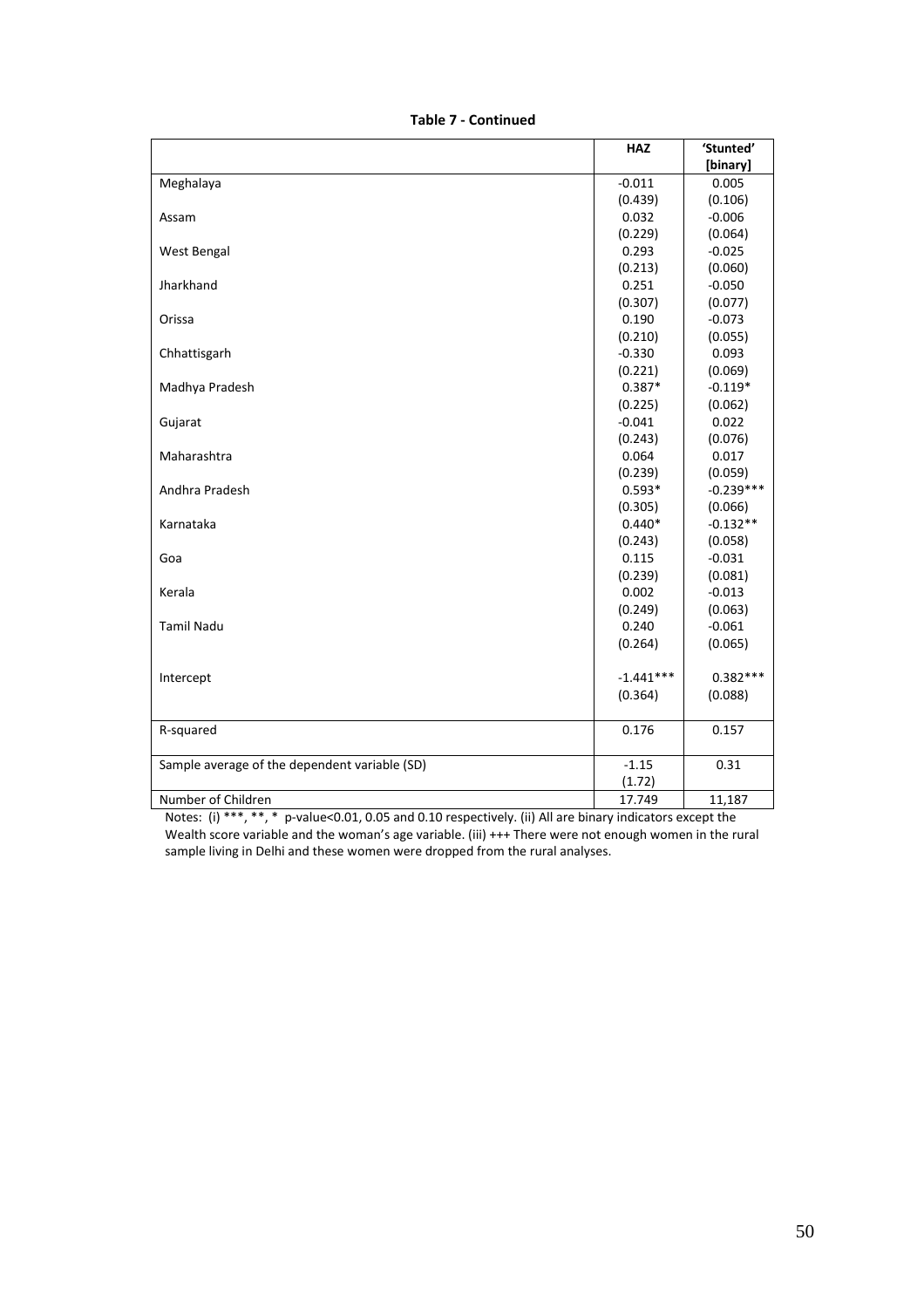**Table 7 - Continued**

| | HAZ | 'Stunted' [binary] |
|---|---|---|
| Meghalaya | -0.011 | 0.005 |
| | (0.439) | (0.106) |
| Assam | 0.032 | -0.006 |
| | (0.229) | (0.064) |
| West Bengal | 0.293 | -0.025 |
| | (0.213) | (0.060) |
| Jharkhand | 0.251 | -0.050 |
| | (0.307) | (0.077) |
| Orissa | 0.190 | -0.073 |
| | (0.210) | (0.055) |
| Chhattisgarh | -0.330 | 0.093 |
| | (0.221) | (0.069) |
| Madhya Pradesh | 0.387* | -0.119* |
| | (0.225) | (0.062) |
| Gujarat | -0.041 | 0.022 |
| | (0.243) | (0.076) |
| Maharashtra | 0.064 | 0.017 |
| | (0.239) | (0.059) |
| Andhra Pradesh | 0.593* | -0.239*** |
| | (0.305) | (0.066) |
| Karnataka | 0.440* | -0.132** |
| | (0.243) | (0.058) |
| Goa | 0.115 | -0.031 |
| | (0.239) | (0.081) |
| Kerala | 0.002 | -0.013 |
| | (0.249) | (0.063) |
| Tamil Nadu | 0.240 | -0.061 |
| | (0.264) | (0.065) |
| Intercept | -1.441*** | 0.382*** |
| | (0.364) | (0.088) |
| R-squared | 0.176 | 0.157 |
| Sample average of the dependent variable (SD) | -1.15 | 0.31 |
| | (1.72) | |
| Number of Children | 17.749 | 11,187 |

Notes: (i) ***, **, * p-value<0.01, 0.05 and 0.10 respectively. (ii) All are binary indicators except the Wealth score variable and the woman's age variable. (iii) +++ There were not enough women in the rural sample living in Delhi and these women were dropped from the rural analyses.